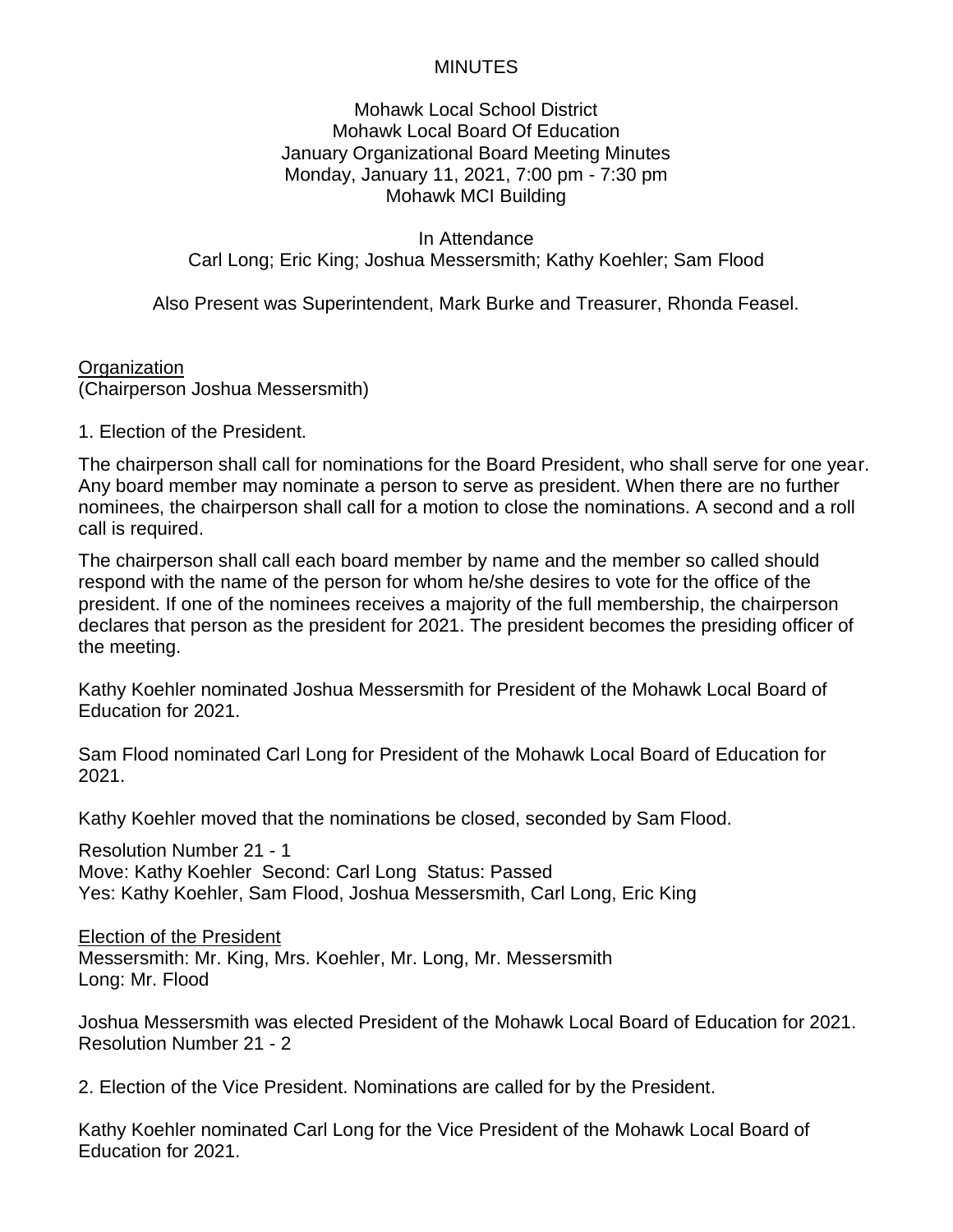# MINUTES

Mohawk Local School District
Mohawk Local Board Of Education
January Organizational Board Meeting Minutes
Monday, January 11, 2021, 7:00 pm - 7:30 pm
Mohawk MCI Building

In Attendance
Carl Long; Eric King; Joshua Messersmith; Kathy Koehler; Sam Flood

Also Present was Superintendent, Mark Burke and Treasurer, Rhonda Feasel.

## Organization

(Chairperson Joshua Messersmith)

1. Election of the President.

The chairperson shall call for nominations for the Board President, who shall serve for one year. Any board member may nominate a person to serve as president. When there are no further nominees, the chairperson shall call for a motion to close the nominations. A second and a roll call is required.

The chairperson shall call each board member by name and the member so called should respond with the name of the person for whom he/she desires to vote for the office of the president. If one of the nominees receives a majority of the full membership, the chairperson declares that person as the president for 2021. The president becomes the presiding officer of the meeting.

Kathy Koehler nominated Joshua Messersmith for President of the Mohawk Local Board of Education for 2021.

Sam Flood nominated Carl Long for President of the Mohawk Local Board of Education for 2021.

Kathy Koehler moved that the nominations be closed, seconded by Sam Flood.

Resolution Number 21 - 1
Move: Kathy Koehler Second: Carl Long Status: Passed
Yes: Kathy Koehler, Sam Flood, Joshua Messersmith, Carl Long, Eric King

## Election of the President

Messersmith: Mr. King, Mrs. Koehler, Mr. Long, Mr. Messersmith
Long: Mr. Flood

Joshua Messersmith was elected President of the Mohawk Local Board of Education for 2021.
Resolution Number 21 - 2

2. Election of the Vice President. Nominations are called for by the President.

Kathy Koehler nominated Carl Long for the Vice President of the Mohawk Local Board of Education for 2021.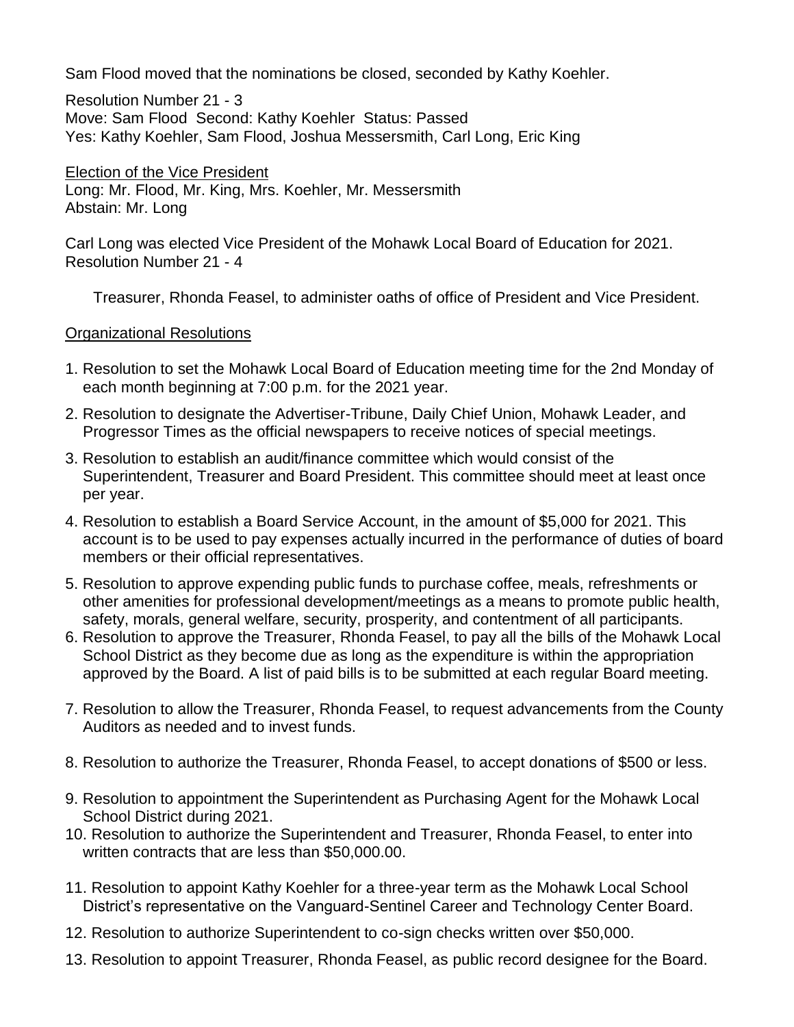Sam Flood moved that the nominations be closed, seconded by Kathy Koehler.

Resolution Number 21 - 3
Move: Sam Flood Second: Kathy Koehler Status: Passed
Yes: Kathy Koehler, Sam Flood, Joshua Messersmith, Carl Long, Eric King

Election of the Vice President
Long: Mr. Flood, Mr. King, Mrs. Koehler, Mr. Messersmith
Abstain: Mr. Long

Carl Long was elected Vice President of the Mohawk Local Board of Education for 2021.
Resolution Number 21 - 4

Treasurer, Rhonda Feasel, to administer oaths of office of President and Vice President.

## Organizational Resolutions

1. Resolution to set the Mohawk Local Board of Education meeting time for the 2nd Monday of each month beginning at 7:00 p.m. for the 2021 year.
2. Resolution to designate the Advertiser-Tribune, Daily Chief Union, Mohawk Leader, and Progressor Times as the official newspapers to receive notices of special meetings.
3. Resolution to establish an audit/finance committee which would consist of the Superintendent, Treasurer and Board President. This committee should meet at least once per year.
4. Resolution to establish a Board Service Account, in the amount of $5,000 for 2021. This account is to be used to pay expenses actually incurred in the performance of duties of board members or their official representatives.
5. Resolution to approve expending public funds to purchase coffee, meals, refreshments or other amenities for professional development/meetings as a means to promote public health, safety, morals, general welfare, security, prosperity, and contentment of all participants.
6. Resolution to approve the Treasurer, Rhonda Feasel, to pay all the bills of the Mohawk Local School District as they become due as long as the expenditure is within the appropriation approved by the Board. A list of paid bills is to be submitted at each regular Board meeting.
7. Resolution to allow the Treasurer, Rhonda Feasel, to request advancements from the County Auditors as needed and to invest funds.
8. Resolution to authorize the Treasurer, Rhonda Feasel, to accept donations of $500 or less.
9. Resolution to appointment the Superintendent as Purchasing Agent for the Mohawk Local School District during 2021.
10. Resolution to authorize the Superintendent and Treasurer, Rhonda Feasel, to enter into written contracts that are less than $50,000.00.
11. Resolution to appoint Kathy Koehler for a three-year term as the Mohawk Local School District's representative on the Vanguard-Sentinel Career and Technology Center Board.
12. Resolution to authorize Superintendent to co-sign checks written over $50,000.
13. Resolution to appoint Treasurer, Rhonda Feasel, as public record designee for the Board.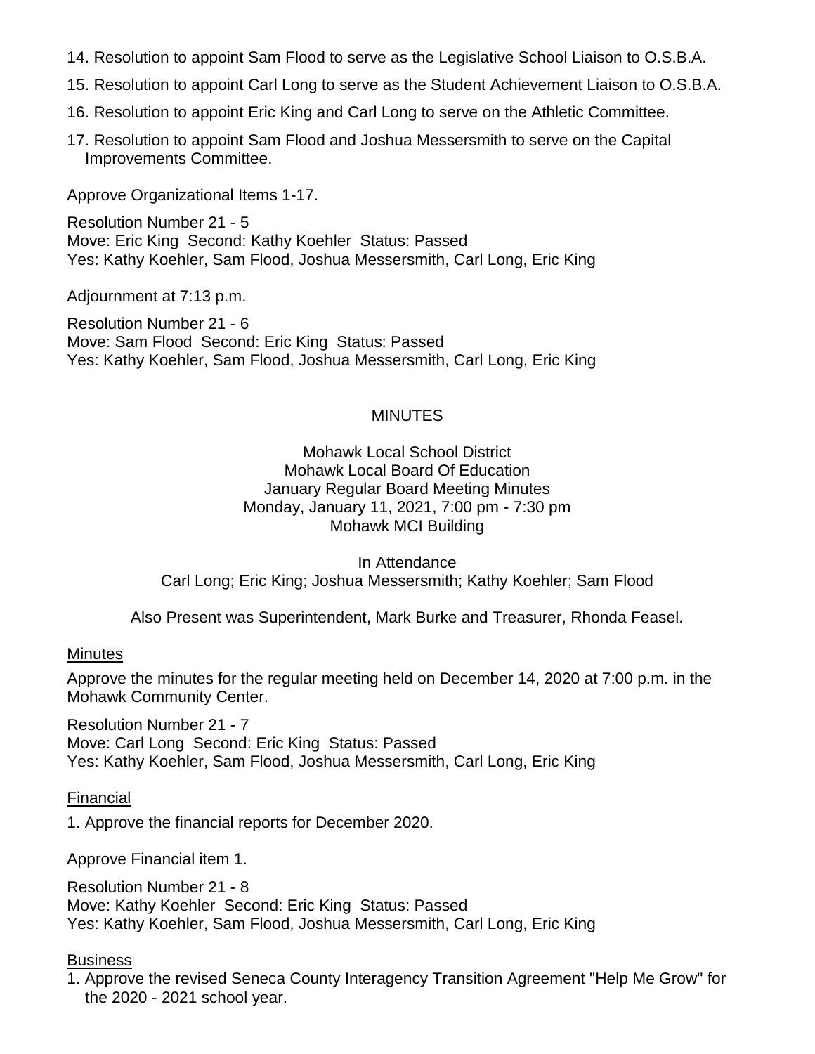14. Resolution to appoint Sam Flood to serve as the Legislative School Liaison to O.S.B.A.
15. Resolution to appoint Carl Long to serve as the Student Achievement Liaison to O.S.B.A.
16. Resolution to appoint Eric King and Carl Long to serve on the Athletic Committee.
17. Resolution to appoint Sam Flood and Joshua Messersmith to serve on the Capital Improvements Committee.

Approve Organizational Items 1-17.

Resolution Number 21 - 5
Move: Eric King Second: Kathy Koehler Status: Passed
Yes: Kathy Koehler, Sam Flood, Joshua Messersmith, Carl Long, Eric King

Adjournment at 7:13 p.m.

Resolution Number 21 - 6
Move: Sam Flood Second: Eric King Status: Passed
Yes: Kathy Koehler, Sam Flood, Joshua Messersmith, Carl Long, Eric King

# MINUTES

Mohawk Local School District
Mohawk Local Board Of Education
January Regular Board Meeting Minutes
Monday, January 11, 2021, 7:00 pm - 7:30 pm
Mohawk MCI Building

In Attendance
Carl Long; Eric King; Joshua Messersmith; Kathy Koehler; Sam Flood

Also Present was Superintendent, Mark Burke and Treasurer, Rhonda Feasel.

## Minutes

Approve the minutes for the regular meeting held on December 14, 2020 at 7:00 p.m. in the Mohawk Community Center.

Resolution Number 21 - 7
Move: Carl Long Second: Eric King Status: Passed
Yes: Kathy Koehler, Sam Flood, Joshua Messersmith, Carl Long, Eric King

## Financial

1. Approve the financial reports for December 2020.

Approve Financial item 1.

Resolution Number 21 - 8
Move: Kathy Koehler Second: Eric King Status: Passed
Yes: Kathy Koehler, Sam Flood, Joshua Messersmith, Carl Long, Eric King

## Business

1. Approve the revised Seneca County Interagency Transition Agreement "Help Me Grow" for the 2020 - 2021 school year.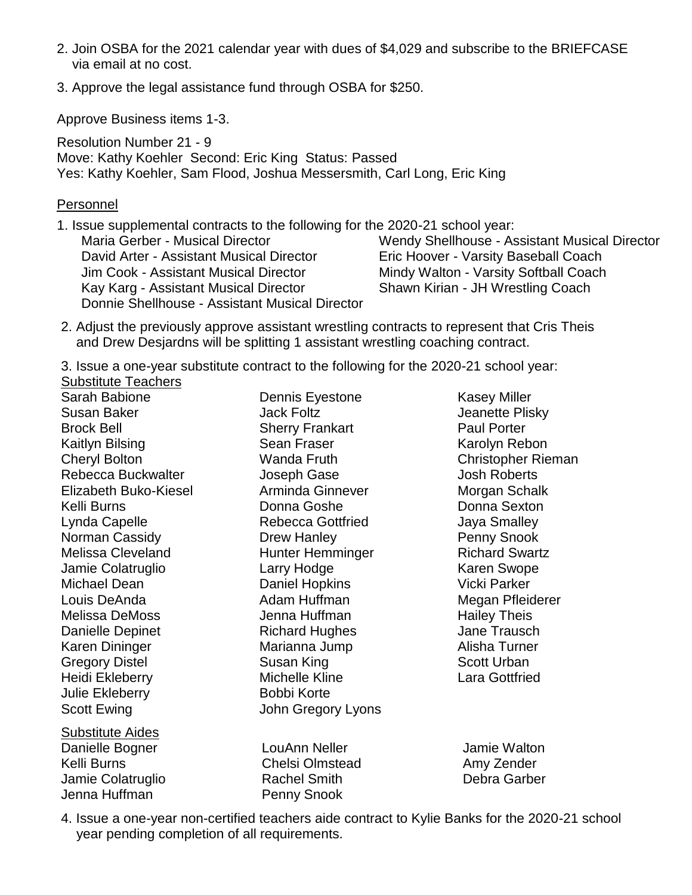2. Join OSBA for the 2021 calendar year with dues of $4,029 and subscribe to the BRIEFCASE via email at no cost.

3. Approve the legal assistance fund through OSBA for $250.

Approve Business items 1-3.

Resolution Number 21 - 9
Move: Kathy Koehler Second: Eric King Status: Passed
Yes: Kathy Koehler, Sam Flood, Joshua Messersmith, Carl Long, Eric King

Personnel

1. Issue supplemental contracts to the following for the 2020-21 school year:

| | |
|---|---|
| Maria Gerber - Musical Director | Wendy Shellhouse - Assistant Musical Director |
| David Arter - Assistant Musical Director | Eric Hoover - Varsity Baseball Coach |
| Jim Cook - Assistant Musical Director | Mindy Walton - Varsity Softball Coach |
| Kay Karg - Assistant Musical Director | Shawn Kirian - JH Wrestling Coach |
| Donnie Shellhouse - Assistant Musical Director | |

2. Adjust the previously approve assistant wrestling contracts to represent that Cris Theis and Drew Desjardns will be splitting 1 assistant wrestling coaching contract.

3. Issue a one-year substitute contract to the following for the 2020-21 school year:

Substitute Teachers

| | | |
|---|---|---|
| Sarah Babione | Dennis Eyestone | Kasey Miller |
| Susan Baker | Jack Foltz | Jeanette Plisky |
| Brock Bell | Sherry Frankart | Paul Porter |
| Kaitlyn Bilsing | Sean Fraser | Karolyn Rebon |
| Cheryl Bolton | Wanda Fruth | Christopher Rieman |
| Rebecca Buckwalter | Joseph Gase | Josh Roberts |
| Elizabeth Buko-Kiesel | Arminda Ginnever | Morgan Schalk |
| Kelli Burns | Donna Goshe | Donna Sexton |
| Lynda Capelle | Rebecca Gottfried | Jaya Smalley |
| Norman Cassidy | Drew Hanley | Penny Snook |
| Melissa Cleveland | Hunter Hemminger | Richard Swartz |
| Jamie Colatruglio | Larry Hodge | Karen Swope |
| Michael Dean | Daniel Hopkins | Vicki Parker |
| Louis DeAnda | Adam Huffman | Megan Pfleiderer |
| Melissa DeMoss | Jenna Huffman | Hailey Theis |
| Danielle Depinet | Richard Hughes | Jane Trausch |
| Karen Dininger | Marianna Jump | Alisha Turner |
| Gregory Distel | Susan King | Scott Urban |
| Heidi Ekleberry | Michelle Kline | Lara Gottfried |
| Julie Ekleberry | Bobbi Korte | |
| Scott Ewing | John Gregory Lyons | |

Substitute Aides

| | | |
|---|---|---|
| Danielle Bogner | LouAnn Neller | Jamie Walton |
| Kelli Burns | Chelsi Olmstead | Amy Zender |
| Jamie Colatruglio | Rachel Smith | Debra Garber |
| Jenna Huffman | Penny Snook | |

4. Issue a one-year non-certified teachers aide contract to Kylie Banks for the 2020-21 school year pending completion of all requirements.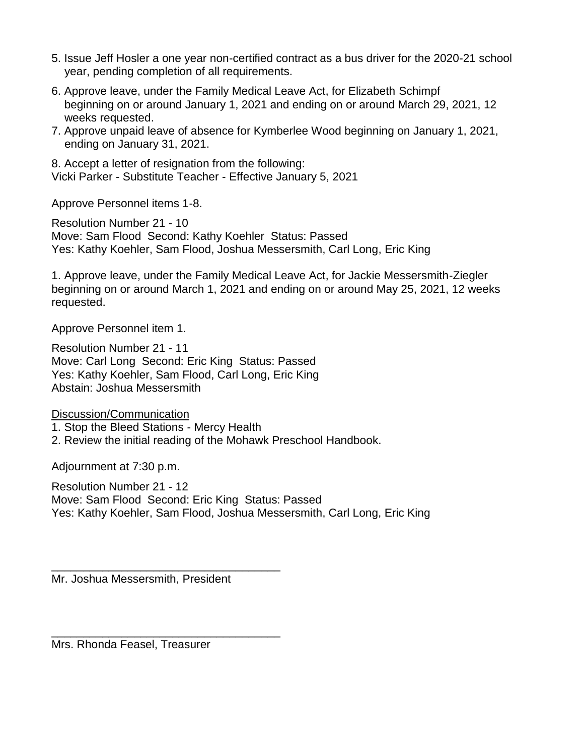5. Issue Jeff Hosler a one year non-certified contract as a bus driver for the 2020-21 school year, pending completion of all requirements.
6. Approve leave, under the Family Medical Leave Act, for Elizabeth Schimpf beginning on or around January 1, 2021 and ending on or around March 29, 2021, 12 weeks requested.
7. Approve unpaid leave of absence for Kymberlee Wood beginning on January 1, 2021, ending on January 31, 2021.

8. Accept a letter of resignation from the following:
Vicki Parker - Substitute Teacher - Effective January 5, 2021

Approve Personnel items 1-8.

Resolution Number 21 - 10
Move: Sam Flood Second: Kathy Koehler Status: Passed
Yes: Kathy Koehler, Sam Flood, Joshua Messersmith, Carl Long, Eric King

1. Approve leave, under the Family Medical Leave Act, for Jackie Messersmith-Ziegler beginning on or around March 1, 2021 and ending on or around May 25, 2021, 12 weeks requested.

Approve Personnel item 1.

Resolution Number 21 - 11
Move: Carl Long Second: Eric King Status: Passed
Yes: Kathy Koehler, Sam Flood, Carl Long, Eric King
Abstain: Joshua Messersmith

Discussion/Communication
1. Stop the Bleed Stations - Mercy Health
2. Review the initial reading of the Mohawk Preschool Handbook.

Adjournment at 7:30 p.m.

Resolution Number 21 - 12
Move: Sam Flood Second: Eric King Status: Passed
Yes: Kathy Koehler, Sam Flood, Joshua Messersmith, Carl Long, Eric King

____________________________________
Mr. Joshua Messersmith, President

____________________________________
Mrs. Rhonda Feasel, Treasurer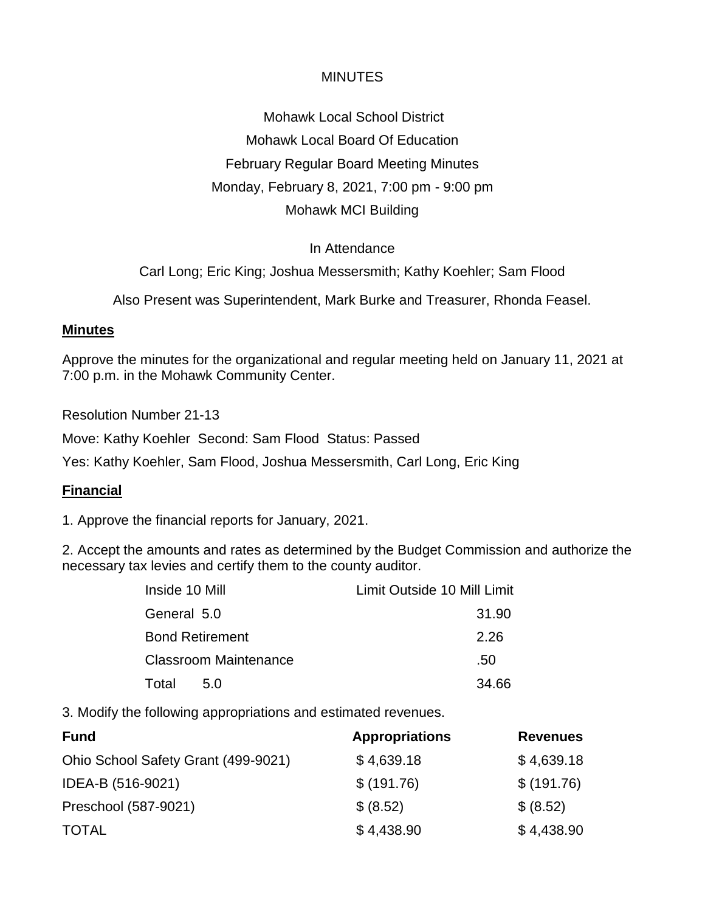MINUTES

Mohawk Local School District

Mohawk Local Board Of Education

February Regular Board Meeting Minutes

Monday, February 8, 2021, 7:00 pm - 9:00 pm

Mohawk MCI Building

In Attendance

Carl Long; Eric King; Joshua Messersmith; Kathy Koehler; Sam Flood

Also Present was Superintendent, Mark Burke and Treasurer, Rhonda Feasel.

## Minutes

Approve the minutes for the organizational and regular meeting held on January 11, 2021 at 7:00 p.m. in the Mohawk Community Center.

Resolution Number 21-13

Move: Kathy Koehler Second: Sam Flood Status: Passed

Yes: Kathy Koehler, Sam Flood, Joshua Messersmith, Carl Long, Eric King

## Financial

1. Approve the financial reports for January, 2021.

2. Accept the amounts and rates as determined by the Budget Commission and authorize the necessary tax levies and certify them to the county auditor.

| Inside 10 Mill | Limit Outside 10 Mill Limit |
|---|---|
| General 5.0 | 31.90 |
| Bond Retirement | 2.26 |
| Classroom Maintenance | .50 |
| Total 5.0 | 34.66 |

3. Modify the following appropriations and estimated revenues.

| Fund | Appropriations | Revenues |
|---|---|---|
| Ohio School Safety Grant (499-9021) | $ 4,639.18 | $ 4,639.18 |
| IDEA-B (516-9021) | $ (191.76) | $ (191.76) |
| Preschool (587-9021) | $ (8.52) | $ (8.52) |
| TOTAL | $ 4,438.90 | $ 4,438.90 |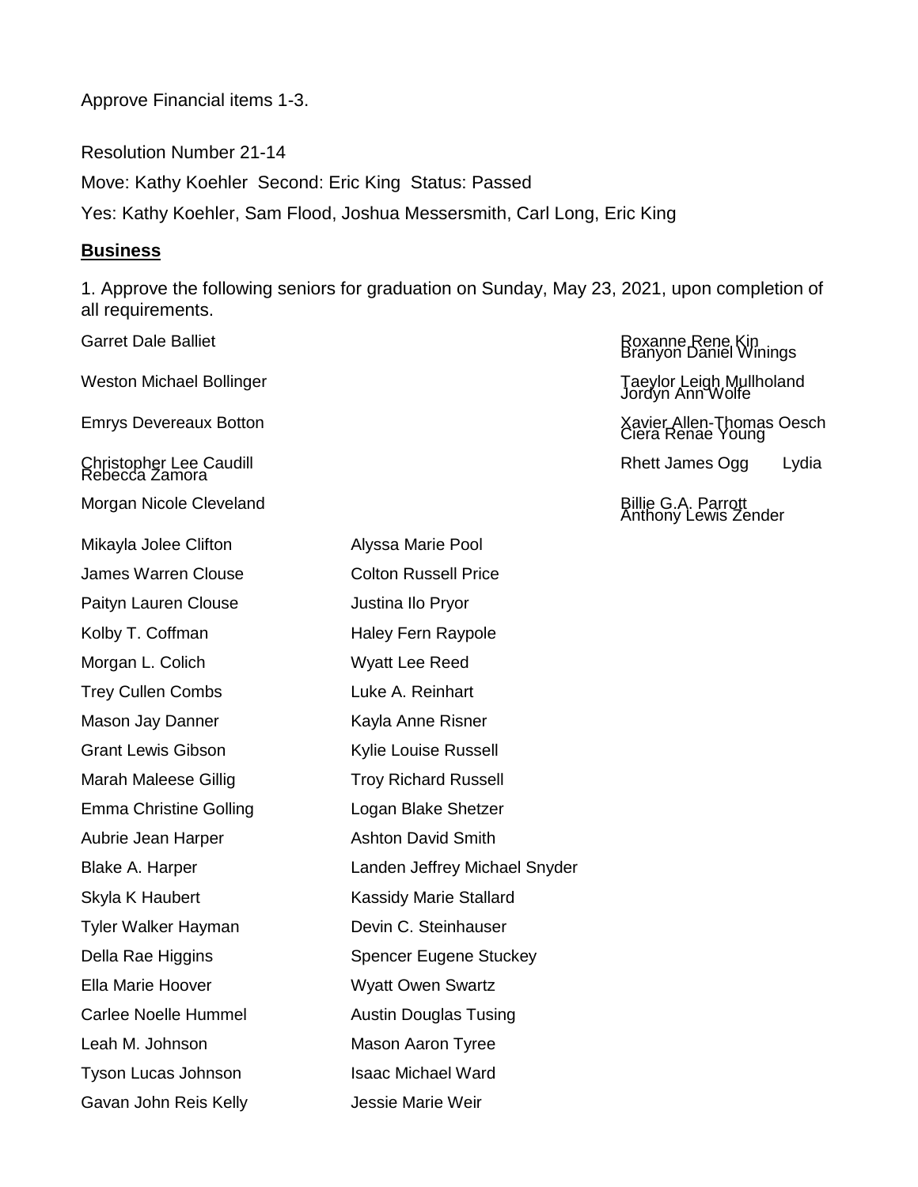Approve Financial items 1-3.

Resolution Number 21-14

Move: Kathy Koehler  Second: Eric King  Status: Passed

Yes: Kathy Koehler, Sam Flood, Joshua Messersmith, Carl Long, Eric King

## **Business**

1. Approve the following seniors for graduation on Sunday, May 23, 2021, upon completion of all requirements.

Garret Dale Balliet

Weston Michael Bollinger

Emrys Devereaux Botton

Christopher Lee Caudill

Morgan Nicole Cleveland

Mikayla Jolee Clifton

James Warren Clouse

Paityn Lauren Clouse

Kolby T. Coffman

Morgan L. Colich

Trey Cullen Combs

Mason Jay Danner

Grant Lewis Gibson

Marah Maleese Gillig

Emma Christine Golling

Aubrie Jean Harper

Blake A. Harper

Skyla K Haubert

Tyler Walker Hayman

Della Rae Higgins

Ella Marie Hoover

Carlee Noelle Hummel

Leah M. Johnson

Tyson Lucas Johnson

Gavan John Reis Kelly

Roxanne Rene Kin

Taeylor Leigh Mullholand

Xavier Allen-Thomas Oesch

Rhett James Ogg

Billie G.A. Parrott

Alyssa Marie Pool

Colton Russell Price

Justina Ilo Pryor

Haley Fern Raypole

Wyatt Lee Reed

Luke A. Reinhart

Kayla Anne Risner

Kylie Louise Russell

Troy Richard Russell

Logan Blake Shetzer

Ashton David Smith

Landen Jeffrey Michael Snyder

Kassidy Marie Stallard

Devin C. Steinhauser

Spencer Eugene Stuckey

Wyatt Owen Swartz

Austin Douglas Tusing

Mason Aaron Tyree

Isaac Michael Ward

Jessie Marie Weir

Branyon Daniel Winings

Jordyn Ann Wolfe

Ciera Renae Young

Lydia Rebecca Zamora

Anthony Lewis Zender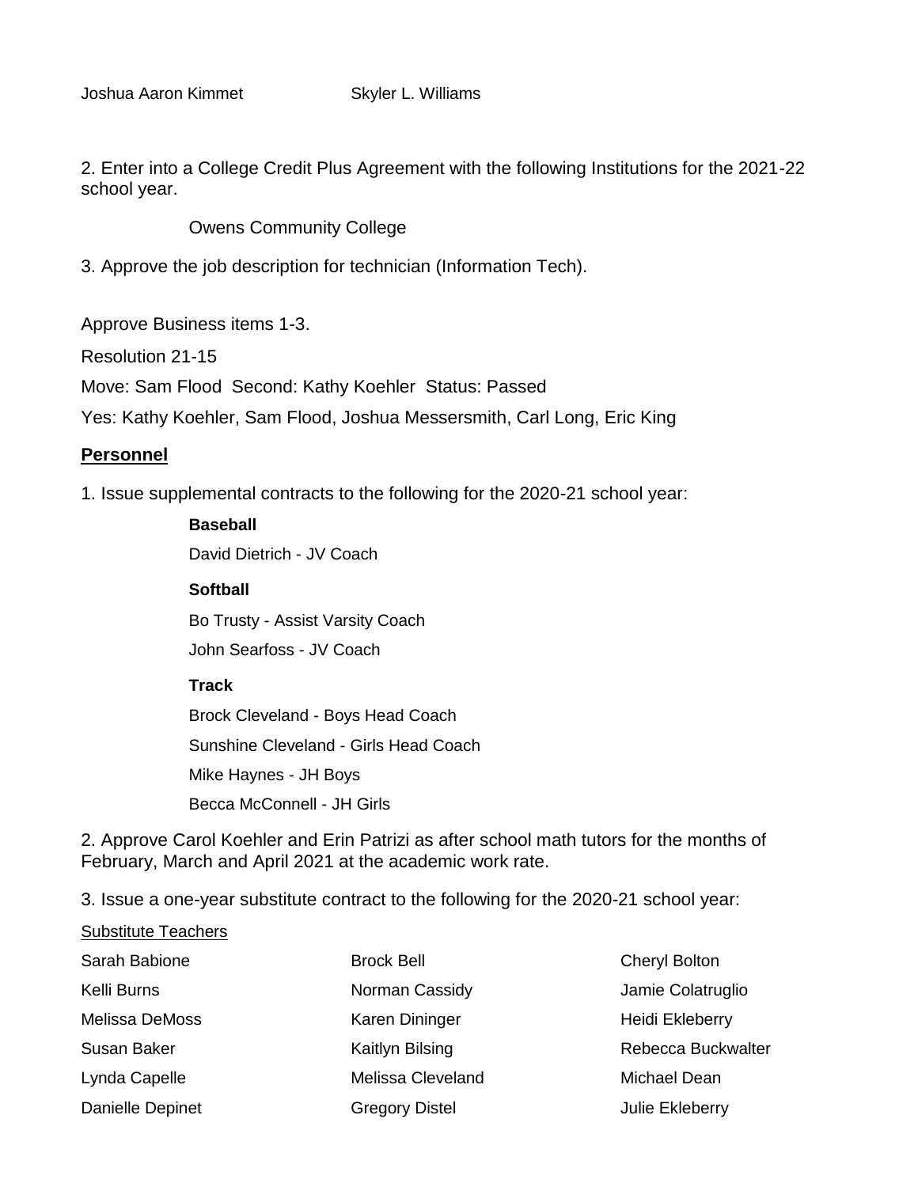| | |
|---|---|
| Joshua Aaron Kimmet | Skyler L. Williams |

2. Enter into a College Credit Plus Agreement with the following Institutions for the 2021-22 school year.

Owens Community College

3. Approve the job description for technician (Information Tech).

Approve Business items 1-3.

Resolution 21-15

Move: Sam Flood Second: Kathy Koehler Status: Passed

Yes: Kathy Koehler, Sam Flood, Joshua Messersmith, Carl Long, Eric King

## Personnel

1. Issue supplemental contracts to the following for the 2020-21 school year:

**Baseball**

David Dietrich - JV Coach

**Softball**

Bo Trusty - Assist Varsity Coach

John Searfoss - JV Coach

**Track**

Brock Cleveland - Boys Head Coach

Sunshine Cleveland - Girls Head Coach

Mike Haynes - JH Boys

Becca McConnell - JH Girls

2. Approve Carol Koehler and Erin Patrizi as after school math tutors for the months of February, March and April 2021 at the academic work rate.

3. Issue a one-year substitute contract to the following for the 2020-21 school year:

Substitute Teachers

| | | |
|---|---|---|
| Sarah Babione | Brock Bell | Cheryl Bolton |
| Kelli Burns | Norman Cassidy | Jamie Colatruglio |
| Melissa DeMoss | Karen Dininger | Heidi Ekleberry |
| Susan Baker | Kaitlyn Bilsing | Rebecca Buckwalter |
| Lynda Capelle | Melissa Cleveland | Michael Dean |
| Danielle Depinet | Gregory Distel | Julie Ekleberry |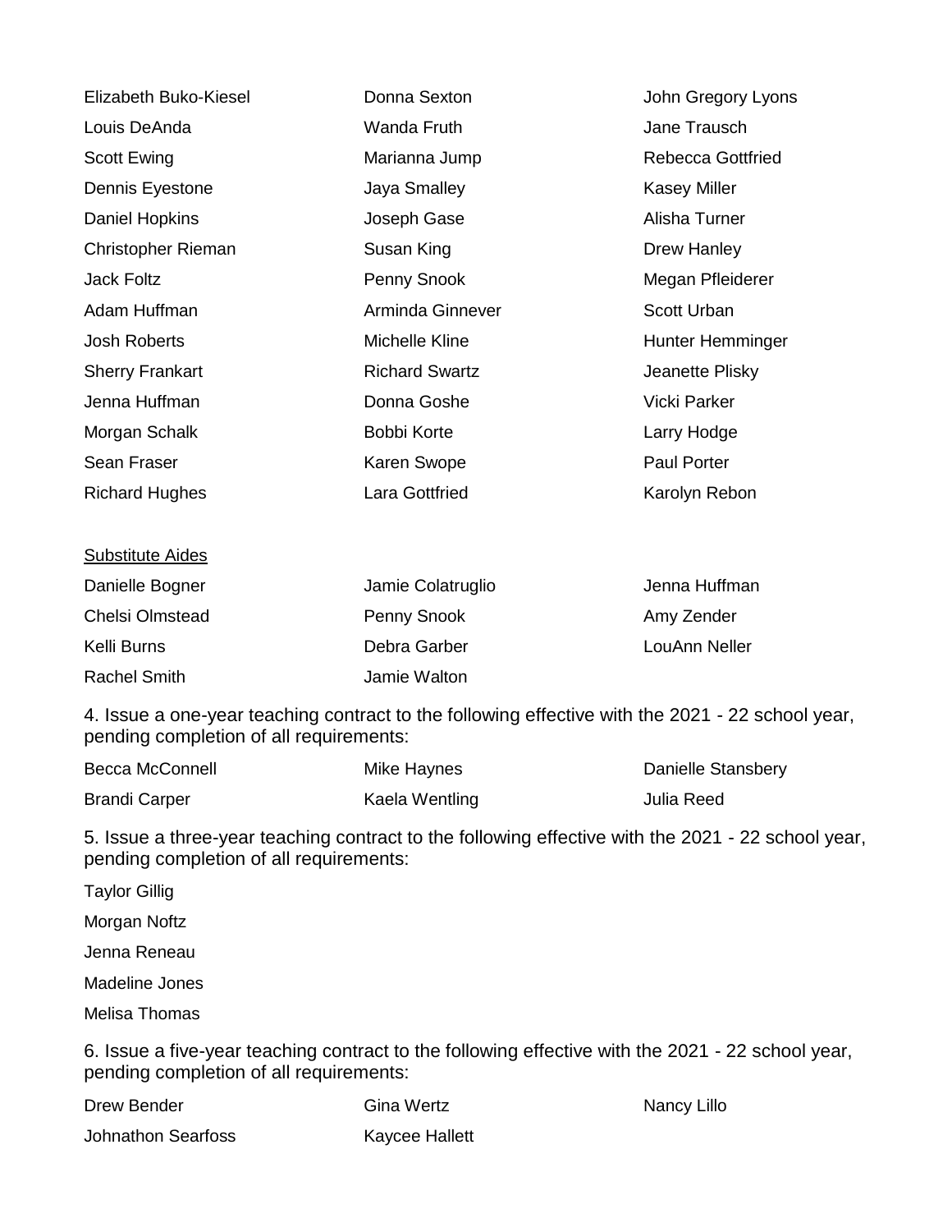| | | |
|---|---|---|
| Elizabeth Buko-Kiesel | Donna Sexton | John Gregory Lyons |
| Louis DeAnda | Wanda Fruth | Jane Trausch |
| Scott Ewing | Marianna Jump | Rebecca Gottfried |
| Dennis Eyestone | Jaya Smalley | Kasey Miller |
| Daniel Hopkins | Joseph Gase | Alisha Turner |
| Christopher Rieman | Susan King | Drew Hanley |
| Jack Foltz | Penny Snook | Megan Pfleiderer |
| Adam Huffman | Arminda Ginnever | Scott Urban |
| Josh Roberts | Michelle Kline | Hunter Hemminger |
| Sherry Frankart | Richard Swartz | Jeanette Plisky |
| Jenna Huffman | Donna Goshe | Vicki Parker |
| Morgan Schalk | Bobbi Korte | Larry Hodge |
| Sean Fraser | Karen Swope | Paul Porter |
| Richard Hughes | Lara Gottfried | Karolyn Rebon |

<u>Substitute Aides</u>

| | | |
|---|---|---|
| Danielle Bogner | Jamie Colatruglio | Jenna Huffman |
| Chelsi Olmstead | Penny Snook | Amy Zender |
| Kelli Burns | Debra Garber | LouAnn Neller |
| Rachel Smith | Jamie Walton | |

4. Issue a one-year teaching contract to the following effective with the 2021 - 22 school year, pending completion of all requirements:

| | | |
|---|---|---|
| Becca McConnell | Mike Haynes | Danielle Stansbery |
| Brandi Carper | Kaela Wentling | Julia Reed |

5. Issue a three-year teaching contract to the following effective with the 2021 - 22 school year, pending completion of all requirements:

Taylor Gillig

Morgan Noftz

Jenna Reneau

Madeline Jones

Melisa Thomas

6. Issue a five-year teaching contract to the following effective with the 2021 - 22 school year, pending completion of all requirements:

| | | |
|---|---|---|
| Drew Bender | Gina Wertz | Nancy Lillo |
| Johnathon Searfoss | Kaycee Hallett | |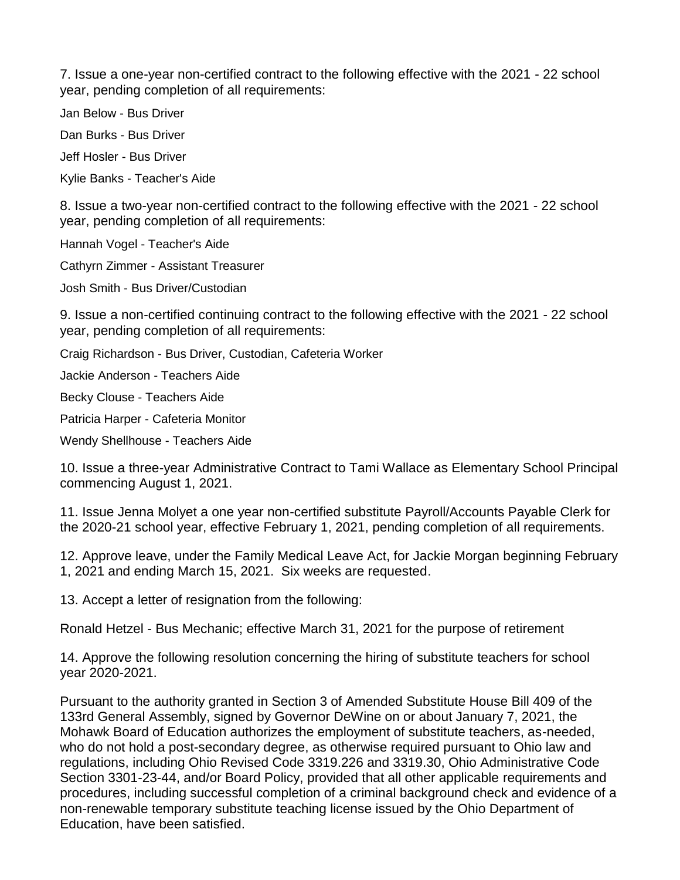7. Issue a one-year non-certified contract to the following effective with the 2021 - 22 school year, pending completion of all requirements:

Jan Below - Bus Driver

Dan Burks - Bus Driver

Jeff Hosler - Bus Driver

Kylie Banks - Teacher's Aide

8. Issue a two-year non-certified contract to the following effective with the 2021 - 22 school year, pending completion of all requirements:

Hannah Vogel - Teacher's Aide

Cathyrn Zimmer - Assistant Treasurer

Josh Smith - Bus Driver/Custodian

9. Issue a non-certified continuing contract to the following effective with the 2021 - 22 school year, pending completion of all requirements:

Craig Richardson - Bus Driver, Custodian, Cafeteria Worker

Jackie Anderson - Teachers Aide

Becky Clouse - Teachers Aide

Patricia Harper - Cafeteria Monitor

Wendy Shellhouse - Teachers Aide

10. Issue a three-year Administrative Contract to Tami Wallace as Elementary School Principal commencing August 1, 2021.

11. Issue Jenna Molyet a one year non-certified substitute Payroll/Accounts Payable Clerk for the 2020-21 school year, effective February 1, 2021, pending completion of all requirements.

12. Approve leave, under the Family Medical Leave Act, for Jackie Morgan beginning February 1, 2021 and ending March 15, 2021. Six weeks are requested.

13. Accept a letter of resignation from the following:

Ronald Hetzel - Bus Mechanic; effective March 31, 2021 for the purpose of retirement

14. Approve the following resolution concerning the hiring of substitute teachers for school year 2020-2021.

Pursuant to the authority granted in Section 3 of Amended Substitute House Bill 409 of the 133rd General Assembly, signed by Governor DeWine on or about January 7, 2021, the Mohawk Board of Education authorizes the employment of substitute teachers, as-needed, who do not hold a post-secondary degree, as otherwise required pursuant to Ohio law and regulations, including Ohio Revised Code 3319.226 and 3319.30, Ohio Administrative Code Section 3301-23-44, and/or Board Policy, provided that all other applicable requirements and procedures, including successful completion of a criminal background check and evidence of a non-renewable temporary substitute teaching license issued by the Ohio Department of Education, have been satisfied.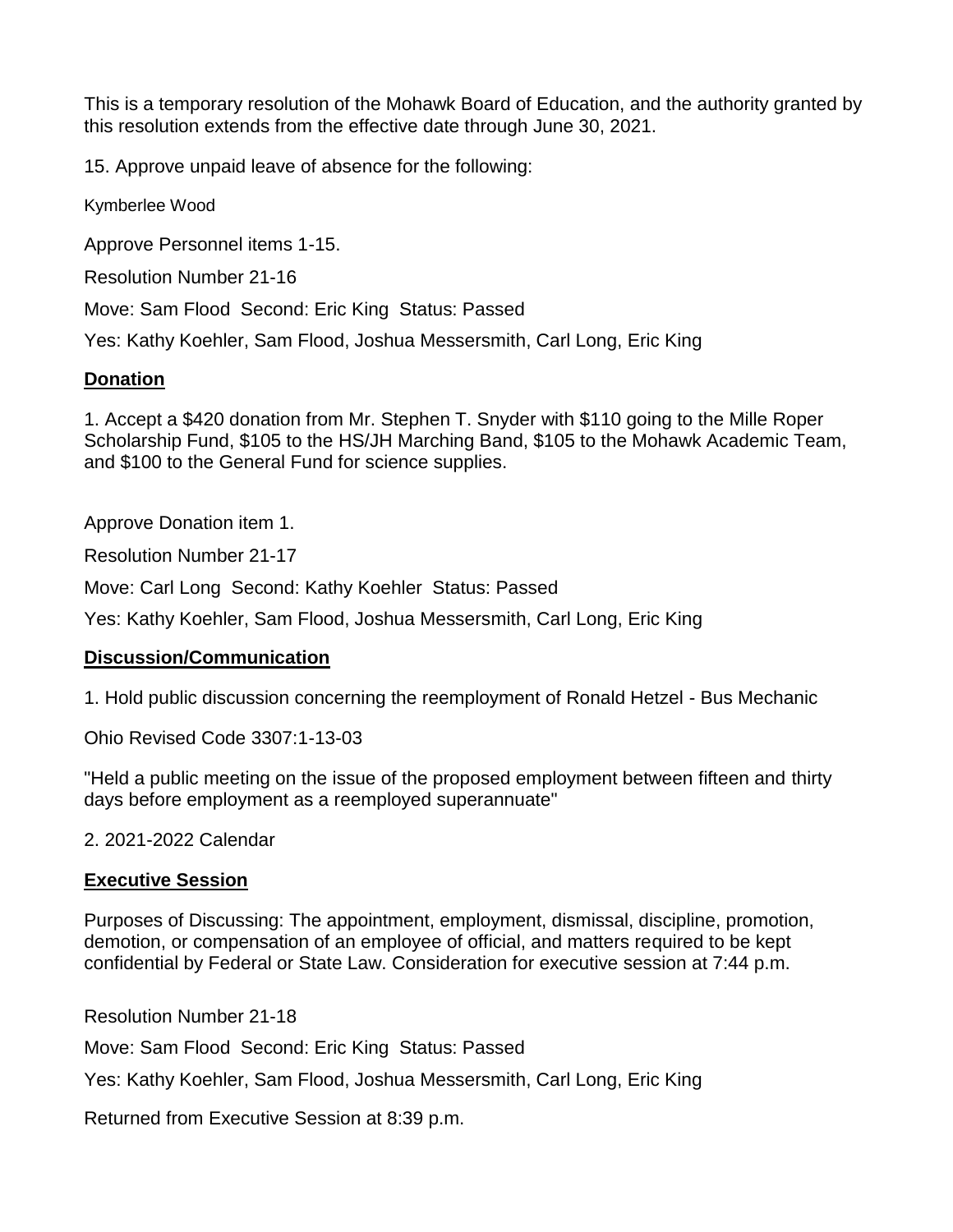This is a temporary resolution of the Mohawk Board of Education, and the authority granted by this resolution extends from the effective date through June 30, 2021.

15. Approve unpaid leave of absence for the following:

Kymberlee Wood

Approve Personnel items 1-15.

Resolution Number 21-16

Move: Sam Flood  Second: Eric King  Status: Passed

Yes: Kathy Koehler, Sam Flood, Joshua Messersmith, Carl Long, Eric King

## **Donation**

1. Accept a $420 donation from Mr. Stephen T. Snyder with $110 going to the Mille Roper Scholarship Fund, $105 to the HS/JH Marching Band, $105 to the Mohawk Academic Team, and $100 to the General Fund for science supplies.

Approve Donation item 1.

Resolution Number 21-17

Move: Carl Long  Second: Kathy Koehler  Status: Passed

Yes: Kathy Koehler, Sam Flood, Joshua Messersmith, Carl Long, Eric King

## **Discussion/Communication**

1. Hold public discussion concerning the reemployment of Ronald Hetzel - Bus Mechanic

Ohio Revised Code 3307:1-13-03

"Held a public meeting on the issue of the proposed employment between fifteen and thirty days before employment as a reemployed superannuate"

2. 2021-2022 Calendar

## **Executive Session**

Purposes of Discussing: The appointment, employment, dismissal, discipline, promotion, demotion, or compensation of an employee of official, and matters required to be kept confidential by Federal or State Law. Consideration for executive session at 7:44 p.m.

Resolution Number 21-18

Move: Sam Flood  Second: Eric King  Status: Passed

Yes: Kathy Koehler, Sam Flood, Joshua Messersmith, Carl Long, Eric King

Returned from Executive Session at 8:39 p.m.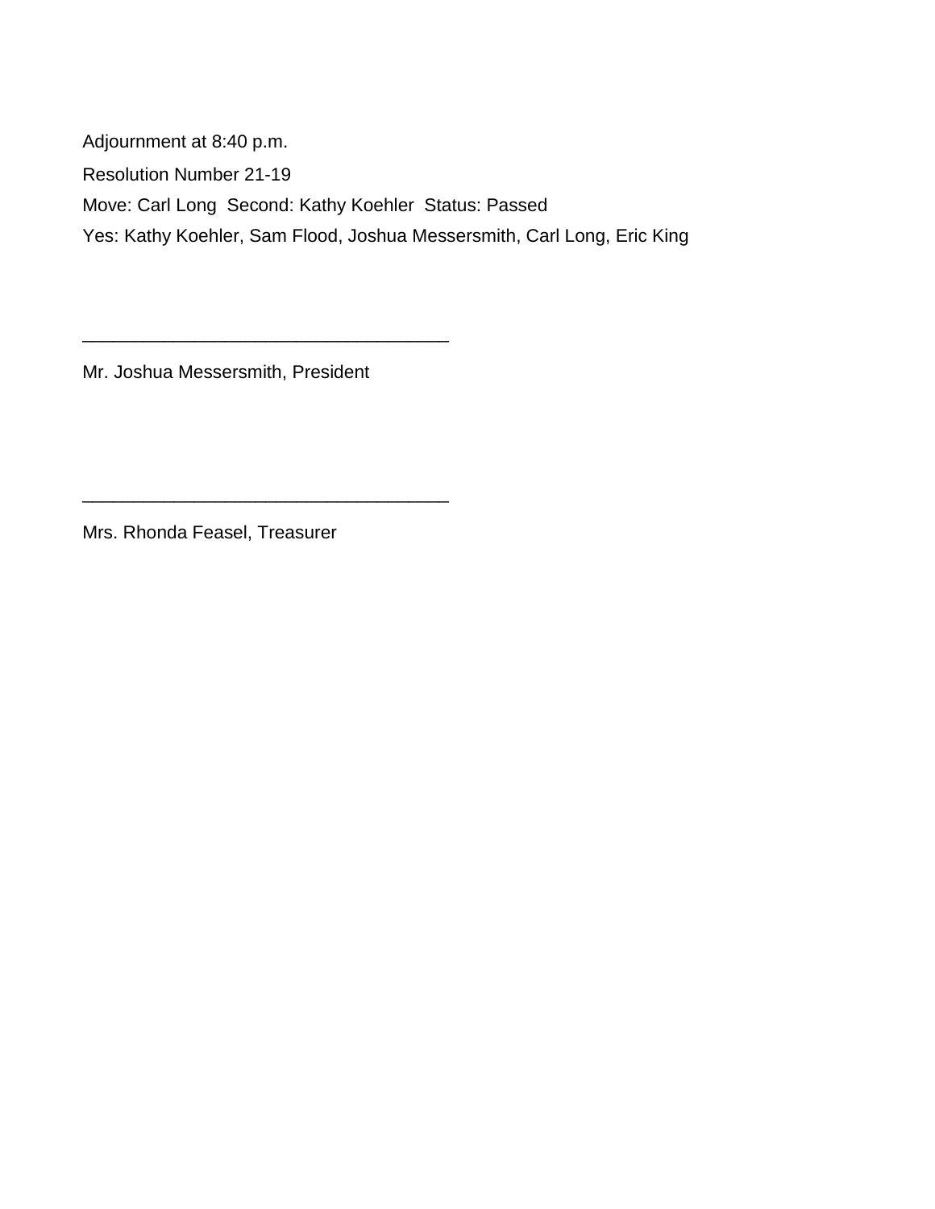Adjournment at 8:40 p.m.

Resolution Number 21-19

Move: Carl Long  Second: Kathy Koehler  Status: Passed

Yes: Kathy Koehler, Sam Flood, Joshua Messersmith, Carl Long, Eric King

___________________________________

Mr. Joshua Messersmith, President

___________________________________

Mrs. Rhonda Feasel, Treasurer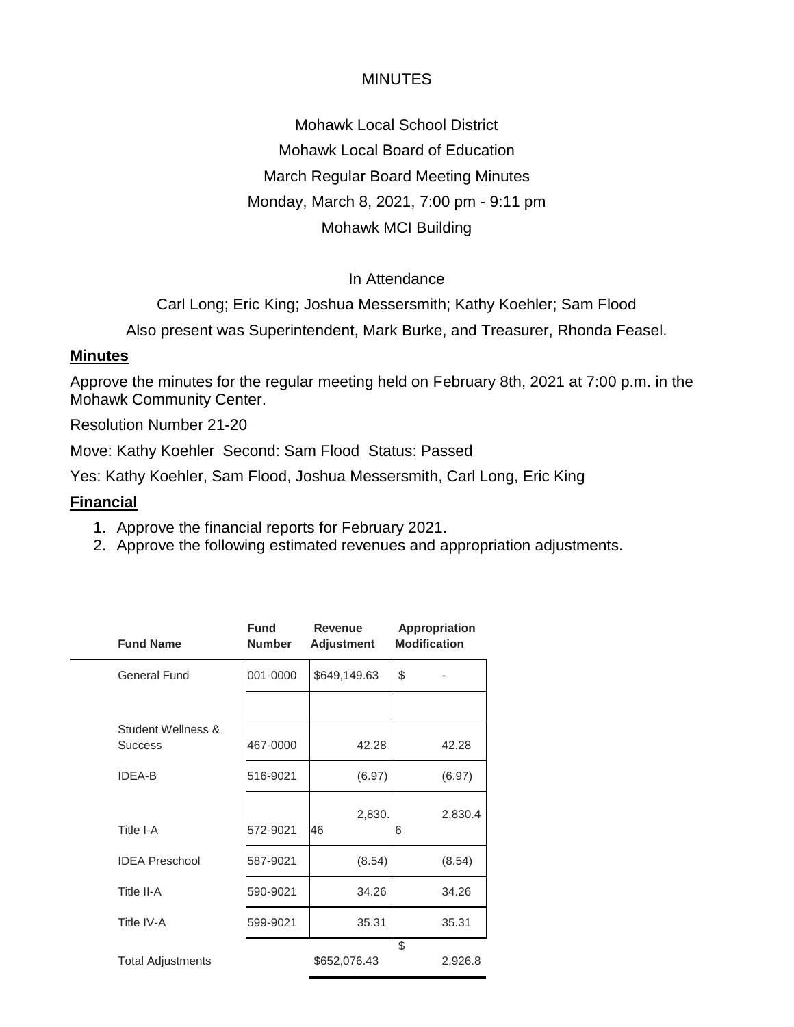MINUTES

Mohawk Local School District

Mohawk Local Board of Education

March Regular Board Meeting Minutes

Monday, March 8, 2021, 7:00 pm - 9:11 pm

Mohawk MCI Building

In Attendance

Carl Long; Eric King; Joshua Messersmith; Kathy Koehler; Sam Flood

Also present was Superintendent, Mark Burke, and Treasurer, Rhonda Feasel.

## Minutes

Approve the minutes for the regular meeting held on February 8th, 2021 at 7:00 p.m. in the Mohawk Community Center.

Resolution Number 21-20

Move: Kathy Koehler Second: Sam Flood Status: Passed

Yes: Kathy Koehler, Sam Flood, Joshua Messersmith, Carl Long, Eric King

## Financial

1. Approve the financial reports for February 2021.
2. Approve the following estimated revenues and appropriation adjustments.

| Fund Name | Fund Number | Revenue Adjustment | Appropriation Modification |
|---|---|---|---|
| General Fund | 001-0000 | $649,149.63 | $ - |
| | | | |
| Student Wellness & Success | 467-0000 | 42.28 | 42.28 |
| IDEA-B | 516-9021 | (6.97) | (6.97) |
| Title I-A | 572-9021 | 2,830.46 | 2,830.46 |
| IDEA Preschool | 587-9021 | (8.54) | (8.54) |
| Title II-A | 590-9021 | 34.26 | 34.26 |
| Title IV-A | 599-9021 | 35.31 | 35.31 |
| Total Adjustments | | $652,076.43 | $ 2,926.8 |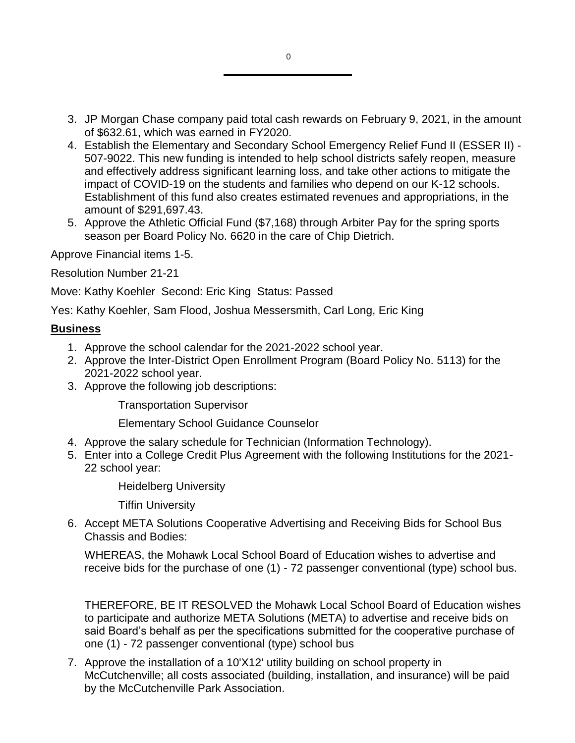3. JP Morgan Chase company paid total cash rewards on February 9, 2021, in the amount of $632.61, which was earned in FY2020.
4. Establish the Elementary and Secondary School Emergency Relief Fund II (ESSER II) - 507-9022. This new funding is intended to help school districts safely reopen, measure and effectively address significant learning loss, and take other actions to mitigate the impact of COVID-19 on the students and families who depend on our K-12 schools. Establishment of this fund also creates estimated revenues and appropriations, in the amount of $291,697.43.
5. Approve the Athletic Official Fund ($7,168) through Arbiter Pay for the spring sports season per Board Policy No. 6620 in the care of Chip Dietrich.

Approve Financial items 1-5.

Resolution Number 21-21

Move: Kathy Koehler Second: Eric King Status: Passed

Yes: Kathy Koehler, Sam Flood, Joshua Messersmith, Carl Long, Eric King

## Business

1. Approve the school calendar for the 2021-2022 school year.
2. Approve the Inter-District Open Enrollment Program (Board Policy No. 5113) for the 2021-2022 school year.
3. Approve the following job descriptions:

   Transportation Supervisor

   Elementary School Guidance Counselor

4. Approve the salary schedule for Technician (Information Technology).
5. Enter into a College Credit Plus Agreement with the following Institutions for the 2021-22 school year:

   Heidelberg University

   Tiffin University

6. Accept META Solutions Cooperative Advertising and Receiving Bids for School Bus Chassis and Bodies:

   WHEREAS, the Mohawk Local School Board of Education wishes to advertise and receive bids for the purchase of one (1) - 72 passenger conventional (type) school bus.

   THEREFORE, BE IT RESOLVED the Mohawk Local School Board of Education wishes to participate and authorize META Solutions (META) to advertise and receive bids on said Board's behalf as per the specifications submitted for the cooperative purchase of one (1) - 72 passenger conventional (type) school bus

7. Approve the installation of a 10'X12' utility building on school property in McCutchenville; all costs associated (building, installation, and insurance) will be paid by the McCutchenville Park Association.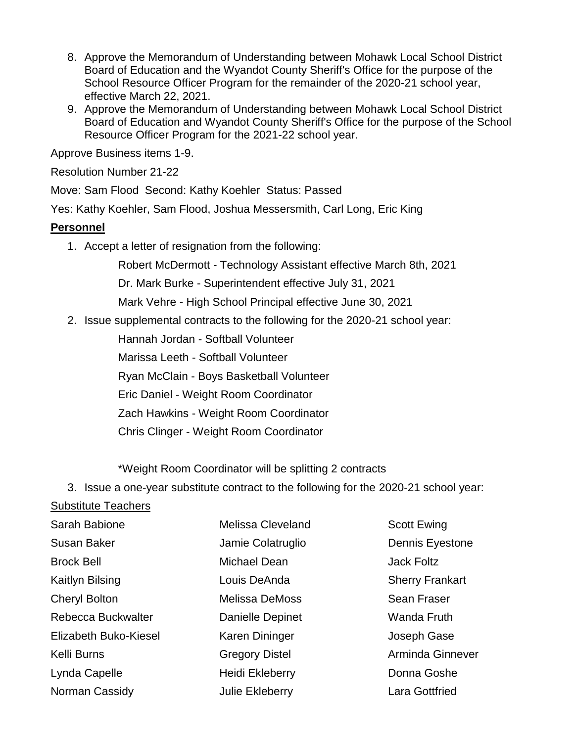8. Approve the Memorandum of Understanding between Mohawk Local School District Board of Education and the Wyandot County Sheriff's Office for the purpose of the School Resource Officer Program for the remainder of the 2020-21 school year, effective March 22, 2021.
9. Approve the Memorandum of Understanding between Mohawk Local School District Board of Education and Wyandot County Sheriff's Office for the purpose of the School Resource Officer Program for the 2021-22 school year.

Approve Business items 1-9.

Resolution Number 21-22

Move: Sam Flood Second: Kathy Koehler Status: Passed

Yes: Kathy Koehler, Sam Flood, Joshua Messersmith, Carl Long, Eric King

**Personnel**

1. Accept a letter of resignation from the following:

   Robert McDermott - Technology Assistant effective March 8th, 2021

   Dr. Mark Burke - Superintendent effective July 31, 2021

   Mark Vehre - High School Principal effective June 30, 2021

2. Issue supplemental contracts to the following for the 2020-21 school year:

   Hannah Jordan - Softball Volunteer

   Marissa Leeth - Softball Volunteer

   Ryan McClain - Boys Basketball Volunteer

   Eric Daniel - Weight Room Coordinator

   Zach Hawkins - Weight Room Coordinator

   Chris Clinger - Weight Room Coordinator

   *Weight Room Coordinator will be splitting 2 contracts

3. Issue a one-year substitute contract to the following for the 2020-21 school year:

Substitute Teachers

| | | |
|---|---|---|
| Sarah Babione | Melissa Cleveland | Scott Ewing |
| Susan Baker | Jamie Colatruglio | Dennis Eyestone |
| Brock Bell | Michael Dean | Jack Foltz |
| Kaitlyn Bilsing | Louis DeAnda | Sherry Frankart |
| Cheryl Bolton | Melissa DeMoss | Sean Fraser |
| Rebecca Buckwalter | Danielle Depinet | Wanda Fruth |
| Elizabeth Buko-Kiesel | Karen Dininger | Joseph Gase |
| Kelli Burns | Gregory Distel | Arminda Ginnever |
| Lynda Capelle | Heidi Ekleberry | Donna Goshe |
| Norman Cassidy | Julie Ekleberry | Lara Gottfried |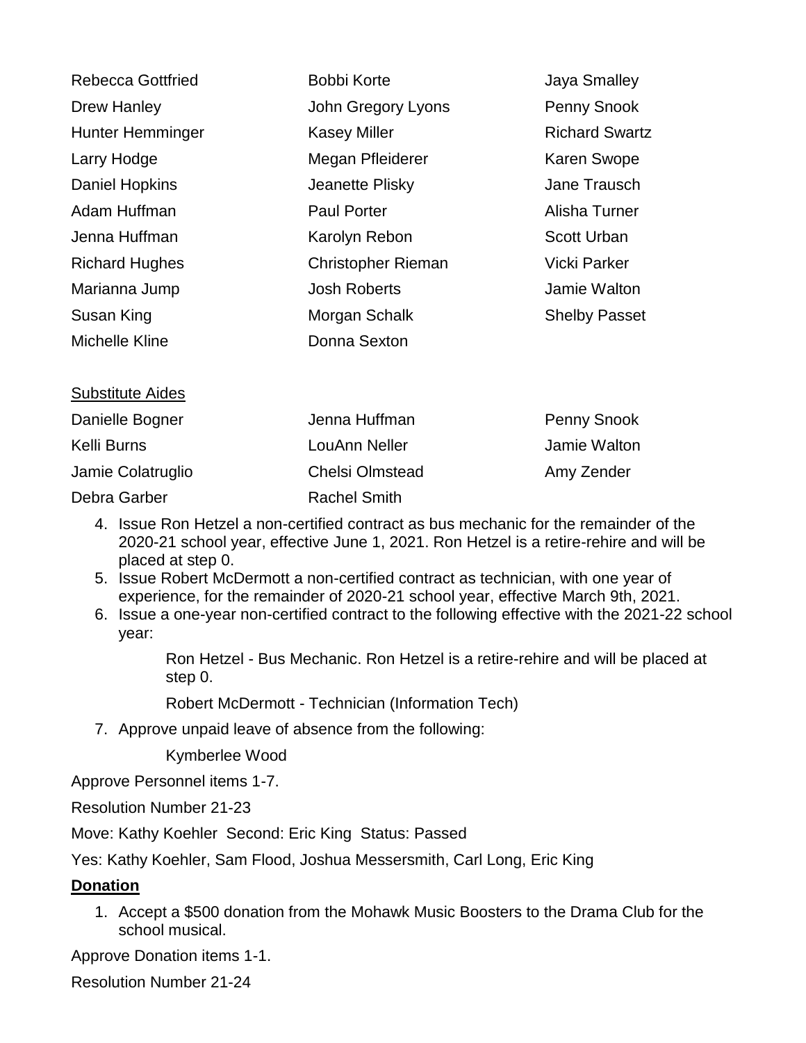| | | |
|---|---|---|
| Rebecca Gottfried | Bobbi Korte | Jaya Smalley |
| Drew Hanley | John Gregory Lyons | Penny Snook |
| Hunter Hemminger | Kasey Miller | Richard Swartz |
| Larry Hodge | Megan Pfleiderer | Karen Swope |
| Daniel Hopkins | Jeanette Plisky | Jane Trausch |
| Adam Huffman | Paul Porter | Alisha Turner |
| Jenna Huffman | Karolyn Rebon | Scott Urban |
| Richard Hughes | Christopher Rieman | Vicki Parker |
| Marianna Jump | Josh Roberts | Jamie Walton |
| Susan King | Morgan Schalk | Shelby Passet |
| Michelle Kline | Donna Sexton | |

Substitute Aides

| | | |
|---|---|---|
| Danielle Bogner | Jenna Huffman | Penny Snook |
| Kelli Burns | LouAnn Neller | Jamie Walton |
| Jamie Colatruglio | Chelsi Olmstead | Amy Zender |
| Debra Garber | Rachel Smith | |

4. Issue Ron Hetzel a non-certified contract as bus mechanic for the remainder of the 2020-21 school year, effective June 1, 2021. Ron Hetzel is a retire-rehire and will be placed at step 0.
5. Issue Robert McDermott a non-certified contract as technician, with one year of experience, for the remainder of 2020-21 school year, effective March 9th, 2021.
6. Issue a one-year non-certified contract to the following effective with the 2021-22 school year:

   Ron Hetzel - Bus Mechanic. Ron Hetzel is a retire-rehire and will be placed at step 0.

   Robert McDermott - Technician (Information Tech)

7. Approve unpaid leave of absence from the following:

   Kymberlee Wood

Approve Personnel items 1-7.

Resolution Number 21-23

Move: Kathy Koehler Second: Eric King Status: Passed

Yes: Kathy Koehler, Sam Flood, Joshua Messersmith, Carl Long, Eric King

## Donation

1. Accept a $500 donation from the Mohawk Music Boosters to the Drama Club for the school musical.

Approve Donation items 1-1.

Resolution Number 21-24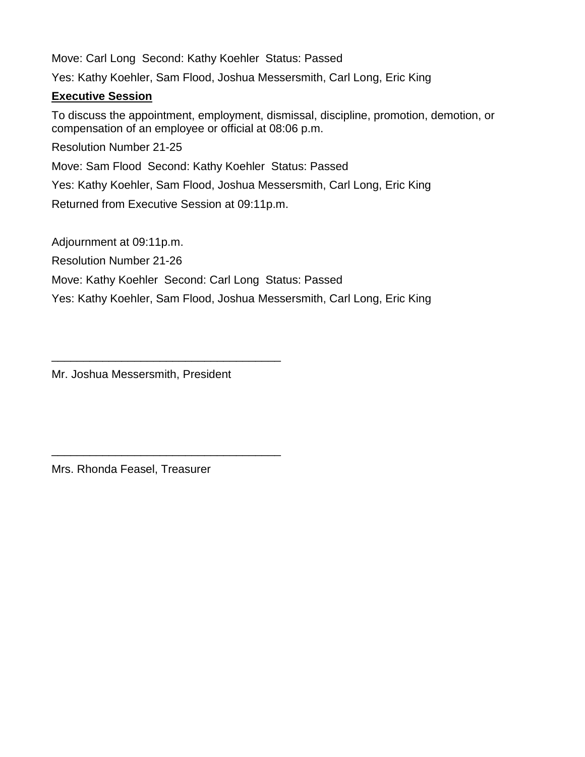Move: Carl Long Second: Kathy Koehler Status: Passed

Yes: Kathy Koehler, Sam Flood, Joshua Messersmith, Carl Long, Eric King

**Executive Session**

To discuss the appointment, employment, dismissal, discipline, promotion, demotion, or compensation of an employee or official at 08:06 p.m.

Resolution Number 21-25

Move: Sam Flood Second: Kathy Koehler Status: Passed

Yes: Kathy Koehler, Sam Flood, Joshua Messersmith, Carl Long, Eric King

Returned from Executive Session at 09:11p.m.

Adjournment at 09:11p.m.

Resolution Number 21-26

Move: Kathy Koehler Second: Carl Long Status: Passed

Yes: Kathy Koehler, Sam Flood, Joshua Messersmith, Carl Long, Eric King

\_\_\_\_\_\_\_\_\_\_\_\_\_\_\_\_\_\_\_\_\_\_\_\_\_\_\_\_\_\_\_\_\_\_\_

Mr. Joshua Messersmith, President

\_\_\_\_\_\_\_\_\_\_\_\_\_\_\_\_\_\_\_\_\_\_\_\_\_\_\_\_\_\_\_\_\_\_\_

Mrs. Rhonda Feasel, Treasurer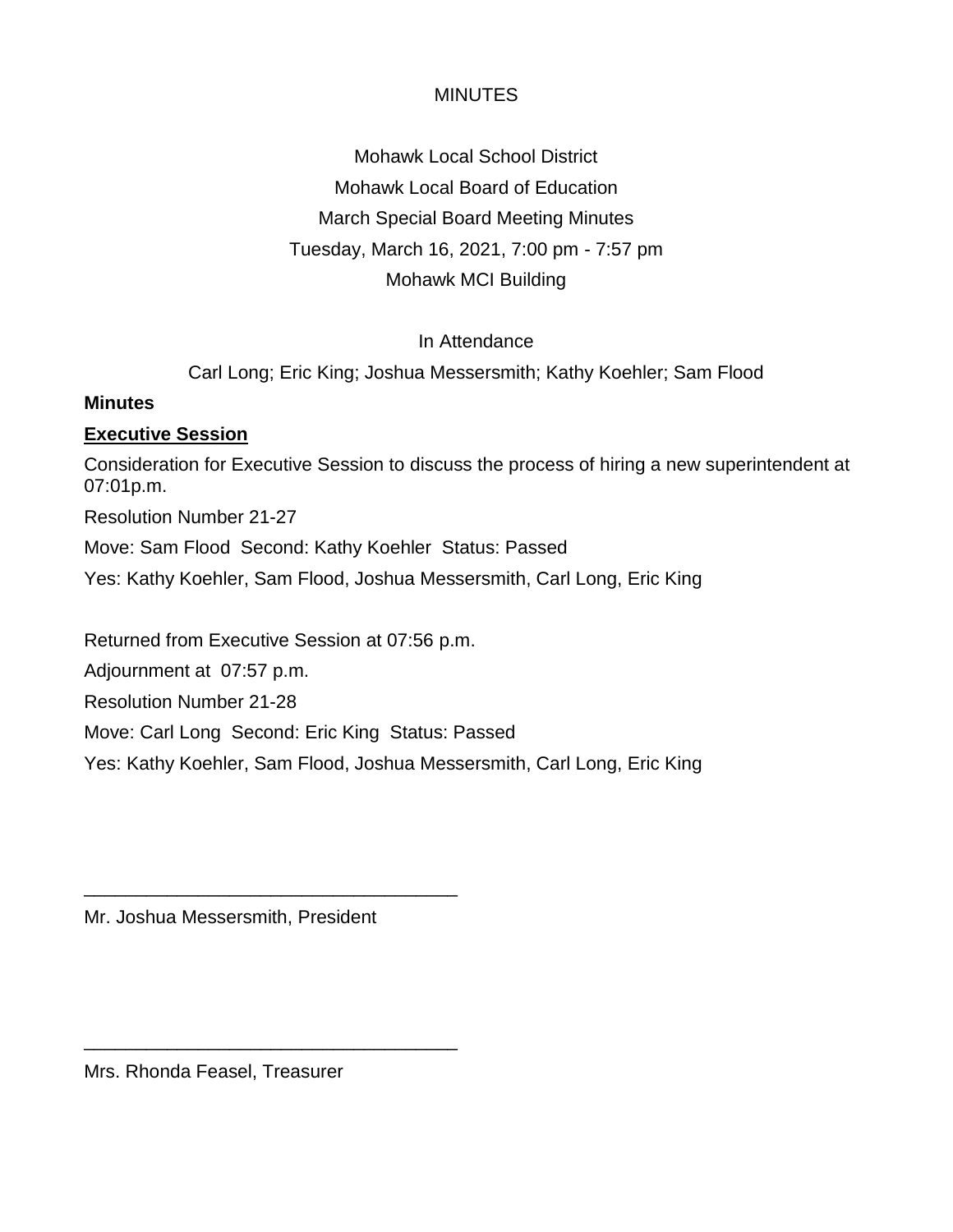MINUTES

Mohawk Local School District

Mohawk Local Board of Education

March Special Board Meeting Minutes

Tuesday, March 16, 2021, 7:00 pm - 7:57 pm

Mohawk MCI Building

In Attendance

Carl Long; Eric King; Joshua Messersmith; Kathy Koehler; Sam Flood

**Minutes**

**Executive Session**

Consideration for Executive Session to discuss the process of hiring a new superintendent at 07:01p.m.

Resolution Number 21-27

Move: Sam Flood  Second: Kathy Koehler  Status: Passed

Yes: Kathy Koehler, Sam Flood, Joshua Messersmith, Carl Long, Eric King

Returned from Executive Session at 07:56 p.m.

Adjournment at  07:57 p.m.

Resolution Number 21-28

Move: Carl Long  Second: Eric King  Status: Passed

Yes: Kathy Koehler, Sam Flood, Joshua Messersmith, Carl Long, Eric King

\_\_\_\_\_\_\_\_\_\_\_\_\_\_\_\_\_\_\_\_\_\_\_\_\_\_\_\_\_\_\_\_\_\_\_

Mr. Joshua Messersmith, President

\_\_\_\_\_\_\_\_\_\_\_\_\_\_\_\_\_\_\_\_\_\_\_\_\_\_\_\_\_\_\_\_\_\_\_

Mrs. Rhonda Feasel, Treasurer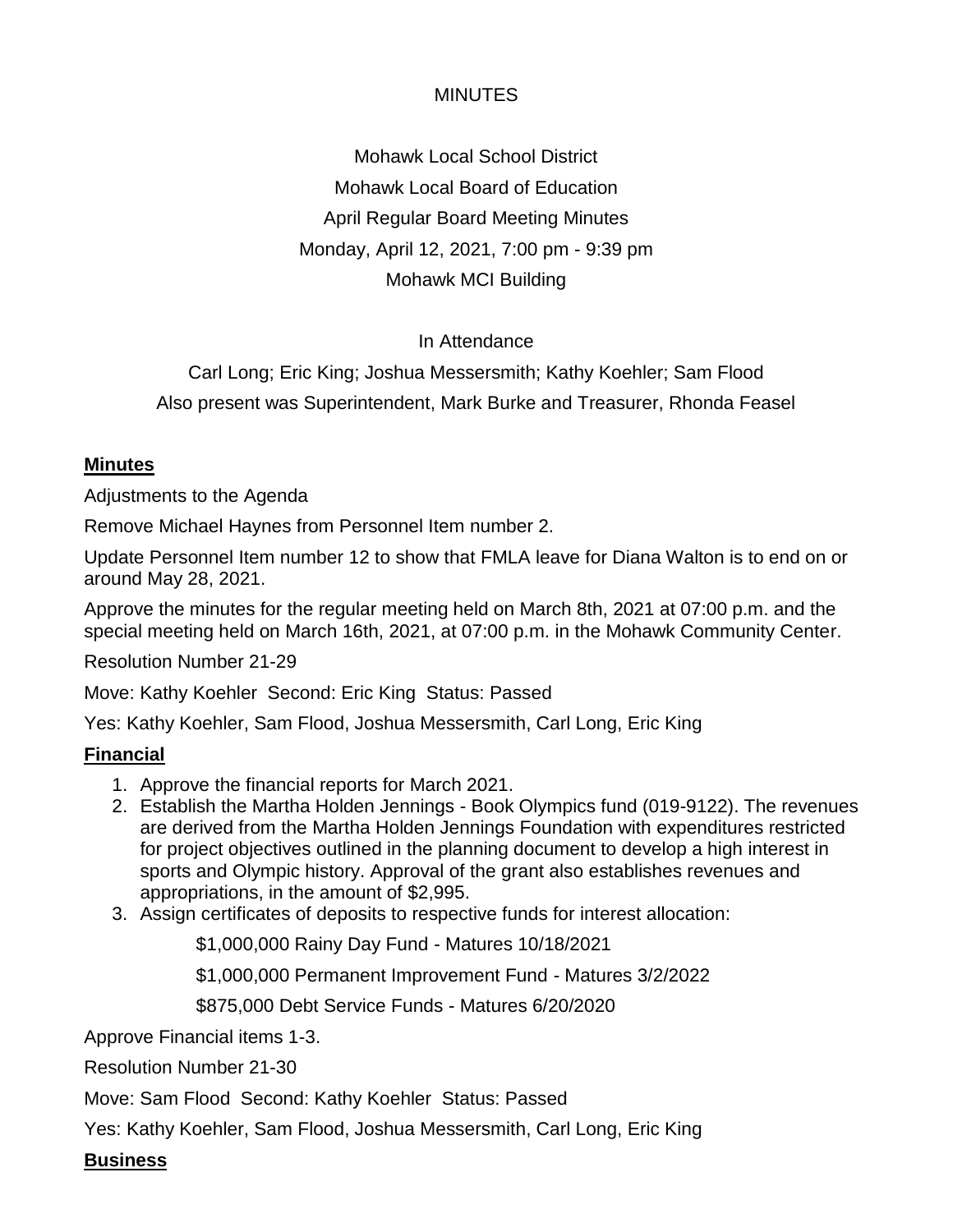MINUTES

Mohawk Local School District

Mohawk Local Board of Education

April Regular Board Meeting Minutes

Monday, April 12, 2021, 7:00 pm - 9:39 pm

Mohawk MCI Building

In Attendance

Carl Long; Eric King; Joshua Messersmith; Kathy Koehler; Sam Flood

Also present was Superintendent, Mark Burke and Treasurer, Rhonda Feasel

## **Minutes**

Adjustments to the Agenda

Remove Michael Haynes from Personnel Item number 2.

Update Personnel Item number 12 to show that FMLA leave for Diana Walton is to end on or around May 28, 2021.

Approve the minutes for the regular meeting held on March 8th, 2021 at 07:00 p.m. and the special meeting held on March 16th, 2021, at 07:00 p.m. in the Mohawk Community Center.

Resolution Number 21-29

Move: Kathy Koehler Second: Eric King Status: Passed

Yes: Kathy Koehler, Sam Flood, Joshua Messersmith, Carl Long, Eric King

## **Financial**

1. Approve the financial reports for March 2021.
2. Establish the Martha Holden Jennings - Book Olympics fund (019-9122). The revenues are derived from the Martha Holden Jennings Foundation with expenditures restricted for project objectives outlined in the planning document to develop a high interest in sports and Olympic history. Approval of the grant also establishes revenues and appropriations, in the amount of $2,995.
3. Assign certificates of deposits to respective funds for interest allocation:

    $1,000,000 Rainy Day Fund - Matures 10/18/2021

    $1,000,000 Permanent Improvement Fund - Matures 3/2/2022

    $875,000 Debt Service Funds - Matures 6/20/2020

Approve Financial items 1-3.

Resolution Number 21-30

Move: Sam Flood Second: Kathy Koehler Status: Passed

Yes: Kathy Koehler, Sam Flood, Joshua Messersmith, Carl Long, Eric King

## **Business**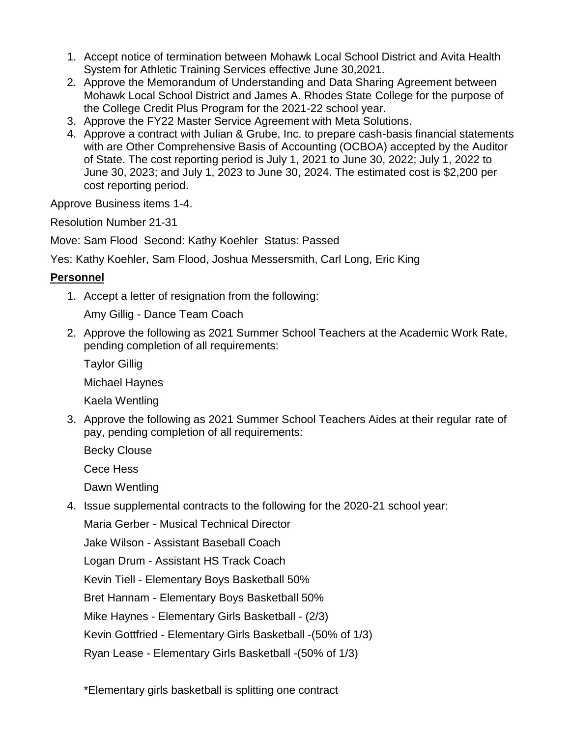1. Accept notice of termination between Mohawk Local School District and Avita Health System for Athletic Training Services effective June 30,2021.
2. Approve the Memorandum of Understanding and Data Sharing Agreement between Mohawk Local School District and James A. Rhodes State College for the purpose of the College Credit Plus Program for the 2021-22 school year.
3. Approve the FY22 Master Service Agreement with Meta Solutions.
4. Approve a contract with Julian & Grube, Inc. to prepare cash-basis financial statements with are Other Comprehensive Basis of Accounting (OCBOA) accepted by the Auditor of State. The cost reporting period is July 1, 2021 to June 30, 2022; July 1, 2022 to June 30, 2023; and July 1, 2023 to June 30, 2024. The estimated cost is $2,200 per cost reporting period.

Approve Business items 1-4.

Resolution Number 21-31

Move: Sam Flood Second: Kathy Koehler Status: Passed

Yes: Kathy Koehler, Sam Flood, Joshua Messersmith, Carl Long, Eric King

## Personnel

1. Accept a letter of resignation from the following:

   Amy Gillig - Dance Team Coach

2. Approve the following as 2021 Summer School Teachers at the Academic Work Rate, pending completion of all requirements:

   Taylor Gillig

   Michael Haynes

   Kaela Wentling

3. Approve the following as 2021 Summer School Teachers Aides at their regular rate of pay, pending completion of all requirements:

   Becky Clouse

   Cece Hess

   Dawn Wentling

4. Issue supplemental contracts to the following for the 2020-21 school year:

   Maria Gerber - Musical Technical Director

   Jake Wilson - Assistant Baseball Coach

   Logan Drum - Assistant HS Track Coach

   Kevin Tiell - Elementary Boys Basketball 50%

   Bret Hannam - Elementary Boys Basketball 50%

   Mike Haynes - Elementary Girls Basketball - (2/3)

   Kevin Gottfried - Elementary Girls Basketball -(50% of 1/3)

   Ryan Lease - Elementary Girls Basketball -(50% of 1/3)

   *Elementary girls basketball is splitting one contract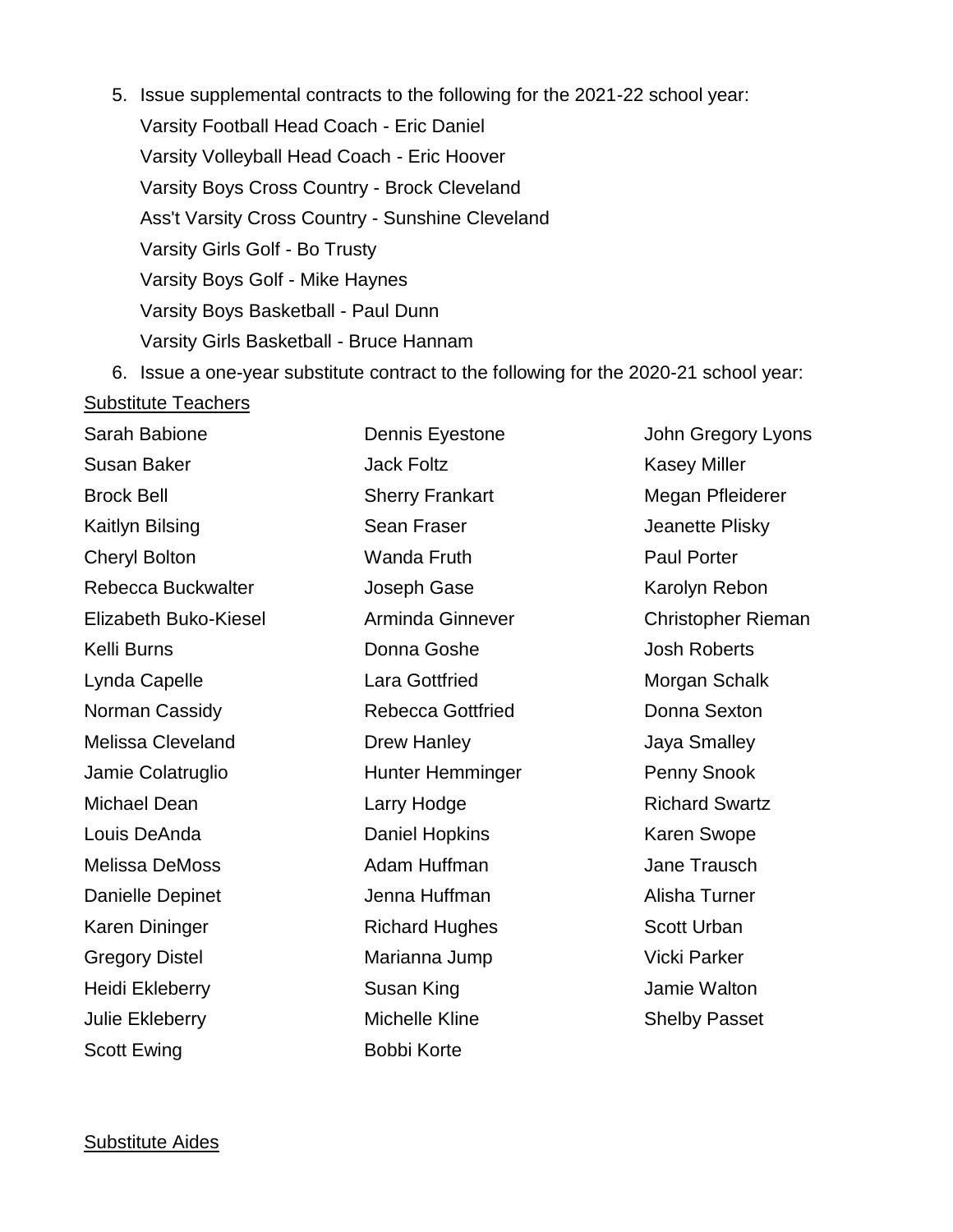5. Issue supplemental contracts to the following for the 2021-22 school year:
   Varsity Football Head Coach - Eric Daniel
   Varsity Volleyball Head Coach - Eric Hoover
   Varsity Boys Cross Country - Brock Cleveland
   Ass't Varsity Cross Country - Sunshine Cleveland
   Varsity Girls Golf - Bo Trusty
   Varsity Boys Golf - Mike Haynes
   Varsity Boys Basketball - Paul Dunn
   Varsity Girls Basketball - Bruce Hannam
6. Issue a one-year substitute contract to the following for the 2020-21 school year:

<u>Substitute Teachers</u>

Sarah Babione
Susan Baker
Brock Bell
Kaitlyn Bilsing
Cheryl Bolton
Rebecca Buckwalter
Elizabeth Buko-Kiesel
Kelli Burns
Lynda Capelle
Norman Cassidy
Melissa Cleveland
Jamie Colatruglio
Michael Dean
Louis DeAnda
Melissa DeMoss
Danielle Depinet
Karen Dininger
Gregory Distel
Heidi Ekleberry
Julie Ekleberry
Scott Ewing
Dennis Eyestone
Jack Foltz
Sherry Frankart
Sean Fraser
Wanda Fruth
Joseph Gase
Arminda Ginnever
Donna Goshe
Lara Gottfried
Rebecca Gottfried
Drew Hanley
Hunter Hemminger
Larry Hodge
Daniel Hopkins
Adam Huffman
Jenna Huffman
Richard Hughes
Marianna Jump
Susan King
Michelle Kline
Bobbi Korte
John Gregory Lyons
Kasey Miller
Megan Pfleiderer
Jeanette Plisky
Paul Porter
Karolyn Rebon
Christopher Rieman
Josh Roberts
Morgan Schalk
Donna Sexton
Jaya Smalley
Penny Snook
Richard Swartz
Karen Swope
Jane Trausch
Alisha Turner
Scott Urban
Vicki Parker
Jamie Walton
Shelby Passet

<u>Substitute Aides</u>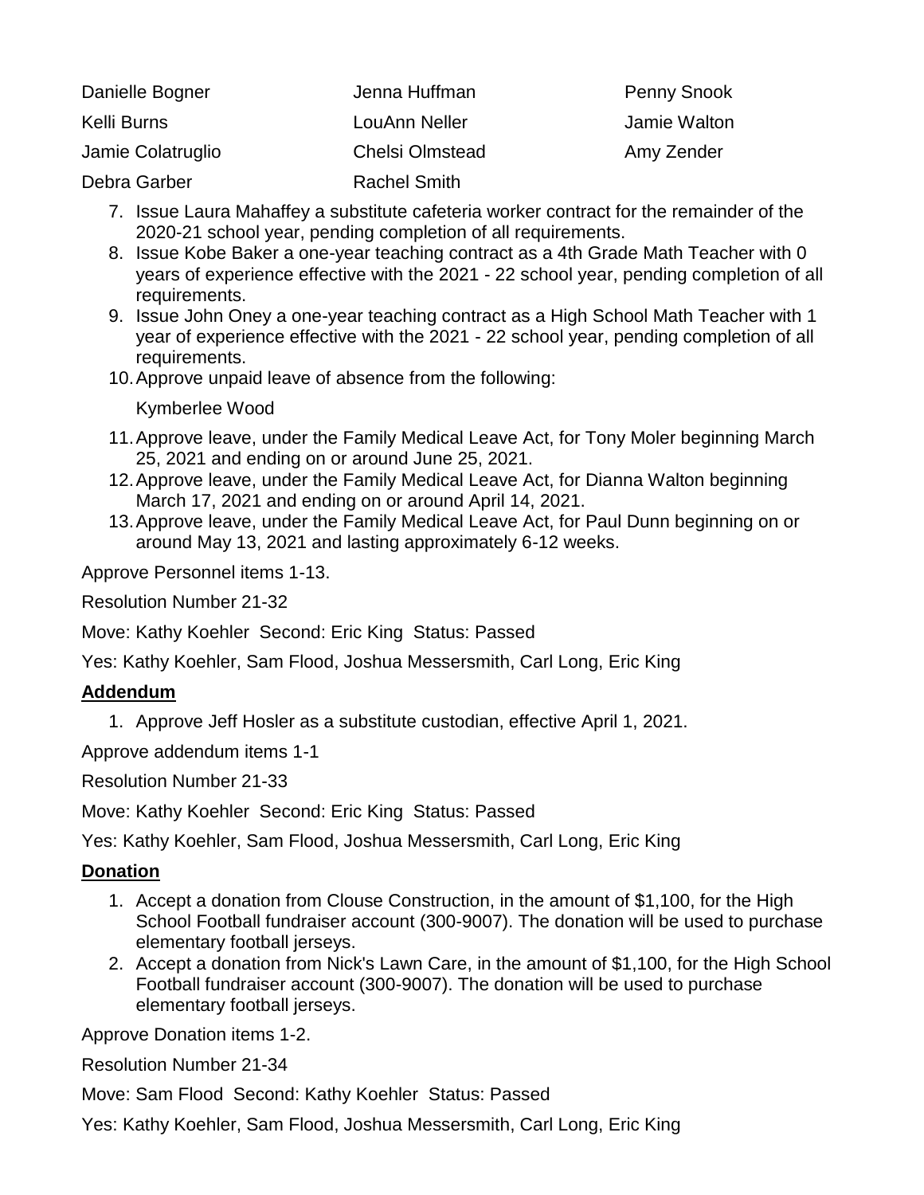| | | |
|---|---|---|
| Danielle Bogner | Jenna Huffman | Penny Snook |
| Kelli Burns | LouAnn Neller | Jamie Walton |
| Jamie Colatruglio | Chelsi Olmstead | Amy Zender |
| Debra Garber | Rachel Smith | |

7. Issue Laura Mahaffey a substitute cafeteria worker contract for the remainder of the 2020-21 school year, pending completion of all requirements.
8. Issue Kobe Baker a one-year teaching contract as a 4th Grade Math Teacher with 0 years of experience effective with the 2021 - 22 school year, pending completion of all requirements.
9. Issue John Oney a one-year teaching contract as a High School Math Teacher with 1 year of experience effective with the 2021 - 22 school year, pending completion of all requirements.
10. Approve unpaid leave of absence from the following:

    Kymberlee Wood

11. Approve leave, under the Family Medical Leave Act, for Tony Moler beginning March 25, 2021 and ending on or around June 25, 2021.
12. Approve leave, under the Family Medical Leave Act, for Dianna Walton beginning March 17, 2021 and ending on or around April 14, 2021.
13. Approve leave, under the Family Medical Leave Act, for Paul Dunn beginning on or around May 13, 2021 and lasting approximately 6-12 weeks.

Approve Personnel items 1-13.

Resolution Number 21-32

Move: Kathy Koehler Second: Eric King Status: Passed

Yes: Kathy Koehler, Sam Flood, Joshua Messersmith, Carl Long, Eric King

**Addendum**

1. Approve Jeff Hosler as a substitute custodian, effective April 1, 2021.

Approve addendum items 1-1

Resolution Number 21-33

Move: Kathy Koehler Second: Eric King Status: Passed

Yes: Kathy Koehler, Sam Flood, Joshua Messersmith, Carl Long, Eric King

**Donation**

1. Accept a donation from Clouse Construction, in the amount of $1,100, for the High School Football fundraiser account (300-9007). The donation will be used to purchase elementary football jerseys.
2. Accept a donation from Nick's Lawn Care, in the amount of $1,100, for the High School Football fundraiser account (300-9007). The donation will be used to purchase elementary football jerseys.

Approve Donation items 1-2.

Resolution Number 21-34

Move: Sam Flood Second: Kathy Koehler Status: Passed

Yes: Kathy Koehler, Sam Flood, Joshua Messersmith, Carl Long, Eric King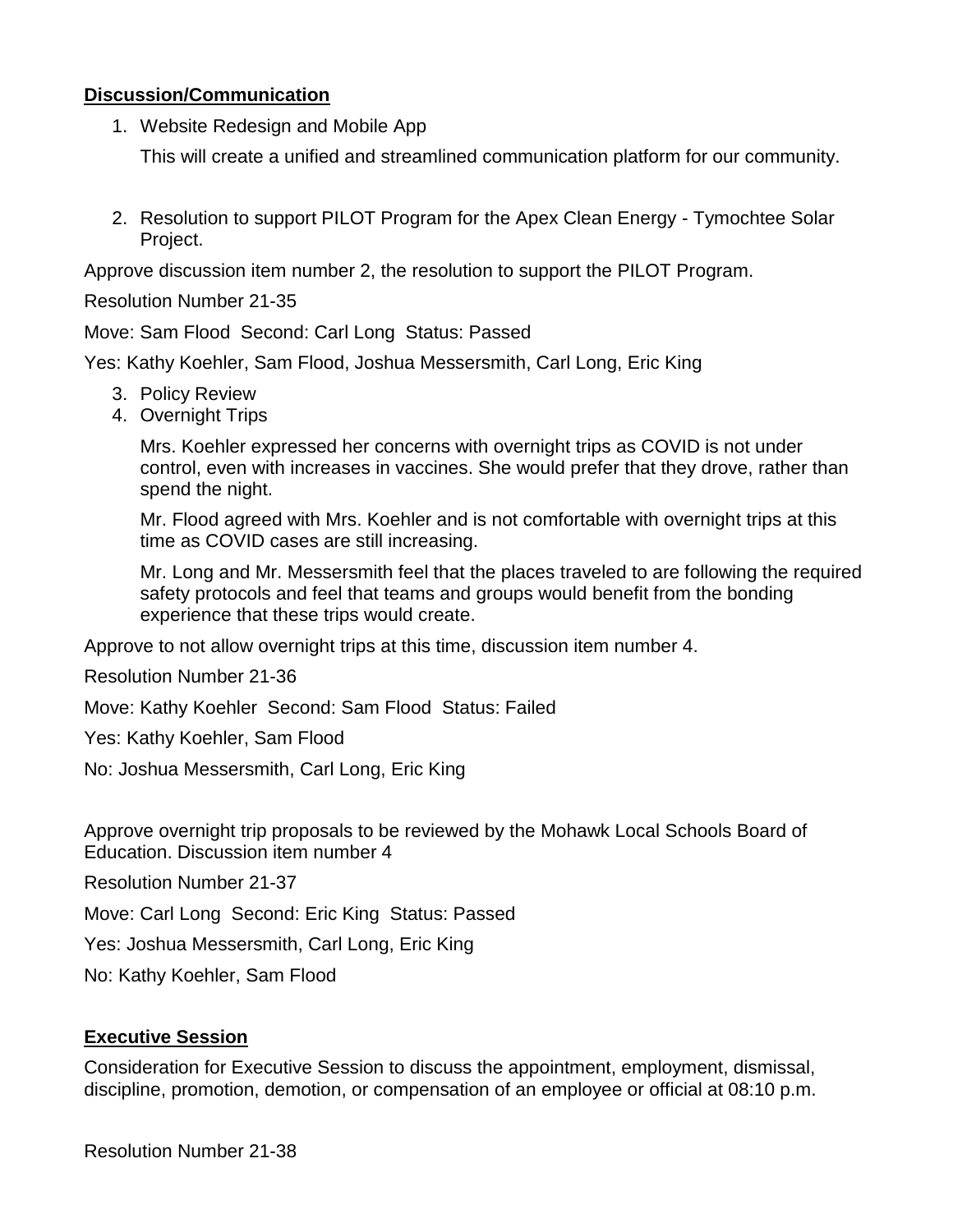**Discussion/Communication**

1. Website Redesign and Mobile App

   This will create a unified and streamlined communication platform for our community.

2. Resolution to support PILOT Program for the Apex Clean Energy - Tymochtee Solar Project.

Approve discussion item number 2, the resolution to support the PILOT Program.

Resolution Number 21-35

Move: Sam Flood Second: Carl Long Status: Passed

Yes: Kathy Koehler, Sam Flood, Joshua Messersmith, Carl Long, Eric King

3. Policy Review
4. Overnight Trips

   Mrs. Koehler expressed her concerns with overnight trips as COVID is not under control, even with increases in vaccines. She would prefer that they drove, rather than spend the night.

   Mr. Flood agreed with Mrs. Koehler and is not comfortable with overnight trips at this time as COVID cases are still increasing.

   Mr. Long and Mr. Messersmith feel that the places traveled to are following the required safety protocols and feel that teams and groups would benefit from the bonding experience that these trips would create.

Approve to not allow overnight trips at this time, discussion item number 4.

Resolution Number 21-36

Move: Kathy Koehler Second: Sam Flood Status: Failed

Yes: Kathy Koehler, Sam Flood

No: Joshua Messersmith, Carl Long, Eric King

Approve overnight trip proposals to be reviewed by the Mohawk Local Schools Board of Education. Discussion item number 4

Resolution Number 21-37

Move: Carl Long Second: Eric King Status: Passed

Yes: Joshua Messersmith, Carl Long, Eric King

No: Kathy Koehler, Sam Flood

**Executive Session**

Consideration for Executive Session to discuss the appointment, employment, dismissal, discipline, promotion, demotion, or compensation of an employee or official at 08:10 p.m.

Resolution Number 21-38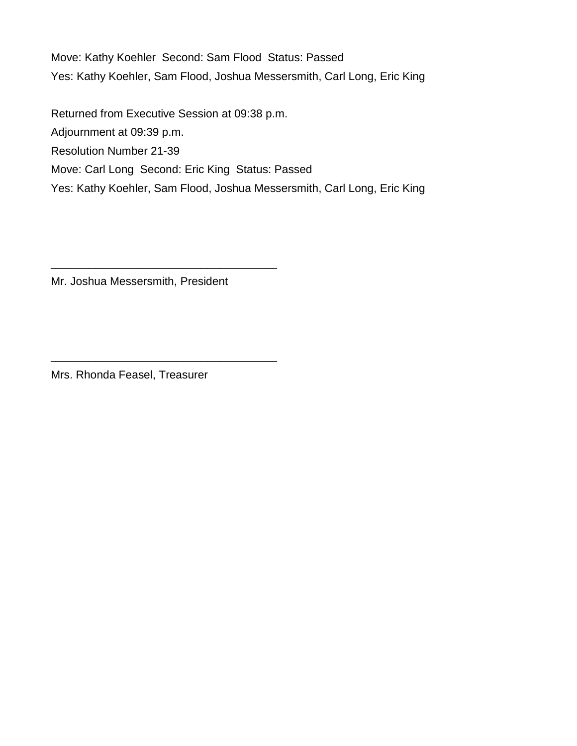Move: Kathy Koehler  Second: Sam Flood  Status: Passed
Yes: Kathy Koehler, Sam Flood, Joshua Messersmith, Carl Long, Eric King

Returned from Executive Session at 09:38 p.m.
Adjournment at 09:39 p.m.
Resolution Number 21-39
Move: Carl Long  Second: Eric King  Status: Passed
Yes: Kathy Koehler, Sam Flood, Joshua Messersmith, Carl Long, Eric King

___________________________________
Mr. Joshua Messersmith, President

___________________________________
Mrs. Rhonda Feasel, Treasurer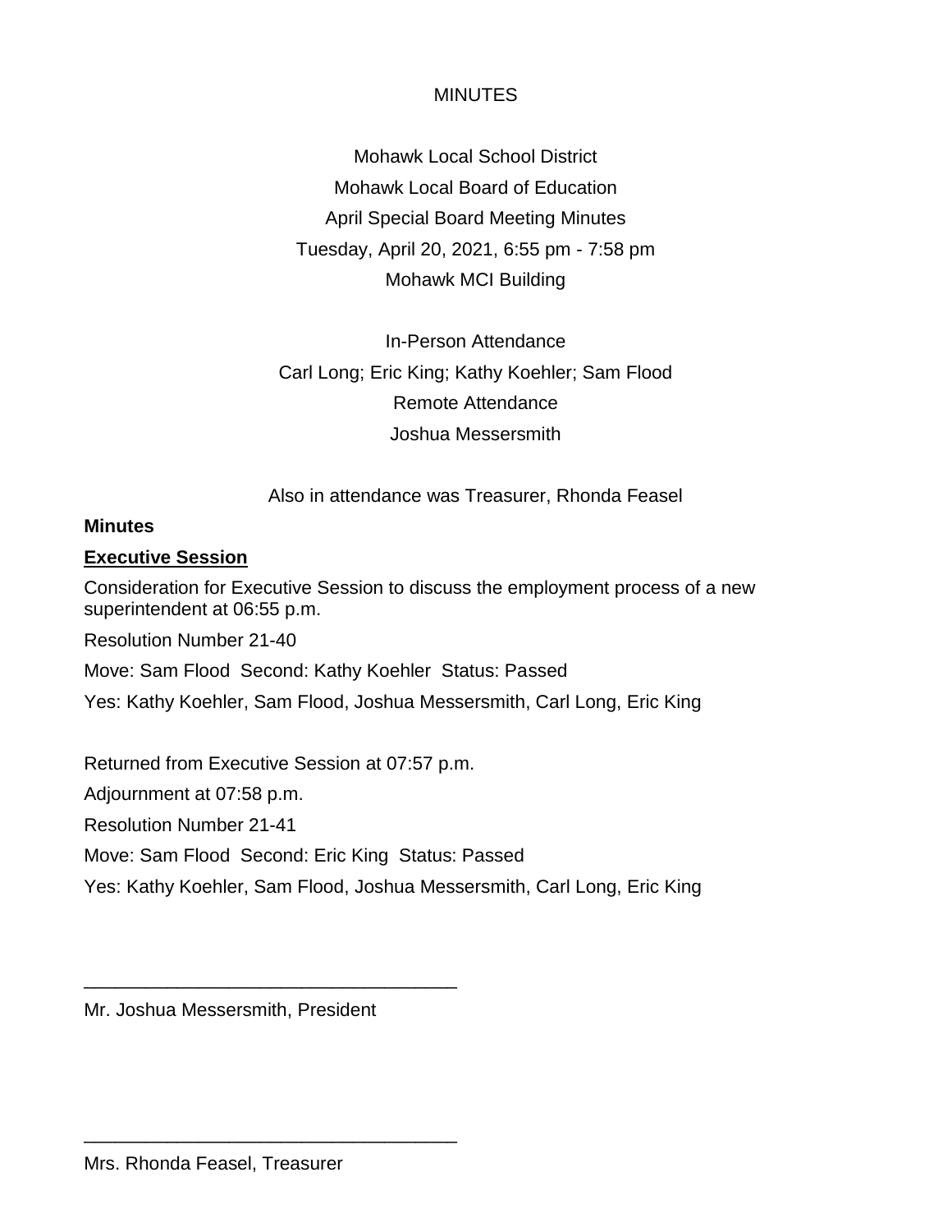MINUTES

Mohawk Local School District

Mohawk Local Board of Education

April Special Board Meeting Minutes

Tuesday, April 20, 2021, 6:55 pm - 7:58 pm

Mohawk MCI Building

In-Person Attendance

Carl Long; Eric King; Kathy Koehler; Sam Flood

Remote Attendance

Joshua Messersmith

Also in attendance was Treasurer, Rhonda Feasel

**Minutes**

**Executive Session**

Consideration for Executive Session to discuss the employment process of a new superintendent at 06:55 p.m.

Resolution Number 21-40

Move: Sam Flood Second: Kathy Koehler Status: Passed

Yes: Kathy Koehler, Sam Flood, Joshua Messersmith, Carl Long, Eric King

Returned from Executive Session at 07:57 p.m.

Adjournment at 07:58 p.m.

Resolution Number 21-41

Move: Sam Flood Second: Eric King Status: Passed

Yes: Kathy Koehler, Sam Flood, Joshua Messersmith, Carl Long, Eric King

\_\_\_\_\_\_\_\_\_\_\_\_\_\_\_\_\_\_\_\_\_\_\_\_\_\_\_\_\_\_\_\_\_\_\_\_

Mr. Joshua Messersmith, President

\_\_\_\_\_\_\_\_\_\_\_\_\_\_\_\_\_\_\_\_\_\_\_\_\_\_\_\_\_\_\_\_\_\_\_\_

Mrs. Rhonda Feasel, Treasurer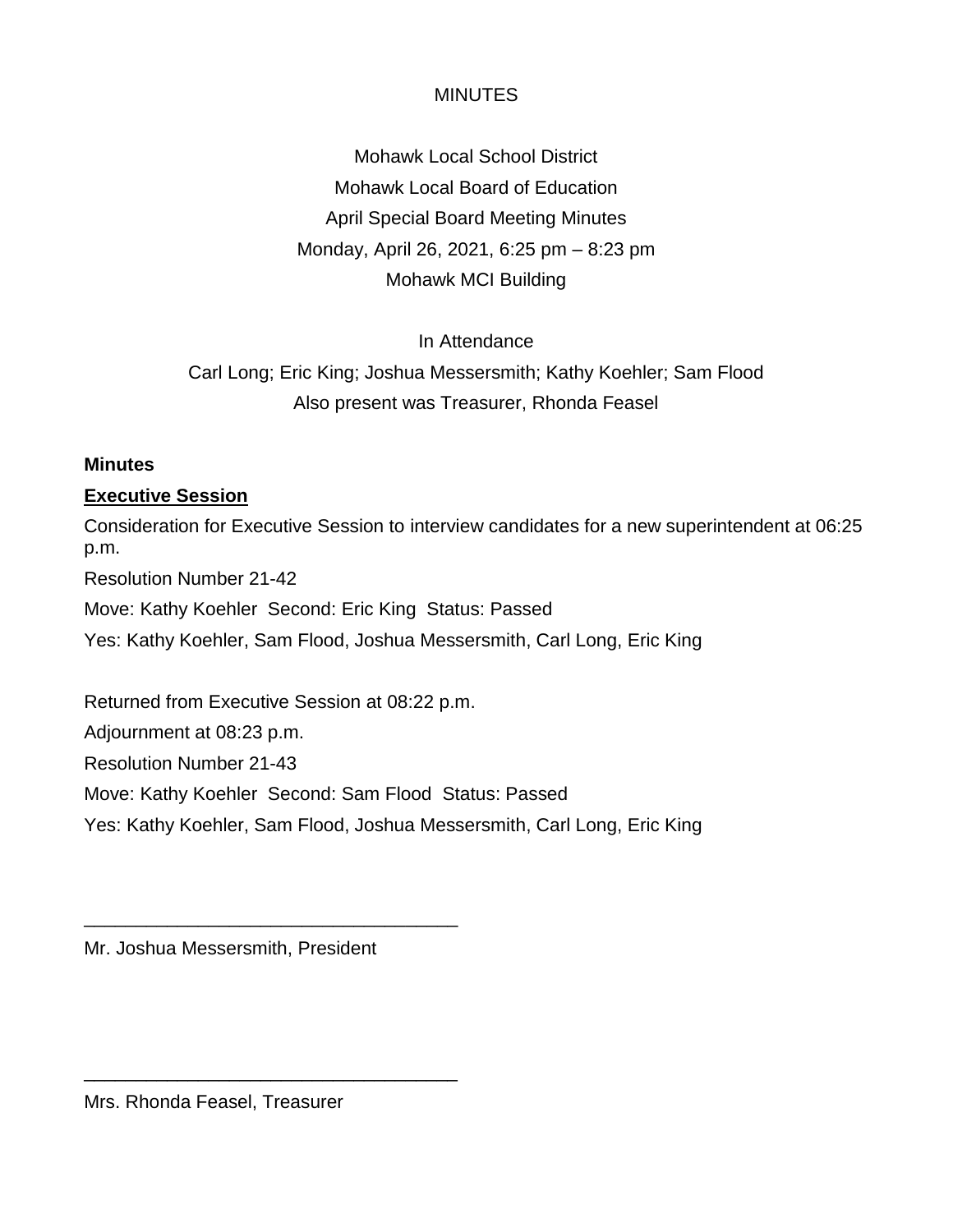MINUTES

Mohawk Local School District

Mohawk Local Board of Education

April Special Board Meeting Minutes

Monday, April 26, 2021, 6:25 pm – 8:23 pm

Mohawk MCI Building

In Attendance

Carl Long; Eric King; Joshua Messersmith; Kathy Koehler; Sam Flood

Also present was Treasurer, Rhonda Feasel

**Minutes**

**Executive Session**

Consideration for Executive Session to interview candidates for a new superintendent at 06:25 p.m.

Resolution Number 21-42

Move: Kathy Koehler Second: Eric King Status: Passed

Yes: Kathy Koehler, Sam Flood, Joshua Messersmith, Carl Long, Eric King

Returned from Executive Session at 08:22 p.m.

Adjournment at 08:23 p.m.

Resolution Number 21-43

Move: Kathy Koehler Second: Sam Flood Status: Passed

Yes: Kathy Koehler, Sam Flood, Joshua Messersmith, Carl Long, Eric King

\_\_\_\_\_\_\_\_\_\_\_\_\_\_\_\_\_\_\_\_\_\_\_\_\_\_\_\_\_\_\_\_\_\_\_\_

Mr. Joshua Messersmith, President

\_\_\_\_\_\_\_\_\_\_\_\_\_\_\_\_\_\_\_\_\_\_\_\_\_\_\_\_\_\_\_\_\_\_\_\_

Mrs. Rhonda Feasel, Treasurer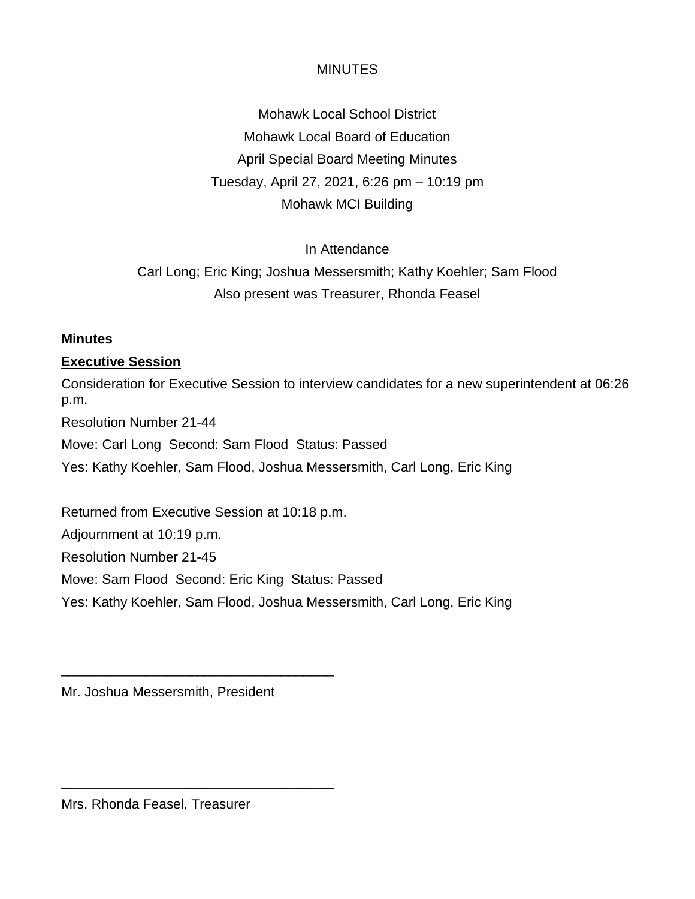MINUTES

Mohawk Local School District
Mohawk Local Board of Education
April Special Board Meeting Minutes
Tuesday, April 27, 2021, 6:26 pm – 10:19 pm
Mohawk MCI Building

In Attendance
Carl Long; Eric King; Joshua Messersmith; Kathy Koehler; Sam Flood
Also present was Treasurer, Rhonda Feasel

**Minutes**

**Executive Session**

Consideration for Executive Session to interview candidates for a new superintendent at 06:26 p.m.

Resolution Number 21-44

Move: Carl Long Second: Sam Flood Status: Passed

Yes: Kathy Koehler, Sam Flood, Joshua Messersmith, Carl Long, Eric King

Returned from Executive Session at 10:18 p.m.

Adjournment at 10:19 p.m.

Resolution Number 21-45

Move: Sam Flood Second: Eric King Status: Passed

Yes: Kathy Koehler, Sam Flood, Joshua Messersmith, Carl Long, Eric King

\_\_\_\_\_\_\_\_\_\_\_\_\_\_\_\_\_\_\_\_\_\_\_\_\_\_\_\_\_\_\_\_\_\_\_\_

Mr. Joshua Messersmith, President

\_\_\_\_\_\_\_\_\_\_\_\_\_\_\_\_\_\_\_\_\_\_\_\_\_\_\_\_\_\_\_\_\_\_\_\_

Mrs. Rhonda Feasel, Treasurer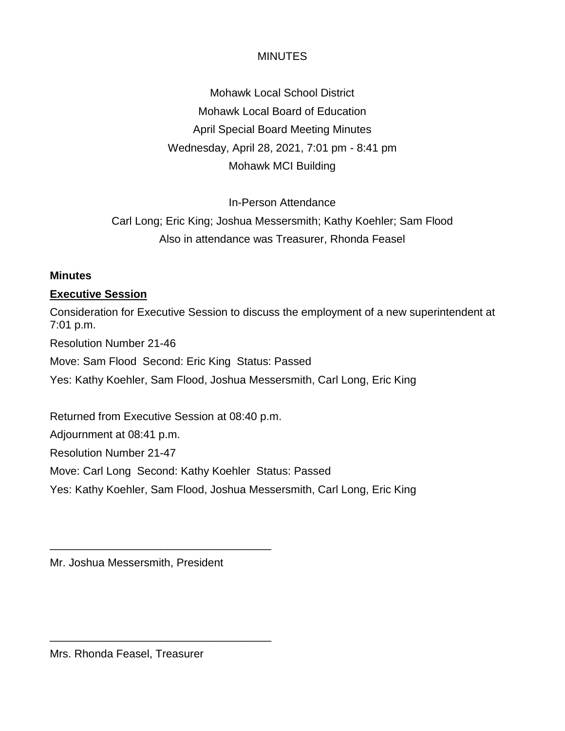MINUTES

Mohawk Local School District

Mohawk Local Board of Education

April Special Board Meeting Minutes

Wednesday, April 28, 2021, 7:01 pm - 8:41 pm

Mohawk MCI Building

In-Person Attendance

Carl Long; Eric King; Joshua Messersmith; Kathy Koehler; Sam Flood

Also in attendance was Treasurer, Rhonda Feasel

**Minutes**

**Executive Session**

Consideration for Executive Session to discuss the employment of a new superintendent at 7:01 p.m.

Resolution Number 21-46

Move: Sam Flood  Second: Eric King  Status: Passed

Yes: Kathy Koehler, Sam Flood, Joshua Messersmith, Carl Long, Eric King

Returned from Executive Session at 08:40 p.m.

Adjournment at 08:41 p.m.

Resolution Number 21-47

Move: Carl Long  Second: Kathy Koehler  Status: Passed

Yes: Kathy Koehler, Sam Flood, Joshua Messersmith, Carl Long, Eric King

___________________________________

Mr. Joshua Messersmith, President

___________________________________

Mrs. Rhonda Feasel, Treasurer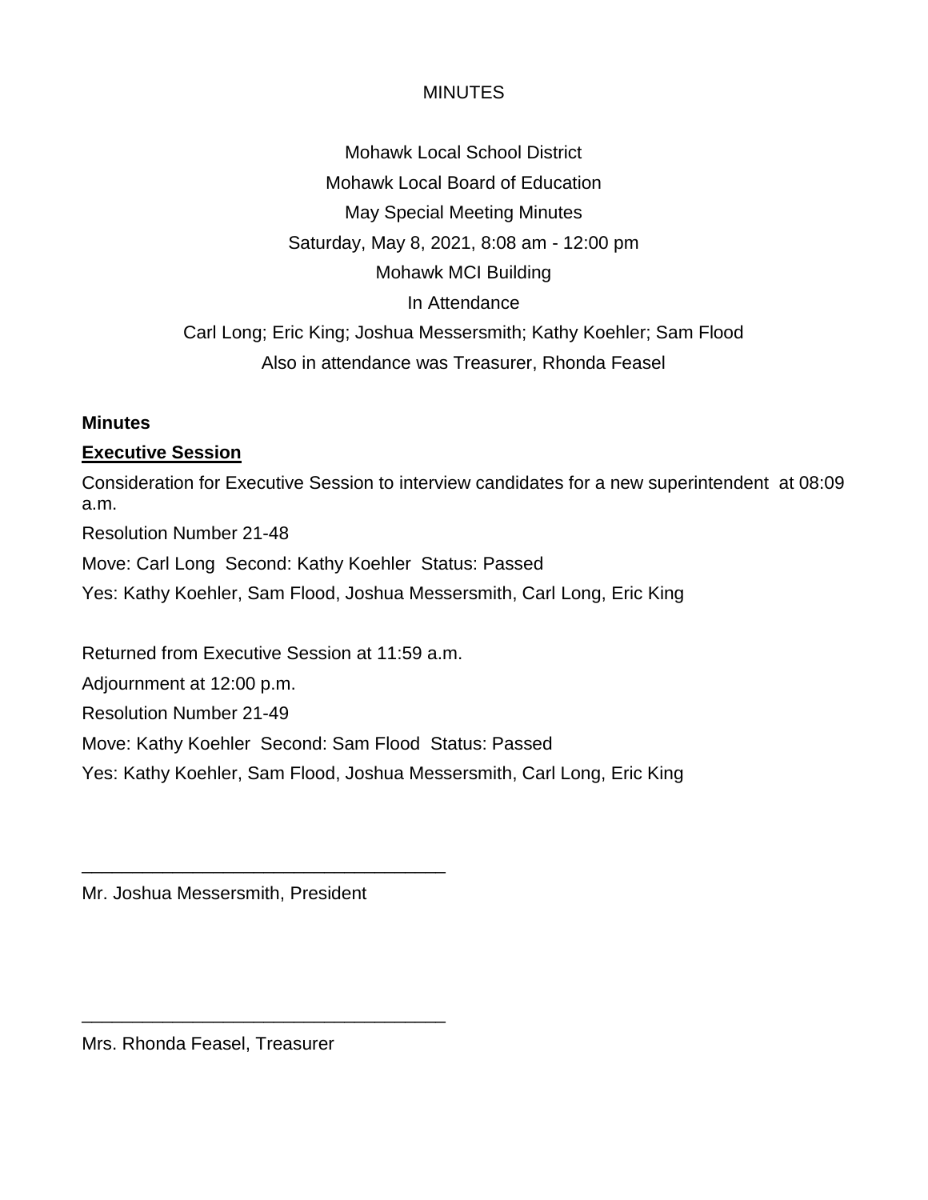MINUTES

Mohawk Local School District

Mohawk Local Board of Education

May Special Meeting Minutes

Saturday, May 8, 2021, 8:08 am - 12:00 pm

Mohawk MCI Building

In Attendance

Carl Long; Eric King; Joshua Messersmith; Kathy Koehler; Sam Flood

Also in attendance was Treasurer, Rhonda Feasel

**Minutes**

**Executive Session**

Consideration for Executive Session to interview candidates for a new superintendent at 08:09 a.m.

Resolution Number 21-48

Move: Carl Long Second: Kathy Koehler Status: Passed

Yes: Kathy Koehler, Sam Flood, Joshua Messersmith, Carl Long, Eric King

Returned from Executive Session at 11:59 a.m.

Adjournment at 12:00 p.m.

Resolution Number 21-49

Move: Kathy Koehler Second: Sam Flood Status: Passed

Yes: Kathy Koehler, Sam Flood, Joshua Messersmith, Carl Long, Eric King

___________________________________

Mr. Joshua Messersmith, President

___________________________________

Mrs. Rhonda Feasel, Treasurer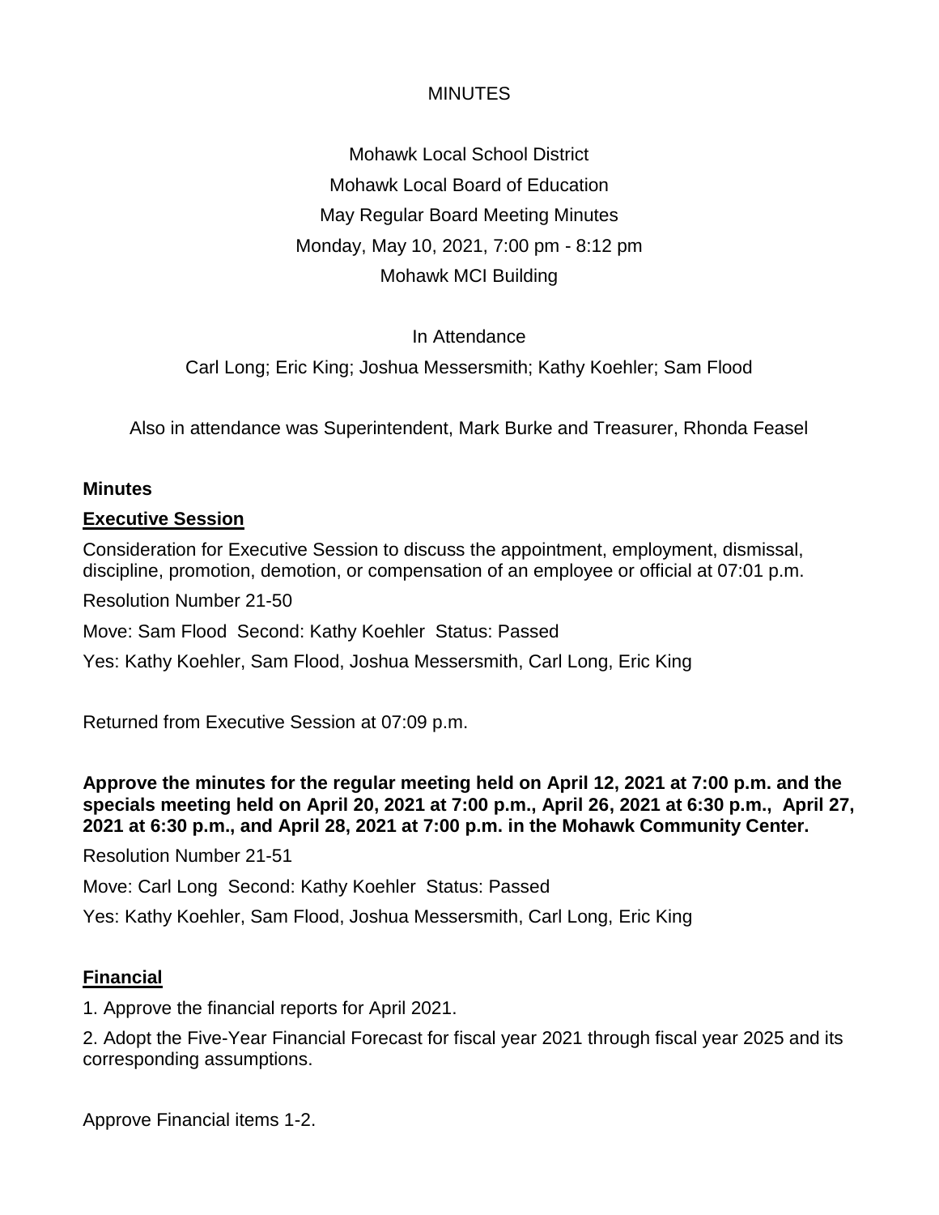MINUTES

Mohawk Local School District
Mohawk Local Board of Education
May Regular Board Meeting Minutes
Monday, May 10, 2021, 7:00 pm - 8:12 pm
Mohawk MCI Building

In Attendance

Carl Long; Eric King; Joshua Messersmith; Kathy Koehler; Sam Flood

Also in attendance was Superintendent, Mark Burke and Treasurer, Rhonda Feasel

**Minutes**

**Executive Session**

Consideration for Executive Session to discuss the appointment, employment, dismissal, discipline, promotion, demotion, or compensation of an employee or official at 07:01 p.m.

Resolution Number 21-50

Move: Sam Flood Second: Kathy Koehler Status: Passed

Yes: Kathy Koehler, Sam Flood, Joshua Messersmith, Carl Long, Eric King

Returned from Executive Session at 07:09 p.m.

**Approve the minutes for the regular meeting held on April 12, 2021 at 7:00 p.m. and the specials meeting held on April 20, 2021 at 7:00 p.m., April 26, 2021 at 6:30 p.m., April 27, 2021 at 6:30 p.m., and April 28, 2021 at 7:00 p.m. in the Mohawk Community Center.**

Resolution Number 21-51

Move: Carl Long Second: Kathy Koehler Status: Passed

Yes: Kathy Koehler, Sam Flood, Joshua Messersmith, Carl Long, Eric King

**Financial**

1. Approve the financial reports for April 2021.

2. Adopt the Five-Year Financial Forecast for fiscal year 2021 through fiscal year 2025 and its corresponding assumptions.

Approve Financial items 1-2.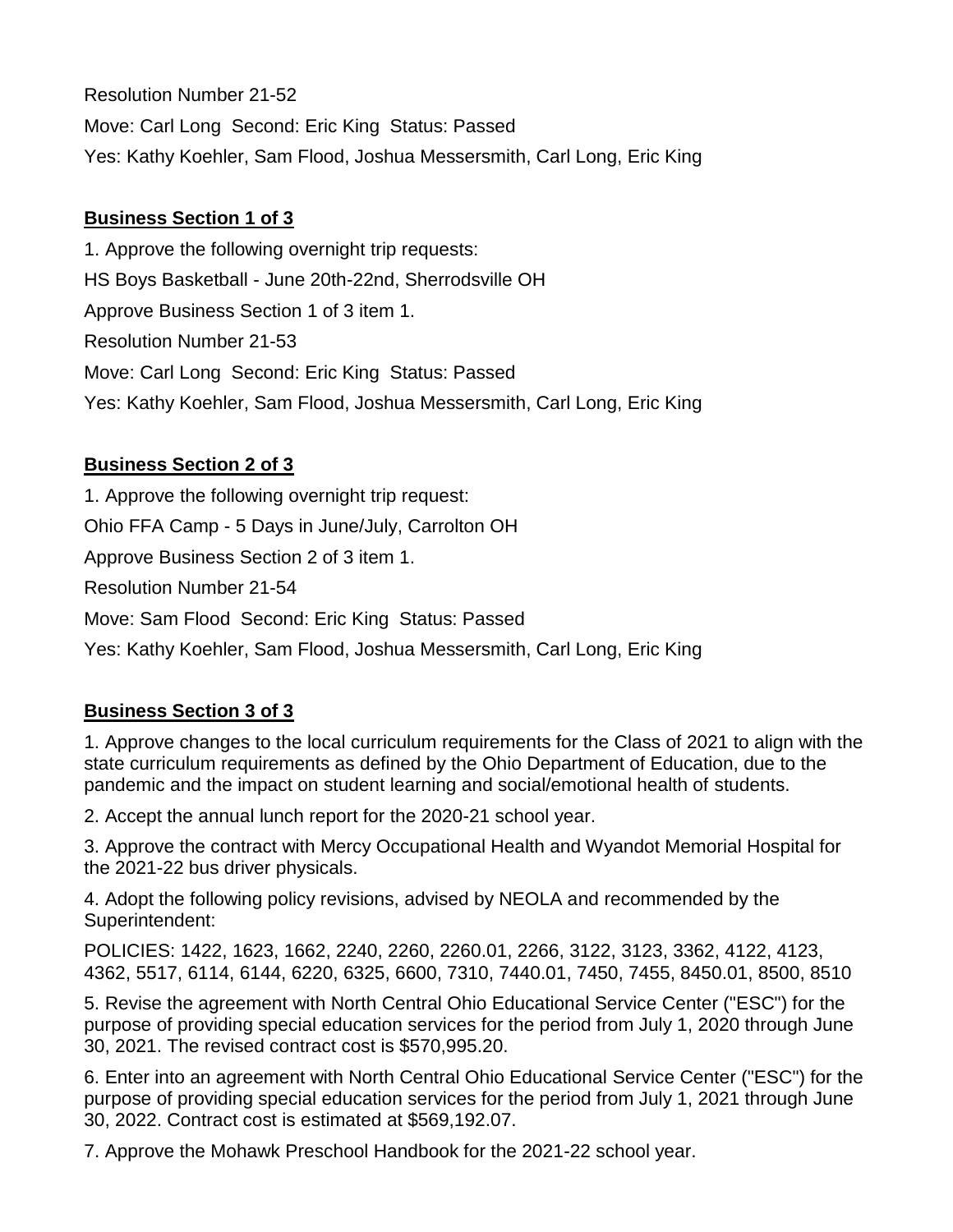Resolution Number 21-52

Move: Carl Long  Second: Eric King  Status: Passed

Yes: Kathy Koehler, Sam Flood, Joshua Messersmith, Carl Long, Eric King

**Business Section 1 of 3**

1. Approve the following overnight trip requests:

HS Boys Basketball - June 20th-22nd, Sherrodsville OH

Approve Business Section 1 of 3 item 1.

Resolution Number 21-53

Move: Carl Long  Second: Eric King  Status: Passed

Yes: Kathy Koehler, Sam Flood, Joshua Messersmith, Carl Long, Eric King

**Business Section 2 of 3**

1. Approve the following overnight trip request:

Ohio FFA Camp - 5 Days in June/July, Carrolton OH

Approve Business Section 2 of 3 item 1.

Resolution Number 21-54

Move: Sam Flood  Second: Eric King  Status: Passed

Yes: Kathy Koehler, Sam Flood, Joshua Messersmith, Carl Long, Eric King

**Business Section 3 of 3**

1. Approve changes to the local curriculum requirements for the Class of 2021 to align with the state curriculum requirements as defined by the Ohio Department of Education, due to the pandemic and the impact on student learning and social/emotional health of students.

2. Accept the annual lunch report for the 2020-21 school year.

3. Approve the contract with Mercy Occupational Health and Wyandot Memorial Hospital for the 2021-22 bus driver physicals.

4. Adopt the following policy revisions, advised by NEOLA and recommended by the Superintendent:

POLICIES: 1422, 1623, 1662, 2240, 2260, 2260.01, 2266, 3122, 3123, 3362, 4122, 4123, 4362, 5517, 6114, 6144, 6220, 6325, 6600, 7310, 7440.01, 7450, 7455, 8450.01, 8500, 8510

5. Revise the agreement with North Central Ohio Educational Service Center ("ESC") for the purpose of providing special education services for the period from July 1, 2020 through June 30, 2021. The revised contract cost is $570,995.20.

6. Enter into an agreement with North Central Ohio Educational Service Center ("ESC") for the purpose of providing special education services for the period from July 1, 2021 through June 30, 2022. Contract cost is estimated at $569,192.07.

7. Approve the Mohawk Preschool Handbook for the 2021-22 school year.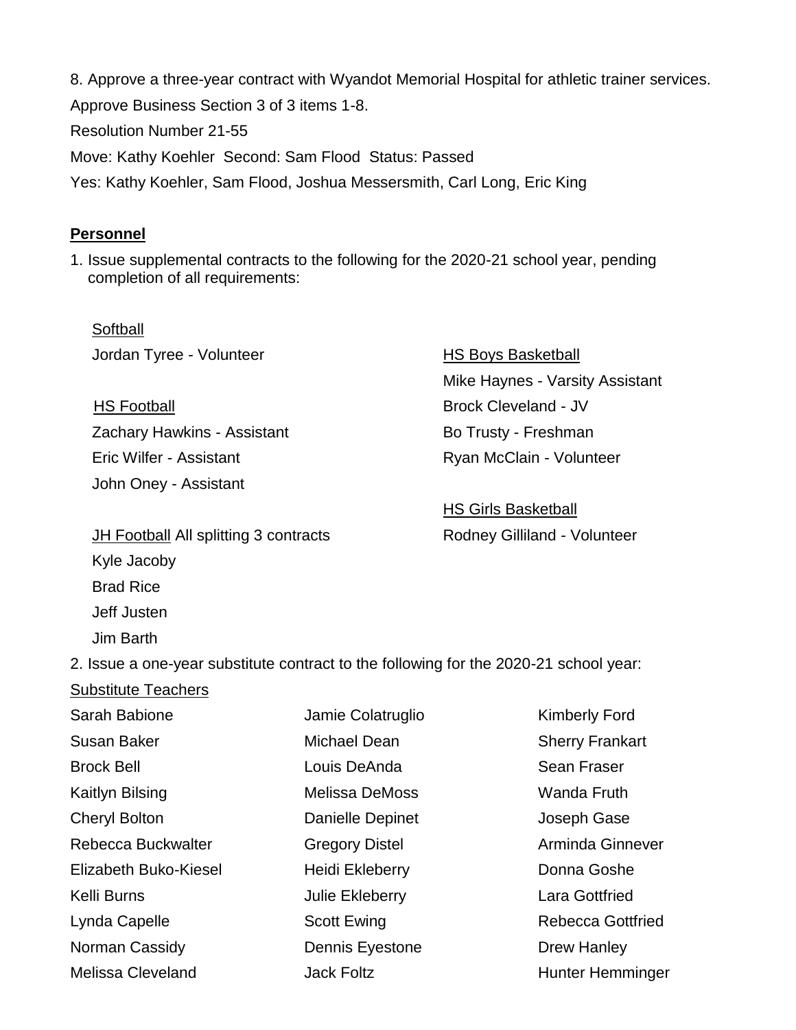8. Approve a three-year contract with Wyandot Memorial Hospital for athletic trainer services.

Approve Business Section 3 of 3 items 1-8.

Resolution Number 21-55

Move: Kathy Koehler  Second: Sam Flood  Status: Passed

Yes: Kathy Koehler, Sam Flood, Joshua Messersmith, Carl Long, Eric King

## **Personnel**

1. Issue supplemental contracts to the following for the 2020-21 school year, pending completion of all requirements:

Softball
Jordan Tyree - Volunteer

HS Football
Zachary Hawkins - Assistant
Eric Wilfer - Assistant
John Oney - Assistant

JH Football All splitting 3 contracts
Kyle Jacoby
Brad Rice
Jeff Justen
Jim Barth

HS Boys Basketball
Mike Haynes - Varsity Assistant
Brock Cleveland - JV
Bo Trusty - Freshman
Ryan McClain - Volunteer

HS Girls Basketball
Rodney Gilliland - Volunteer

2. Issue a one-year substitute contract to the following for the 2020-21 school year:

Substitute Teachers

Sarah Babione
Susan Baker
Brock Bell
Kaitlyn Bilsing
Cheryl Bolton
Rebecca Buckwalter
Elizabeth Buko-Kiesel
Kelli Burns
Lynda Capelle
Norman Cassidy
Melissa Cleveland
Jamie Colatruglio
Michael Dean
Louis DeAnda
Melissa DeMoss
Danielle Depinet
Gregory Distel
Heidi Ekleberry
Julie Ekleberry
Scott Ewing
Dennis Eyestone
Jack Foltz
Kimberly Ford
Sherry Frankart
Sean Fraser
Wanda Fruth
Joseph Gase
Arminda Ginnever
Donna Goshe
Lara Gottfried
Rebecca Gottfried
Drew Hanley
Hunter Hemminger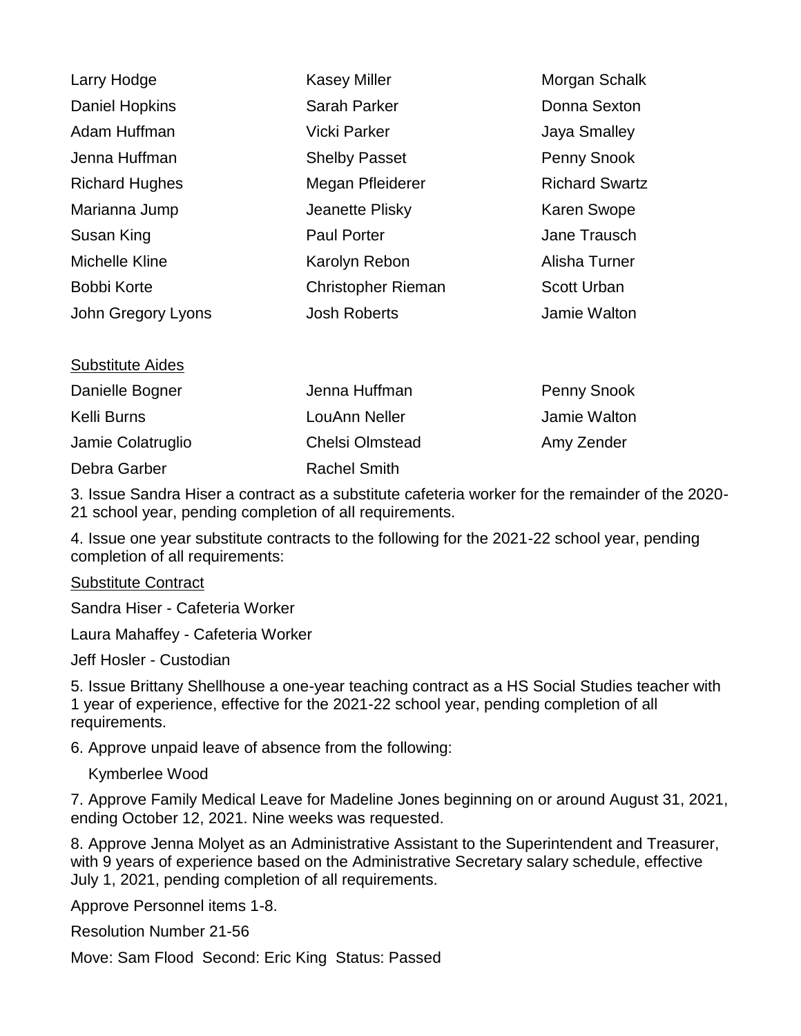| | | |
|---|---|---|
| Larry Hodge | Kasey Miller | Morgan Schalk |
| Daniel Hopkins | Sarah Parker | Donna Sexton |
| Adam Huffman | Vicki Parker | Jaya Smalley |
| Jenna Huffman | Shelby Passet | Penny Snook |
| Richard Hughes | Megan Pfleiderer | Richard Swartz |
| Marianna Jump | Jeanette Plisky | Karen Swope |
| Susan King | Paul Porter | Jane Trausch |
| Michelle Kline | Karolyn Rebon | Alisha Turner |
| Bobbi Korte | Christopher Rieman | Scott Urban |
| John Gregory Lyons | Josh Roberts | Jamie Walton |

Substitute Aides

| | | |
|---|---|---|
| Danielle Bogner | Jenna Huffman | Penny Snook |
| Kelli Burns | LouAnn Neller | Jamie Walton |
| Jamie Colatruglio | Chelsi Olmstead | Amy Zender |
| Debra Garber | Rachel Smith | |

3. Issue Sandra Hiser a contract as a substitute cafeteria worker for the remainder of the 2020-21 school year, pending completion of all requirements.

4. Issue one year substitute contracts to the following for the 2021-22 school year, pending completion of all requirements:

Substitute Contract

Sandra Hiser - Cafeteria Worker

Laura Mahaffey - Cafeteria Worker

Jeff Hosler - Custodian

5. Issue Brittany Shellhouse a one-year teaching contract as a HS Social Studies teacher with 1 year of experience, effective for the 2021-22 school year, pending completion of all requirements.

6. Approve unpaid leave of absence from the following:

Kymberlee Wood

7. Approve Family Medical Leave for Madeline Jones beginning on or around August 31, 2021, ending October 12, 2021. Nine weeks was requested.

8. Approve Jenna Molyet as an Administrative Assistant to the Superintendent and Treasurer, with 9 years of experience based on the Administrative Secretary salary schedule, effective July 1, 2021, pending completion of all requirements.

Approve Personnel items 1-8.

Resolution Number 21-56

Move: Sam Flood Second: Eric King Status: Passed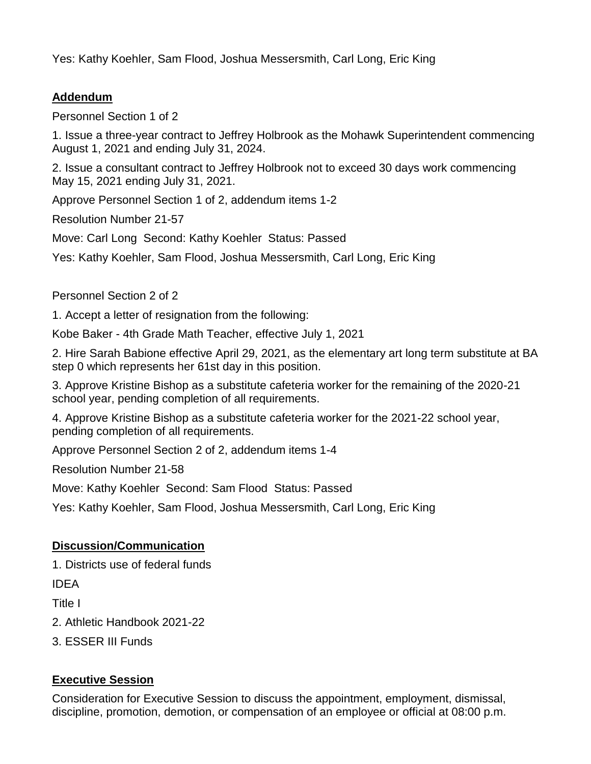Yes: Kathy Koehler, Sam Flood, Joshua Messersmith, Carl Long, Eric King

**Addendum**

Personnel Section 1 of 2

1. Issue a three-year contract to Jeffrey Holbrook as the Mohawk Superintendent commencing August 1, 2021 and ending July 31, 2024.

2. Issue a consultant contract to Jeffrey Holbrook not to exceed 30 days work commencing May 15, 2021 ending July 31, 2021.

Approve Personnel Section 1 of 2, addendum items 1-2

Resolution Number 21-57

Move: Carl Long Second: Kathy Koehler Status: Passed

Yes: Kathy Koehler, Sam Flood, Joshua Messersmith, Carl Long, Eric King

Personnel Section 2 of 2

1. Accept a letter of resignation from the following:

Kobe Baker - 4th Grade Math Teacher, effective July 1, 2021

2. Hire Sarah Babione effective April 29, 2021, as the elementary art long term substitute at BA step 0 which represents her 61st day in this position.

3. Approve Kristine Bishop as a substitute cafeteria worker for the remaining of the 2020-21 school year, pending completion of all requirements.

4. Approve Kristine Bishop as a substitute cafeteria worker for the 2021-22 school year, pending completion of all requirements.

Approve Personnel Section 2 of 2, addendum items 1-4

Resolution Number 21-58

Move: Kathy Koehler Second: Sam Flood Status: Passed

Yes: Kathy Koehler, Sam Flood, Joshua Messersmith, Carl Long, Eric King

**Discussion/Communication**

1. Districts use of federal funds

IDEA

Title I

2. Athletic Handbook 2021-22

3. ESSER III Funds

**Executive Session**

Consideration for Executive Session to discuss the appointment, employment, dismissal, discipline, promotion, demotion, or compensation of an employee or official at 08:00 p.m.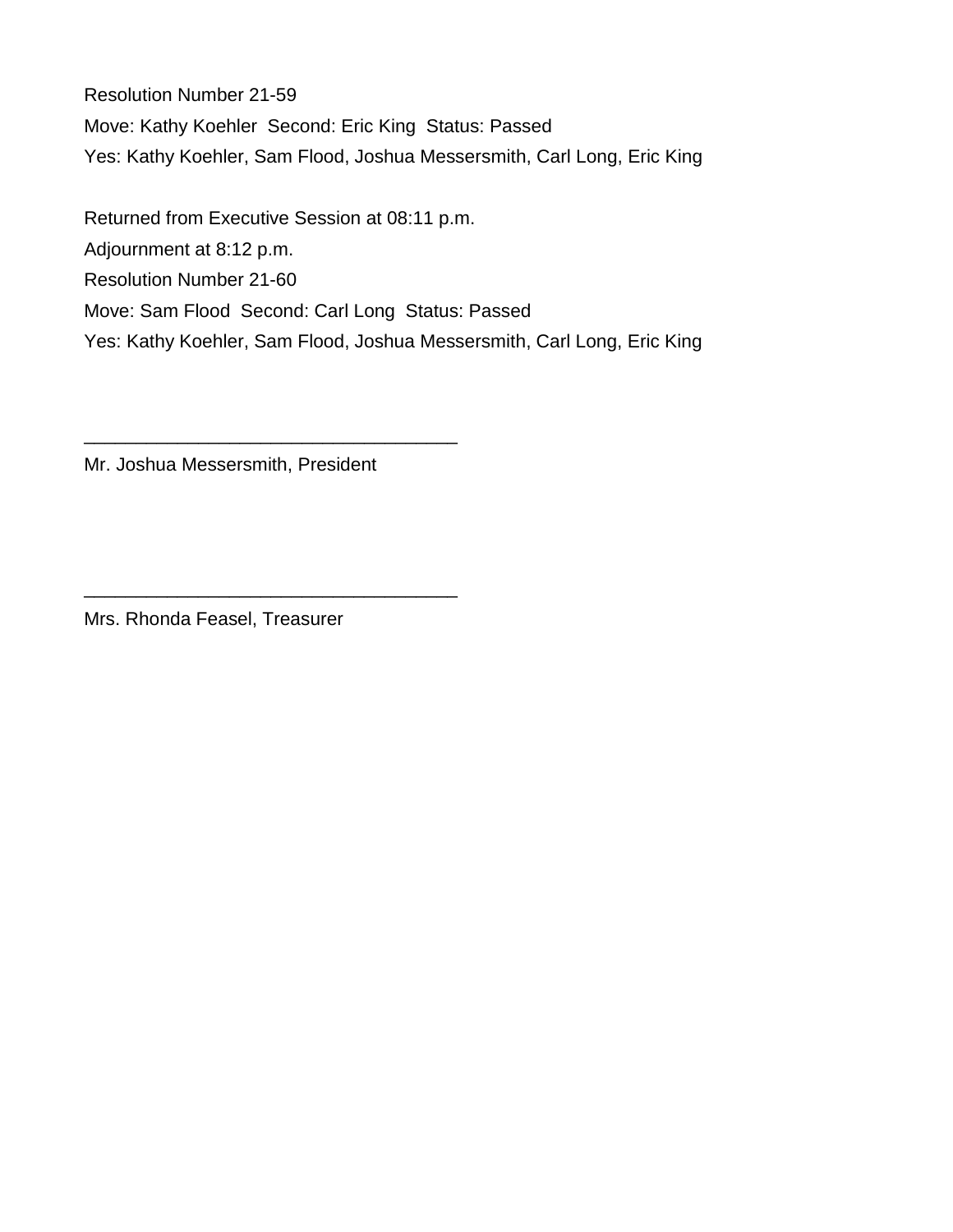Resolution Number 21-59

Move: Kathy Koehler  Second: Eric King  Status: Passed

Yes: Kathy Koehler, Sam Flood, Joshua Messersmith, Carl Long, Eric King

Returned from Executive Session at 08:11 p.m.

Adjournment at 8:12 p.m.

Resolution Number 21-60

Move: Sam Flood  Second: Carl Long  Status: Passed

Yes: Kathy Koehler, Sam Flood, Joshua Messersmith, Carl Long, Eric King

___________________________________

Mr. Joshua Messersmith, President

___________________________________

Mrs. Rhonda Feasel, Treasurer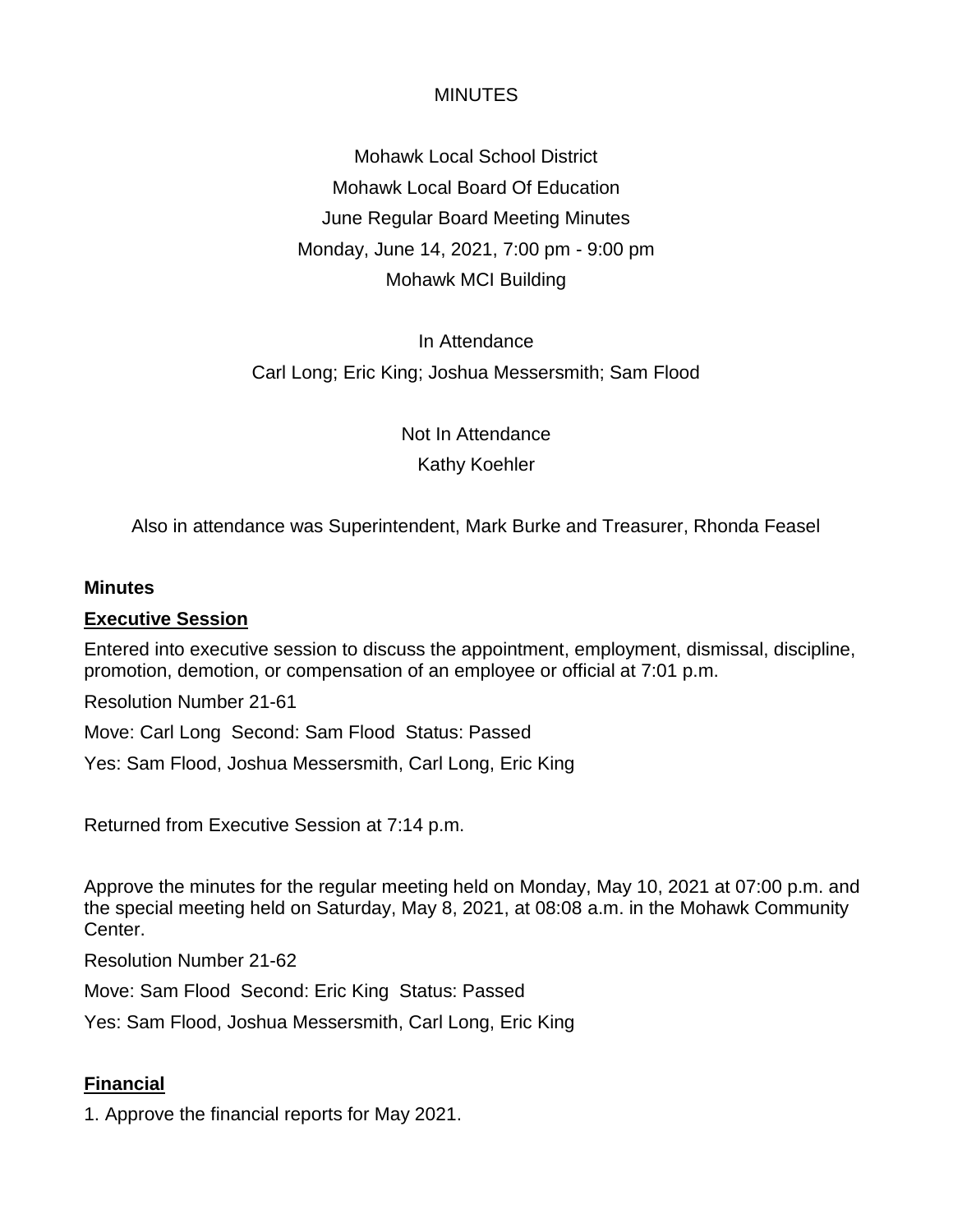MINUTES

Mohawk Local School District
Mohawk Local Board Of Education
June Regular Board Meeting Minutes
Monday, June 14, 2021, 7:00 pm - 9:00 pm
Mohawk MCI Building

In Attendance
Carl Long; Eric King; Joshua Messersmith; Sam Flood

Not In Attendance
Kathy Koehler

Also in attendance was Superintendent, Mark Burke and Treasurer, Rhonda Feasel

**Minutes**

**Executive Session**

Entered into executive session to discuss the appointment, employment, dismissal, discipline, promotion, demotion, or compensation of an employee or official at 7:01 p.m.

Resolution Number 21-61

Move: Carl Long Second: Sam Flood Status: Passed

Yes: Sam Flood, Joshua Messersmith, Carl Long, Eric King

Returned from Executive Session at 7:14 p.m.

Approve the minutes for the regular meeting held on Monday, May 10, 2021 at 07:00 p.m. and the special meeting held on Saturday, May 8, 2021, at 08:08 a.m. in the Mohawk Community Center.

Resolution Number 21-62

Move: Sam Flood Second: Eric King Status: Passed

Yes: Sam Flood, Joshua Messersmith, Carl Long, Eric King

**Financial**

1. Approve the financial reports for May 2021.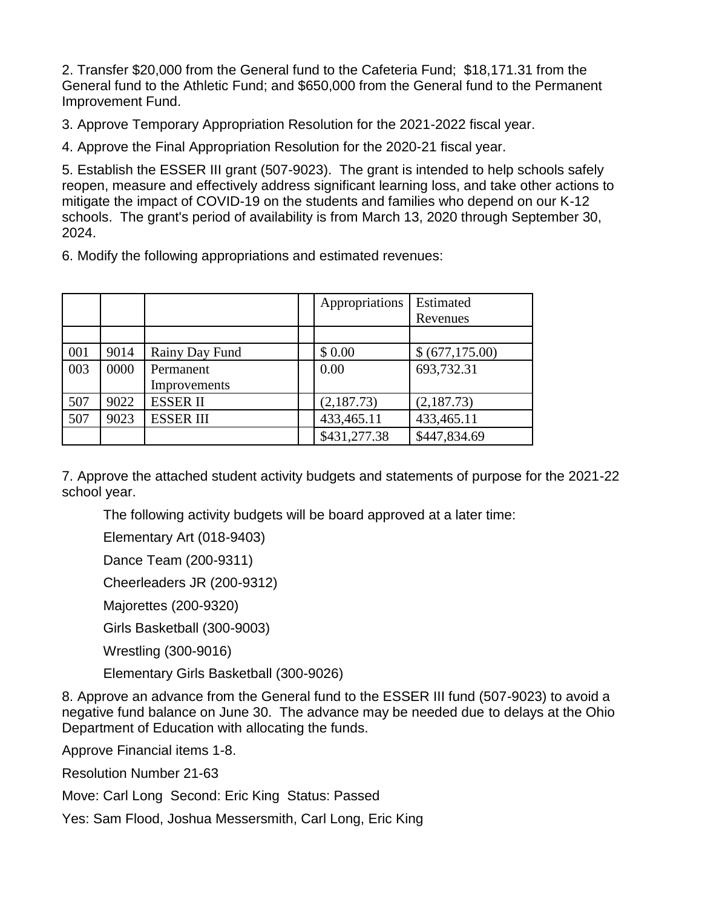2. Transfer $20,000 from the General fund to the Cafeteria Fund;  $18,171.31 from the General fund to the Athletic Fund; and $650,000 from the General fund to the Permanent Improvement Fund.

3. Approve Temporary Appropriation Resolution for the 2021-2022 fiscal year.

4. Approve the Final Appropriation Resolution for the 2020-21 fiscal year.

5. Establish the ESSER III grant (507-9023).  The grant is intended to help schools safely reopen, measure and effectively address significant learning loss, and take other actions to mitigate the impact of COVID-19 on the students and families who depend on our K-12 schools.  The grant's period of availability is from March 13, 2020 through September 30, 2024.

6. Modify the following appropriations and estimated revenues:

| | | | | Appropriations | Estimated Revenues |
|---|---|---|---|---|---|
| | | | | | |
| 001 | 9014 | Rainy Day Fund | | $ 0.00 | $ (677,175.00) |
| 003 | 0000 | Permanent Improvements | | 0.00 | 693,732.31 |
| 507 | 9022 | ESSER II | | (2,187.73) | (2,187.73) |
| 507 | 9023 | ESSER III | | 433,465.11 | 433,465.11 |
| | | | | $431,277.38 | $447,834.69 |

7. Approve the attached student activity budgets and statements of purpose for the 2021-22 school year.

The following activity budgets will be board approved at a later time:

Elementary Art (018-9403)

Dance Team (200-9311)

Cheerleaders JR (200-9312)

Majorettes (200-9320)

Girls Basketball (300-9003)

Wrestling (300-9016)

Elementary Girls Basketball (300-9026)

8. Approve an advance from the General fund to the ESSER III fund (507-9023) to avoid a negative fund balance on June 30.  The advance may be needed due to delays at the Ohio Department of Education with allocating the funds.

Approve Financial items 1-8.

Resolution Number 21-63

Move: Carl Long  Second: Eric King  Status: Passed

Yes: Sam Flood, Joshua Messersmith, Carl Long, Eric King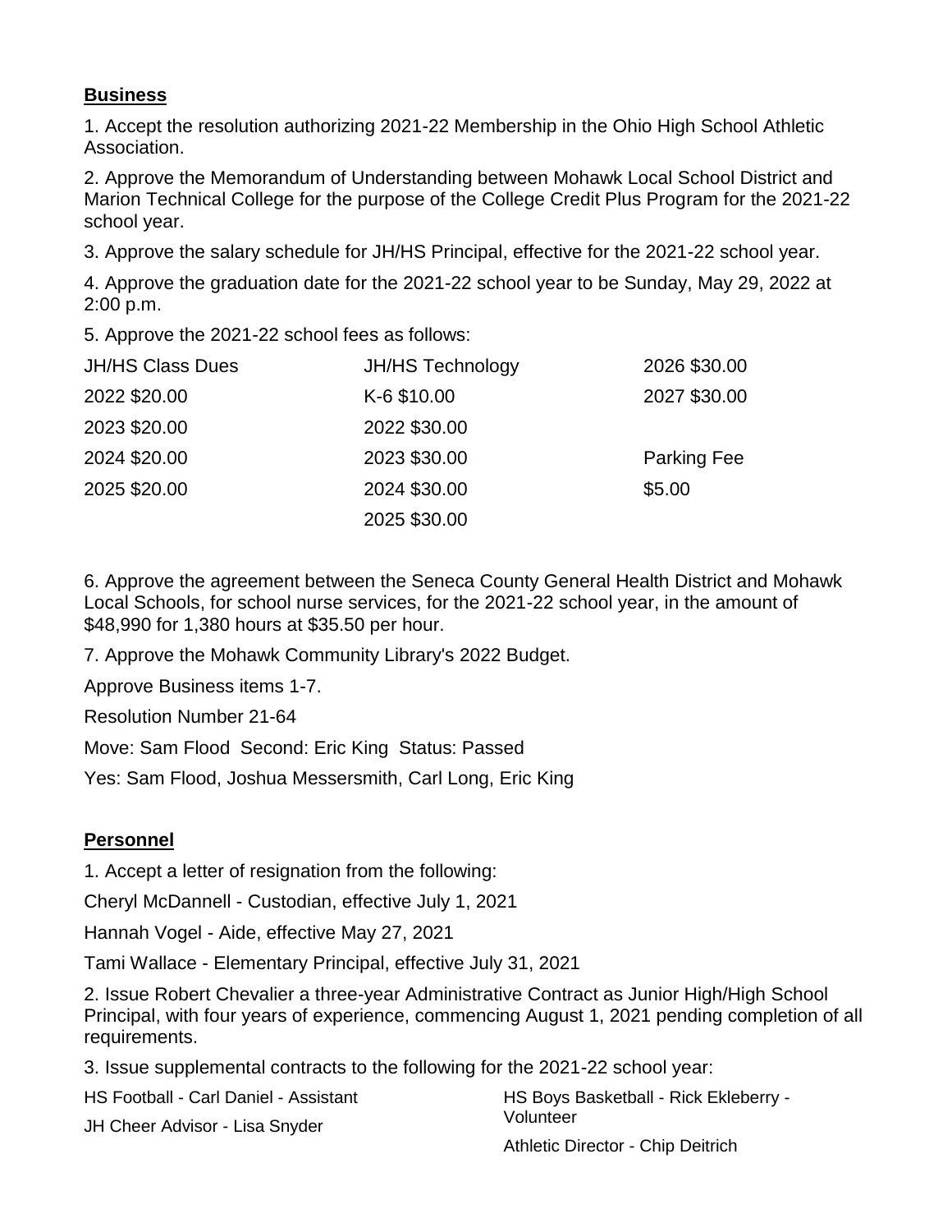## Business

1. Accept the resolution authorizing 2021-22 Membership in the Ohio High School Athletic Association.

2. Approve the Memorandum of Understanding between Mohawk Local School District and Marion Technical College for the purpose of the College Credit Plus Program for the 2021-22 school year.

3. Approve the salary schedule for JH/HS Principal, effective for the 2021-22 school year.

4. Approve the graduation date for the 2021-22 school year to be Sunday, May 29, 2022 at 2:00 p.m.

5. Approve the 2021-22 school fees as follows:

| JH/HS Class Dues | JH/HS Technology | 2026 $30.00 |
|---|---|---|
| 2022 $20.00 | K-6 $10.00 | 2027 $30.00 |
| 2023 $20.00 | 2022 $30.00 | |
| 2024 $20.00 | 2023 $30.00 | Parking Fee |
| 2025 $20.00 | 2024 $30.00 | $5.00 |
| | 2025 $30.00 | |

6. Approve the agreement between the Seneca County General Health District and Mohawk Local Schools, for school nurse services, for the 2021-22 school year, in the amount of $48,990 for 1,380 hours at $35.50 per hour.

7. Approve the Mohawk Community Library's 2022 Budget.

Approve Business items 1-7.

Resolution Number 21-64

Move: Sam Flood Second: Eric King Status: Passed

Yes: Sam Flood, Joshua Messersmith, Carl Long, Eric King

## Personnel

1. Accept a letter of resignation from the following:

Cheryl McDannell - Custodian, effective July 1, 2021

Hannah Vogel - Aide, effective May 27, 2021

Tami Wallace - Elementary Principal, effective July 31, 2021

2. Issue Robert Chevalier a three-year Administrative Contract as Junior High/High School Principal, with four years of experience, commencing August 1, 2021 pending completion of all requirements.

3. Issue supplemental contracts to the following for the 2021-22 school year:

HS Football - Carl Daniel - Assistant

JH Cheer Advisor - Lisa Snyder

HS Boys Basketball - Rick Ekleberry - Volunteer

Athletic Director - Chip Deitrich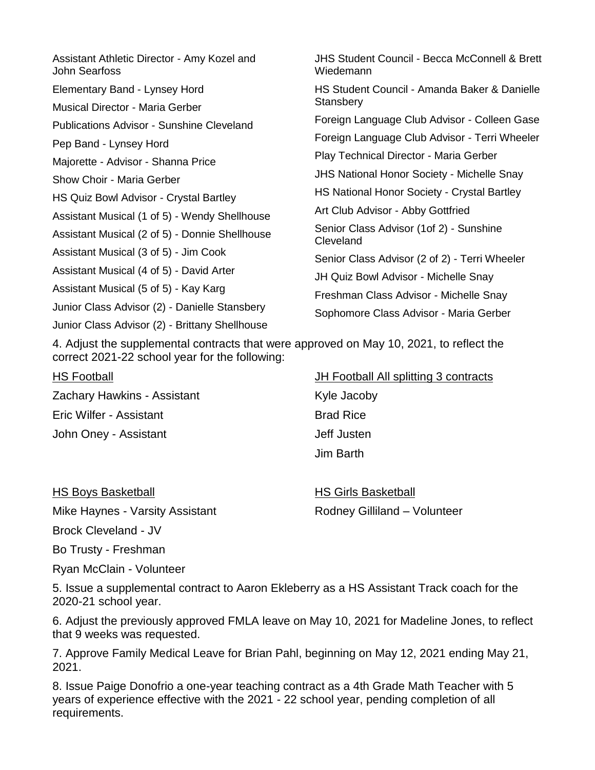Assistant Athletic Director - Amy Kozel and John Searfoss

Elementary Band - Lynsey Hord

Musical Director - Maria Gerber

Publications Advisor - Sunshine Cleveland

Pep Band - Lynsey Hord

Majorette - Advisor - Shanna Price

Show Choir - Maria Gerber

HS Quiz Bowl Advisor - Crystal Bartley

Assistant Musical (1 of 5) - Wendy Shellhouse

Assistant Musical (2 of 5) - Donnie Shellhouse

Assistant Musical (3 of 5) - Jim Cook

Assistant Musical (4 of 5) - David Arter

Assistant Musical (5 of 5) - Kay Karg

Junior Class Advisor (2) - Danielle Stansbery

Junior Class Advisor (2) - Brittany Shellhouse

JHS Student Council - Becca McConnell & Brett Wiedemann

HS Student Council - Amanda Baker & Danielle Stansbery

Foreign Language Club Advisor - Colleen Gase

Foreign Language Club Advisor - Terri Wheeler

Play Technical Director - Maria Gerber

JHS National Honor Society - Michelle Snay

HS National Honor Society - Crystal Bartley

Art Club Advisor - Abby Gottfried

Senior Class Advisor (1of 2) - Sunshine Cleveland

Senior Class Advisor (2 of 2) - Terri Wheeler

JH Quiz Bowl Advisor - Michelle Snay

Freshman Class Advisor - Michelle Snay

Sophomore Class Advisor - Maria Gerber

4. Adjust the supplemental contracts that were approved on May 10, 2021, to reflect the correct 2021-22 school year for the following:

<u>HS Football</u>

Zachary Hawkins - Assistant

Eric Wilfer - Assistant

John Oney - Assistant

<u>JH Football All splitting 3 contracts</u>

Kyle Jacoby

Brad Rice

Jeff Justen

Jim Barth

<u>HS Boys Basketball</u>

Mike Haynes - Varsity Assistant

Brock Cleveland - JV

Bo Trusty - Freshman

Ryan McClain - Volunteer

<u>HS Girls Basketball</u>

Rodney Gilliland – Volunteer

5. Issue a supplemental contract to Aaron Ekleberry as a HS Assistant Track coach for the 2020-21 school year.

6. Adjust the previously approved FMLA leave on May 10, 2021 for Madeline Jones, to reflect that 9 weeks was requested.

7. Approve Family Medical Leave for Brian Pahl, beginning on May 12, 2021 ending May 21, 2021.

8. Issue Paige Donofrio a one-year teaching contract as a 4th Grade Math Teacher with 5 years of experience effective with the 2021 - 22 school year, pending completion of all requirements.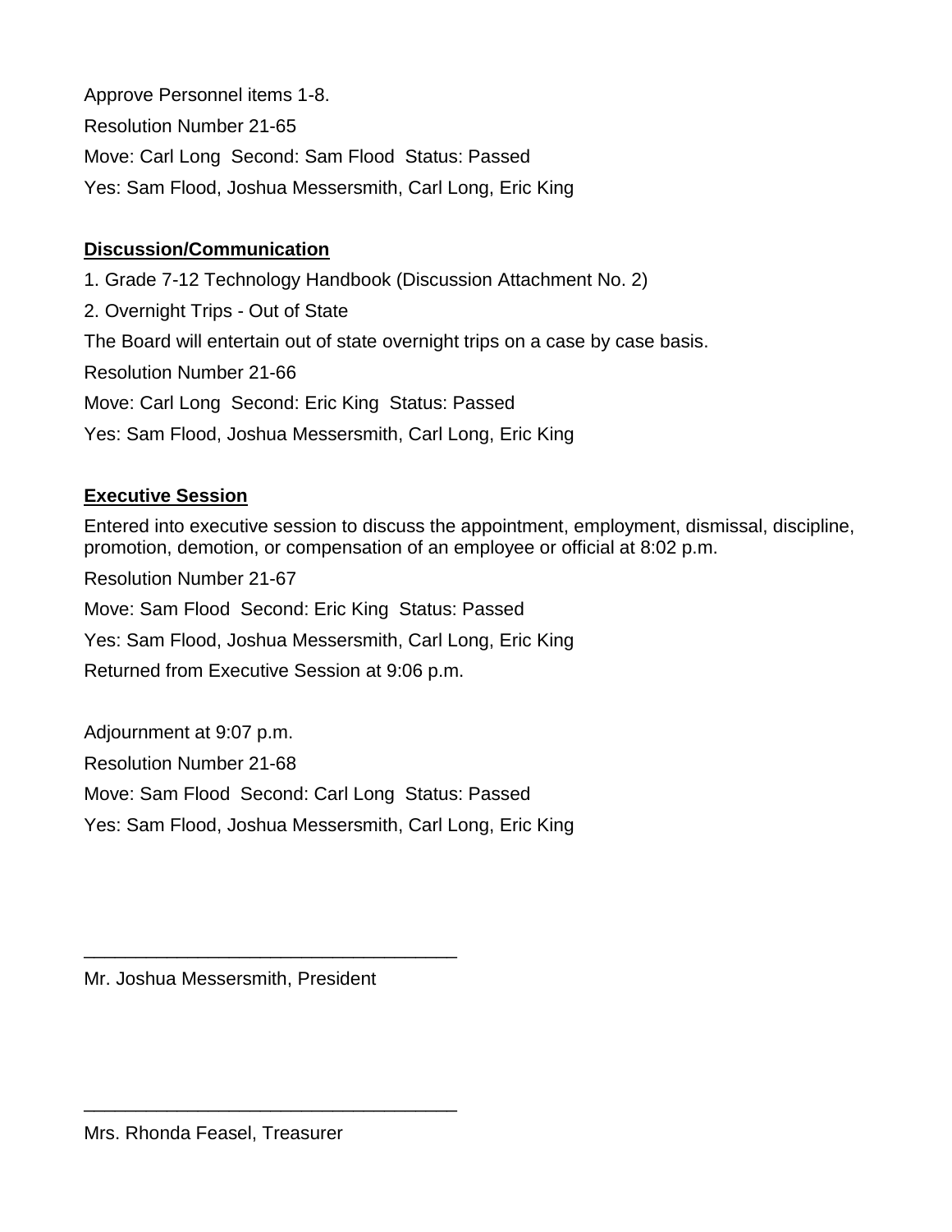Approve Personnel items 1-8.

Resolution Number 21-65

Move: Carl Long  Second: Sam Flood  Status: Passed

Yes: Sam Flood, Joshua Messersmith, Carl Long, Eric King

**Discussion/Communication**

1. Grade 7-12 Technology Handbook (Discussion Attachment No. 2)
2. Overnight Trips - Out of State

The Board will entertain out of state overnight trips on a case by case basis.

Resolution Number 21-66

Move: Carl Long  Second: Eric King  Status: Passed

Yes: Sam Flood, Joshua Messersmith, Carl Long, Eric King

**Executive Session**

Entered into executive session to discuss the appointment, employment, dismissal, discipline, promotion, demotion, or compensation of an employee or official at 8:02 p.m.

Resolution Number 21-67

Move: Sam Flood  Second: Eric King  Status: Passed

Yes: Sam Flood, Joshua Messersmith, Carl Long, Eric King

Returned from Executive Session at 9:06 p.m.

Adjournment at 9:07 p.m.

Resolution Number 21-68

Move: Sam Flood  Second: Carl Long  Status: Passed

Yes: Sam Flood, Joshua Messersmith, Carl Long, Eric King

\_\_\_\_\_\_\_\_\_\_\_\_\_\_\_\_\_\_\_\_\_\_\_\_\_\_\_\_\_\_\_\_\_\_\_\_

Mr. Joshua Messersmith, President

\_\_\_\_\_\_\_\_\_\_\_\_\_\_\_\_\_\_\_\_\_\_\_\_\_\_\_\_\_\_\_\_\_\_\_\_

Mrs. Rhonda Feasel, Treasurer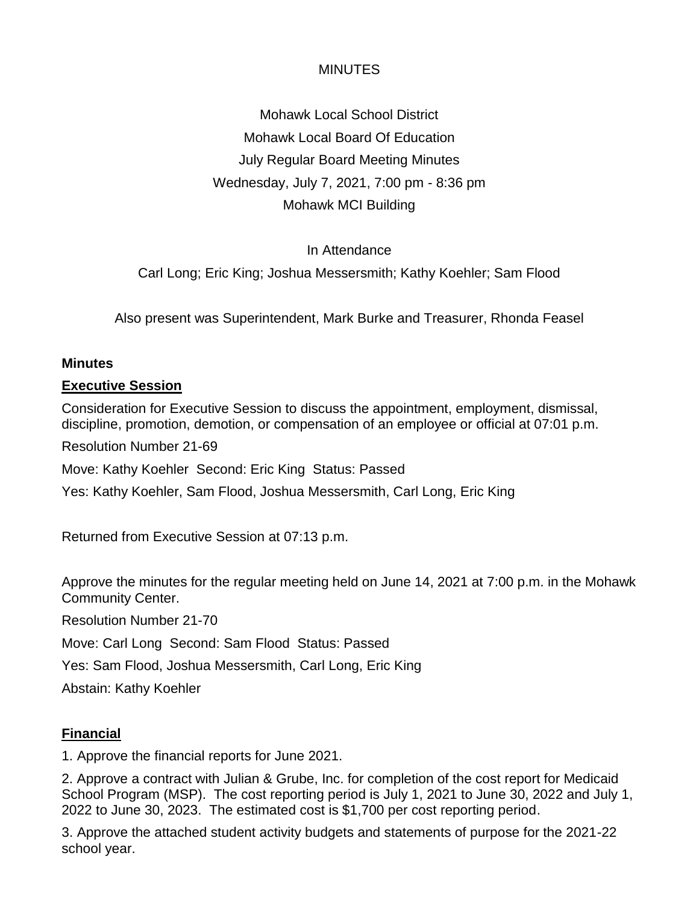MINUTES

Mohawk Local School District

Mohawk Local Board Of Education

July Regular Board Meeting Minutes

Wednesday, July 7, 2021, 7:00 pm - 8:36 pm

Mohawk MCI Building

In Attendance

Carl Long; Eric King; Joshua Messersmith; Kathy Koehler; Sam Flood

Also present was Superintendent, Mark Burke and Treasurer, Rhonda Feasel

**Minutes**

**Executive Session**

Consideration for Executive Session to discuss the appointment, employment, dismissal, discipline, promotion, demotion, or compensation of an employee or official at 07:01 p.m.

Resolution Number 21-69

Move: Kathy Koehler Second: Eric King Status: Passed

Yes: Kathy Koehler, Sam Flood, Joshua Messersmith, Carl Long, Eric King

Returned from Executive Session at 07:13 p.m.

Approve the minutes for the regular meeting held on June 14, 2021 at 7:00 p.m. in the Mohawk Community Center.

Resolution Number 21-70

Move: Carl Long Second: Sam Flood Status: Passed

Yes: Sam Flood, Joshua Messersmith, Carl Long, Eric King

Abstain: Kathy Koehler

**Financial**

1. Approve the financial reports for June 2021.

2. Approve a contract with Julian & Grube, Inc. for completion of the cost report for Medicaid School Program (MSP). The cost reporting period is July 1, 2021 to June 30, 2022 and July 1, 2022 to June 30, 2023. The estimated cost is $1,700 per cost reporting period.

3. Approve the attached student activity budgets and statements of purpose for the 2021-22 school year.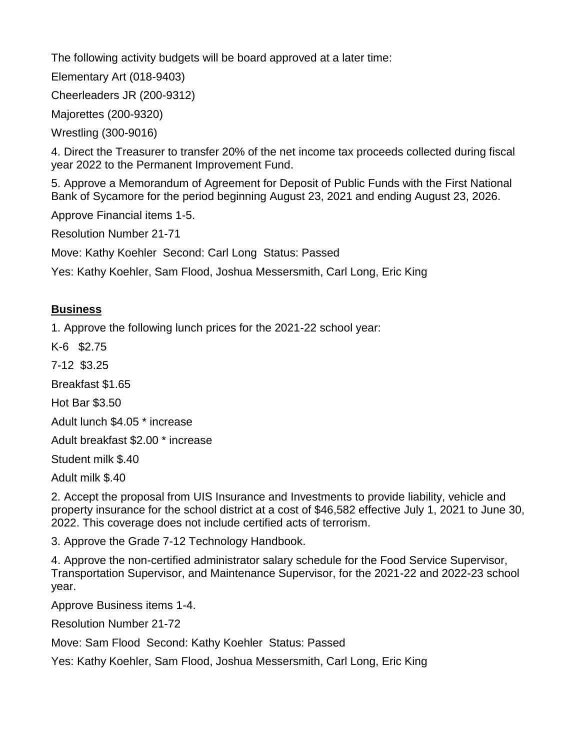The following activity budgets will be board approved at a later time:

Elementary Art (018-9403)

Cheerleaders JR (200-9312)

Majorettes (200-9320)

Wrestling (300-9016)

4. Direct the Treasurer to transfer 20% of the net income tax proceeds collected during fiscal year 2022 to the Permanent Improvement Fund.

5. Approve a Memorandum of Agreement for Deposit of Public Funds with the First National Bank of Sycamore for the period beginning August 23, 2021 and ending August 23, 2026.

Approve Financial items 1-5.

Resolution Number 21-71

Move: Kathy Koehler  Second: Carl Long  Status: Passed

Yes: Kathy Koehler, Sam Flood, Joshua Messersmith, Carl Long, Eric King

**Business**

1. Approve the following lunch prices for the 2021-22 school year:

K-6   $2.75

7-12  $3.25

Breakfast $1.65

Hot Bar $3.50

Adult lunch $4.05 * increase

Adult breakfast $2.00 * increase

Student milk $.40

Adult milk $.40

2. Accept the proposal from UIS Insurance and Investments to provide liability, vehicle and property insurance for the school district at a cost of $46,582 effective July 1, 2021 to June 30, 2022. This coverage does not include certified acts of terrorism.

3. Approve the Grade 7-12 Technology Handbook.

4. Approve the non-certified administrator salary schedule for the Food Service Supervisor, Transportation Supervisor, and Maintenance Supervisor, for the 2021-22 and 2022-23 school year.

Approve Business items 1-4.

Resolution Number 21-72

Move: Sam Flood  Second: Kathy Koehler  Status: Passed

Yes: Kathy Koehler, Sam Flood, Joshua Messersmith, Carl Long, Eric King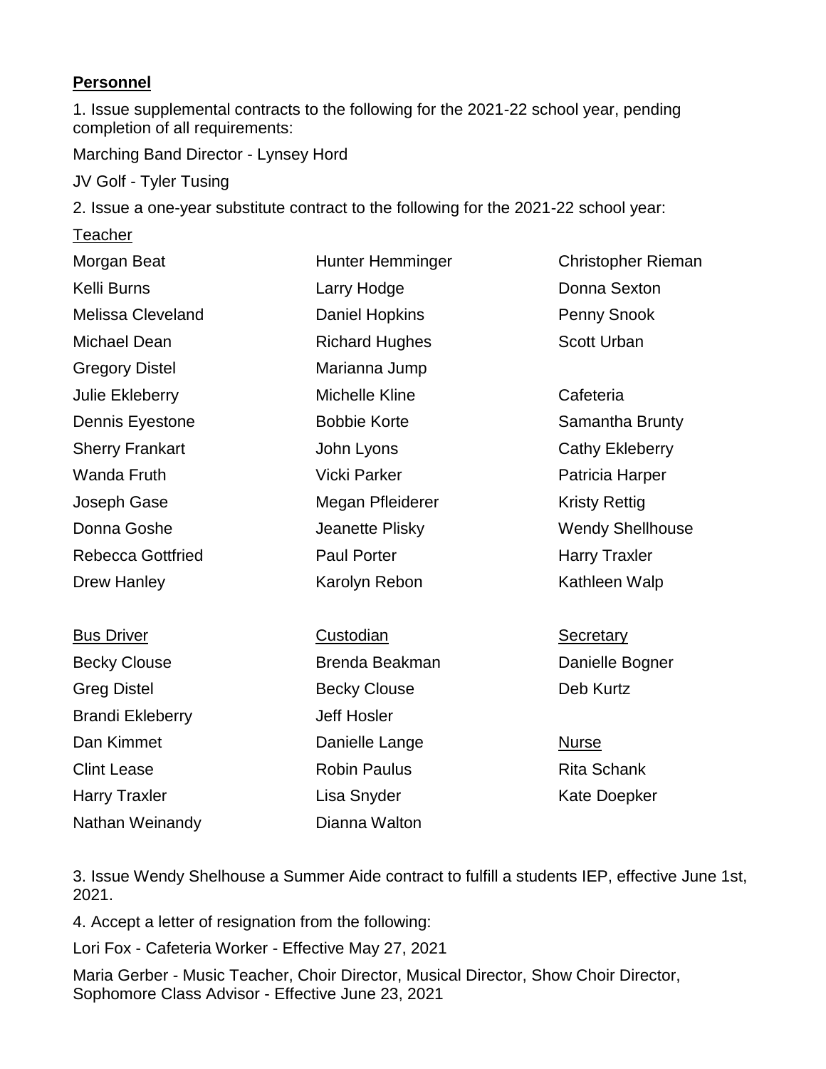**Personnel**

1. Issue supplemental contracts to the following for the 2021-22 school year, pending completion of all requirements:

Marching Band Director - Lynsey Hord

JV Golf - Tyler Tusing

2. Issue a one-year substitute contract to the following for the 2021-22 school year:

Teacher

Morgan Beat
Kelli Burns
Melissa Cleveland
Michael Dean
Gregory Distel
Julie Ekleberry
Dennis Eyestone
Sherry Frankart
Wanda Fruth
Joseph Gase
Donna Goshe
Rebecca Gottfried
Drew Hanley
Hunter Hemminger
Larry Hodge
Daniel Hopkins
Richard Hughes
Marianna Jump
Michelle Kline
Bobbie Korte
John Lyons
Vicki Parker
Megan Pfleiderer
Jeanette Plisky
Paul Porter
Karolyn Rebon
Christopher Rieman
Donna Sexton
Penny Snook
Scott Urban

Cafeteria

Samantha Brunty
Cathy Ekleberry
Patricia Harper
Kristy Rettig
Wendy Shellhouse
Harry Traxler
Kathleen Walp

Bus Driver

Becky Clouse
Greg Distel
Brandi Ekleberry
Dan Kimmet
Clint Lease
Harry Traxler
Nathan Weinandy

Custodian

Brenda Beakman
Becky Clouse
Jeff Hosler
Danielle Lange
Robin Paulus
Lisa Snyder
Dianna Walton

Secretary

Danielle Bogner
Deb Kurtz

Nurse

Rita Schank
Kate Doepker

3. Issue Wendy Shelhouse a Summer Aide contract to fulfill a students IEP, effective June 1st, 2021.

4. Accept a letter of resignation from the following:

Lori Fox - Cafeteria Worker - Effective May 27, 2021

Maria Gerber - Music Teacher, Choir Director, Musical Director, Show Choir Director, Sophomore Class Advisor - Effective June 23, 2021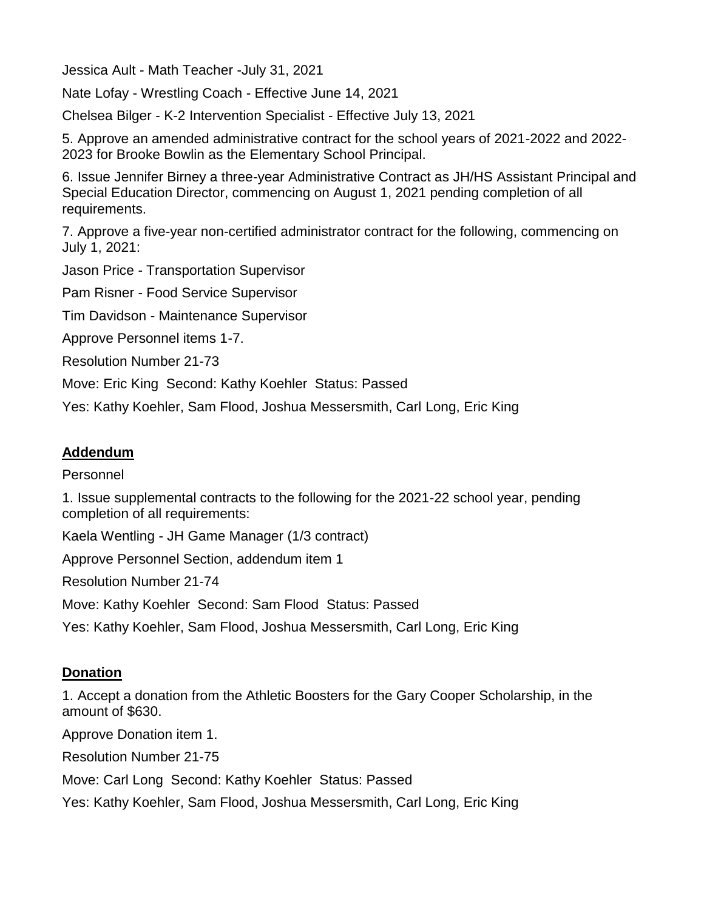Jessica Ault - Math Teacher -July 31, 2021

Nate Lofay - Wrestling Coach - Effective June 14, 2021

Chelsea Bilger - K-2 Intervention Specialist - Effective July 13, 2021

5. Approve an amended administrative contract for the school years of 2021-2022 and 2022-2023 for Brooke Bowlin as the Elementary School Principal.

6. Issue Jennifer Birney a three-year Administrative Contract as JH/HS Assistant Principal and Special Education Director, commencing on August 1, 2021 pending completion of all requirements.

7. Approve a five-year non-certified administrator contract for the following, commencing on July 1, 2021:

Jason Price - Transportation Supervisor

Pam Risner - Food Service Supervisor

Tim Davidson - Maintenance Supervisor

Approve Personnel items 1-7.

Resolution Number 21-73

Move: Eric King Second: Kathy Koehler Status: Passed

Yes: Kathy Koehler, Sam Flood, Joshua Messersmith, Carl Long, Eric King

## **Addendum**

Personnel

1. Issue supplemental contracts to the following for the 2021-22 school year, pending completion of all requirements:

Kaela Wentling - JH Game Manager (1/3 contract)

Approve Personnel Section, addendum item 1

Resolution Number 21-74

Move: Kathy Koehler Second: Sam Flood Status: Passed

Yes: Kathy Koehler, Sam Flood, Joshua Messersmith, Carl Long, Eric King

## **Donation**

1. Accept a donation from the Athletic Boosters for the Gary Cooper Scholarship, in the amount of $630.

Approve Donation item 1.

Resolution Number 21-75

Move: Carl Long Second: Kathy Koehler Status: Passed

Yes: Kathy Koehler, Sam Flood, Joshua Messersmith, Carl Long, Eric King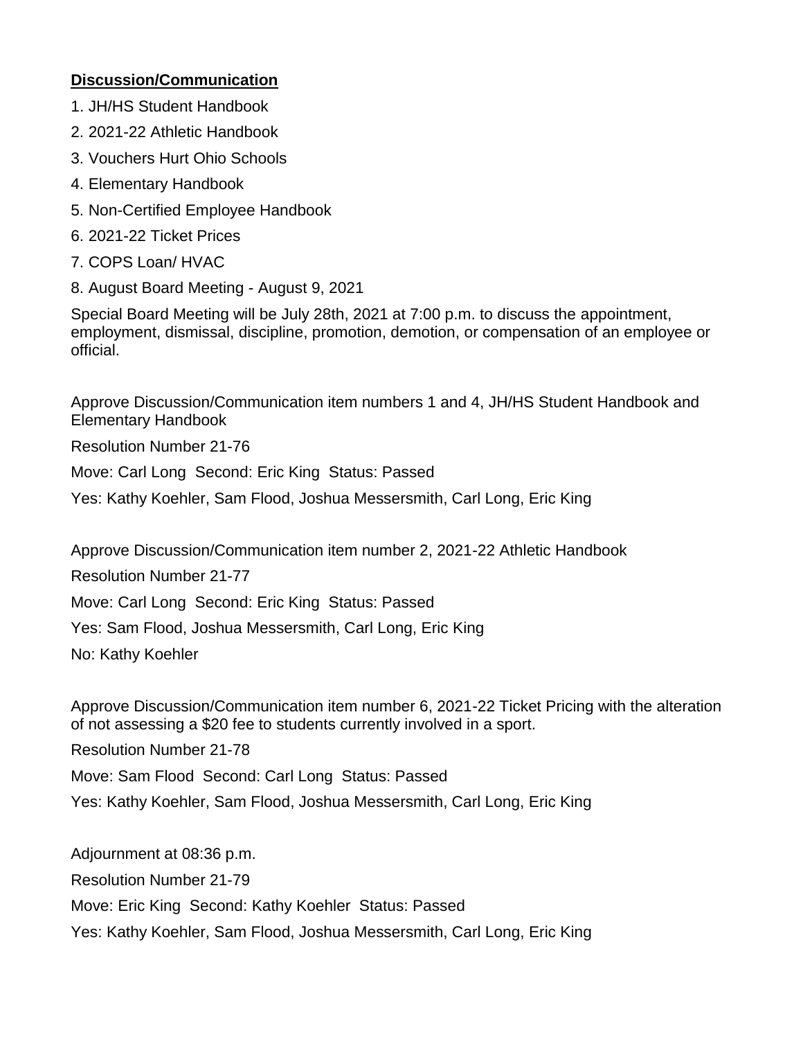**Discussion/Communication**

1. JH/HS Student Handbook
2. 2021-22 Athletic Handbook
3. Vouchers Hurt Ohio Schools
4. Elementary Handbook
5. Non-Certified Employee Handbook
6. 2021-22 Ticket Prices
7. COPS Loan/ HVAC
8. August Board Meeting - August 9, 2021

Special Board Meeting will be July 28th, 2021 at 7:00 p.m. to discuss the appointment, employment, dismissal, discipline, promotion, demotion, or compensation of an employee or official.

Approve Discussion/Communication item numbers 1 and 4, JH/HS Student Handbook and Elementary Handbook

Resolution Number 21-76

Move: Carl Long Second: Eric King Status: Passed

Yes: Kathy Koehler, Sam Flood, Joshua Messersmith, Carl Long, Eric King

Approve Discussion/Communication item number 2, 2021-22 Athletic Handbook

Resolution Number 21-77

Move: Carl Long Second: Eric King Status: Passed

Yes: Sam Flood, Joshua Messersmith, Carl Long, Eric King

No: Kathy Koehler

Approve Discussion/Communication item number 6, 2021-22 Ticket Pricing with the alteration of not assessing a $20 fee to students currently involved in a sport.

Resolution Number 21-78

Move: Sam Flood Second: Carl Long Status: Passed

Yes: Kathy Koehler, Sam Flood, Joshua Messersmith, Carl Long, Eric King

Adjournment at 08:36 p.m.

Resolution Number 21-79

Move: Eric King Second: Kathy Koehler Status: Passed

Yes: Kathy Koehler, Sam Flood, Joshua Messersmith, Carl Long, Eric King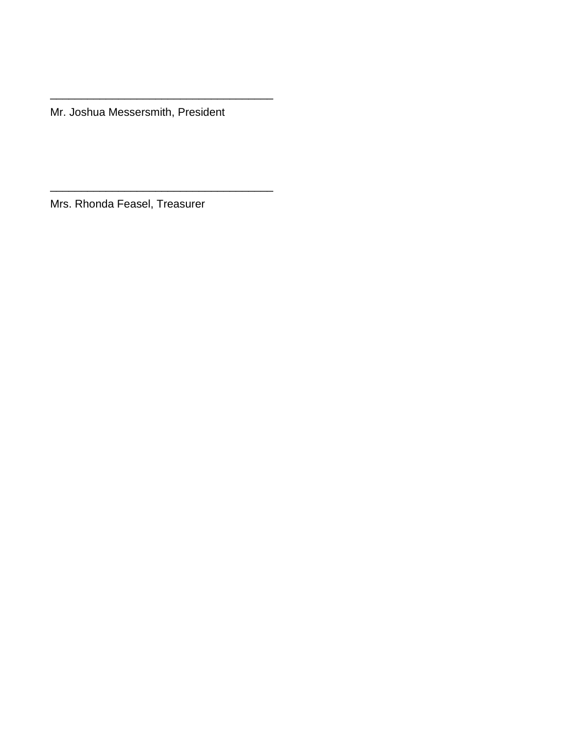\_\_\_\_\_\_\_\_\_\_\_\_\_\_\_\_\_\_\_\_\_\_\_\_\_\_\_\_\_\_\_\_\_\_\_\_

Mr. Joshua Messersmith, President

\_\_\_\_\_\_\_\_\_\_\_\_\_\_\_\_\_\_\_\_\_\_\_\_\_\_\_\_\_\_\_\_\_\_\_\_

Mrs. Rhonda Feasel, Treasurer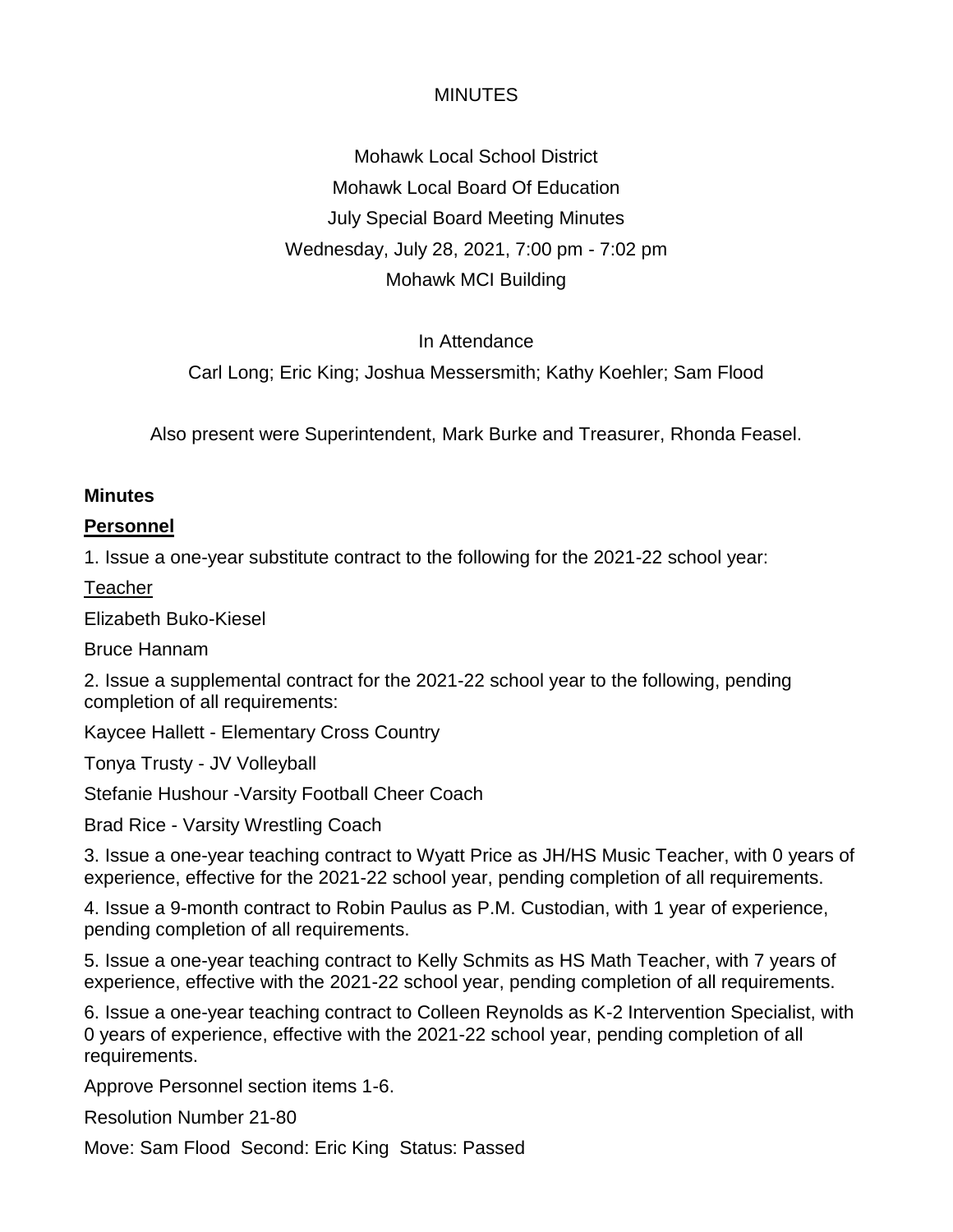MINUTES

Mohawk Local School District

Mohawk Local Board Of Education

July Special Board Meeting Minutes

Wednesday, July 28, 2021, 7:00 pm - 7:02 pm

Mohawk MCI Building

In Attendance

Carl Long; Eric King; Joshua Messersmith; Kathy Koehler; Sam Flood

Also present were Superintendent, Mark Burke and Treasurer, Rhonda Feasel.

**Minutes**

**Personnel**

1. Issue a one-year substitute contract to the following for the 2021-22 school year:

Teacher

Elizabeth Buko-Kiesel

Bruce Hannam

2. Issue a supplemental contract for the 2021-22 school year to the following, pending completion of all requirements:

Kaycee Hallett - Elementary Cross Country

Tonya Trusty - JV Volleyball

Stefanie Hushour -Varsity Football Cheer Coach

Brad Rice - Varsity Wrestling Coach

3. Issue a one-year teaching contract to Wyatt Price as JH/HS Music Teacher, with 0 years of experience, effective for the 2021-22 school year, pending completion of all requirements.

4. Issue a 9-month contract to Robin Paulus as P.M. Custodian, with 1 year of experience, pending completion of all requirements.

5. Issue a one-year teaching contract to Kelly Schmits as HS Math Teacher, with 7 years of experience, effective with the 2021-22 school year, pending completion of all requirements.

6. Issue a one-year teaching contract to Colleen Reynolds as K-2 Intervention Specialist, with 0 years of experience, effective with the 2021-22 school year, pending completion of all requirements.

Approve Personnel section items 1-6.

Resolution Number 21-80

Move: Sam Flood Second: Eric King Status: Passed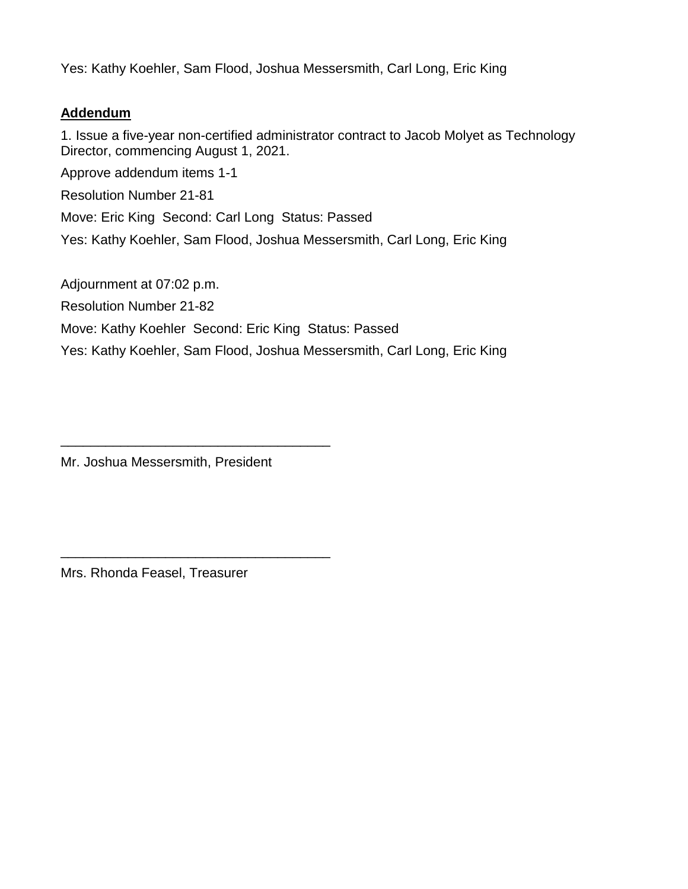Yes: Kathy Koehler, Sam Flood, Joshua Messersmith, Carl Long, Eric King

**Addendum**

1. Issue a five-year non-certified administrator contract to Jacob Molyet as Technology Director, commencing August 1, 2021.

Approve addendum items 1-1

Resolution Number 21-81

Move: Eric King Second: Carl Long Status: Passed

Yes: Kathy Koehler, Sam Flood, Joshua Messersmith, Carl Long, Eric King

Adjournment at 07:02 p.m.

Resolution Number 21-82

Move: Kathy Koehler Second: Eric King Status: Passed

Yes: Kathy Koehler, Sam Flood, Joshua Messersmith, Carl Long, Eric King

\_\_\_\_\_\_\_\_\_\_\_\_\_\_\_\_\_\_\_\_\_\_\_\_\_\_\_\_\_\_\_\_\_\_\_\_

Mr. Joshua Messersmith, President

\_\_\_\_\_\_\_\_\_\_\_\_\_\_\_\_\_\_\_\_\_\_\_\_\_\_\_\_\_\_\_\_\_\_\_\_

Mrs. Rhonda Feasel, Treasurer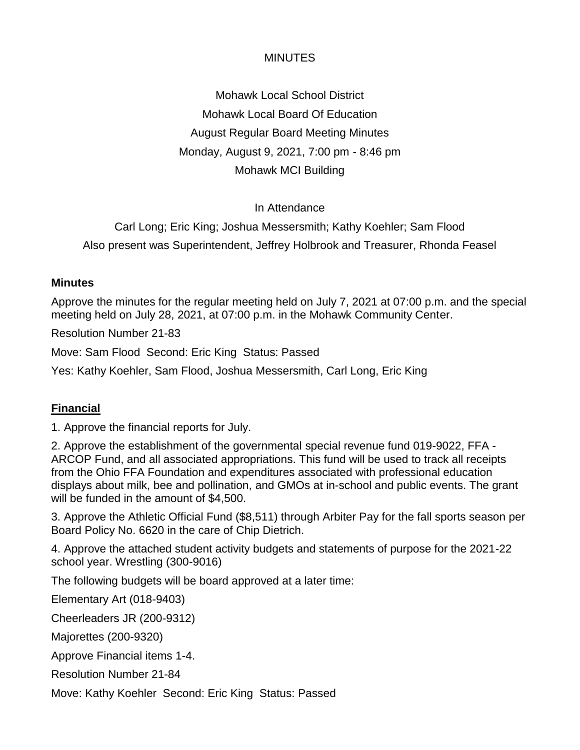MINUTES

Mohawk Local School District
Mohawk Local Board Of Education
August Regular Board Meeting Minutes
Monday, August 9, 2021, 7:00 pm - 8:46 pm
Mohawk MCI Building

In Attendance

Carl Long; Eric King; Joshua Messersmith; Kathy Koehler; Sam Flood
Also present was Superintendent, Jeffrey Holbrook and Treasurer, Rhonda Feasel

**Minutes**

Approve the minutes for the regular meeting held on July 7, 2021 at 07:00 p.m. and the special meeting held on July 28, 2021, at 07:00 p.m. in the Mohawk Community Center.

Resolution Number 21-83

Move: Sam Flood Second: Eric King Status: Passed

Yes: Kathy Koehler, Sam Flood, Joshua Messersmith, Carl Long, Eric King

**Financial**

1. Approve the financial reports for July.

2. Approve the establishment of the governmental special revenue fund 019-9022, FFA - ARCOP Fund, and all associated appropriations. This fund will be used to track all receipts from the Ohio FFA Foundation and expenditures associated with professional education displays about milk, bee and pollination, and GMOs at in-school and public events. The grant will be funded in the amount of $4,500.

3. Approve the Athletic Official Fund ($8,511) through Arbiter Pay for the fall sports season per Board Policy No. 6620 in the care of Chip Dietrich.

4. Approve the attached student activity budgets and statements of purpose for the 2021-22 school year. Wrestling (300-9016)

The following budgets will be board approved at a later time:

Elementary Art (018-9403)

Cheerleaders JR (200-9312)

Majorettes (200-9320)

Approve Financial items 1-4.

Resolution Number 21-84

Move: Kathy Koehler Second: Eric King Status: Passed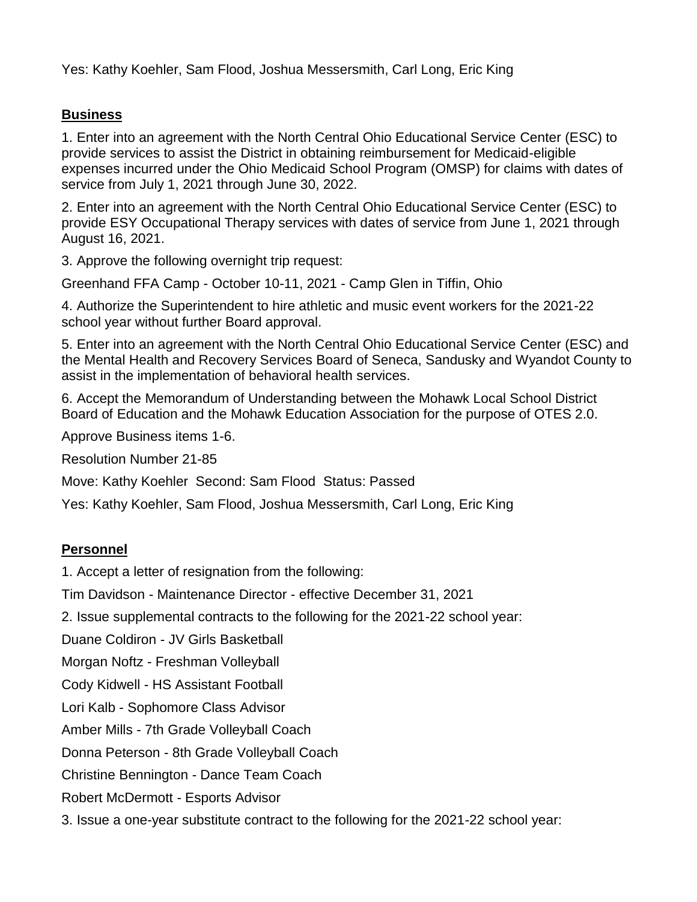Yes: Kathy Koehler, Sam Flood, Joshua Messersmith, Carl Long, Eric King

## Business

1. Enter into an agreement with the North Central Ohio Educational Service Center (ESC) to provide services to assist the District in obtaining reimbursement for Medicaid-eligible expenses incurred under the Ohio Medicaid School Program (OMSP) for claims with dates of service from July 1, 2021 through June 30, 2022.

2. Enter into an agreement with the North Central Ohio Educational Service Center (ESC) to provide ESY Occupational Therapy services with dates of service from June 1, 2021 through August 16, 2021.

3. Approve the following overnight trip request:

Greenhand FFA Camp - October 10-11, 2021 - Camp Glen in Tiffin, Ohio

4. Authorize the Superintendent to hire athletic and music event workers for the 2021-22 school year without further Board approval.

5. Enter into an agreement with the North Central Ohio Educational Service Center (ESC) and the Mental Health and Recovery Services Board of Seneca, Sandusky and Wyandot County to assist in the implementation of behavioral health services.

6. Accept the Memorandum of Understanding between the Mohawk Local School District Board of Education and the Mohawk Education Association for the purpose of OTES 2.0.

Approve Business items 1-6.

Resolution Number 21-85

Move: Kathy Koehler Second: Sam Flood Status: Passed

Yes: Kathy Koehler, Sam Flood, Joshua Messersmith, Carl Long, Eric King

## Personnel

1. Accept a letter of resignation from the following:

Tim Davidson - Maintenance Director - effective December 31, 2021

2. Issue supplemental contracts to the following for the 2021-22 school year:

Duane Coldiron - JV Girls Basketball

Morgan Noftz - Freshman Volleyball

Cody Kidwell - HS Assistant Football

Lori Kalb - Sophomore Class Advisor

Amber Mills - 7th Grade Volleyball Coach

Donna Peterson - 8th Grade Volleyball Coach

Christine Bennington - Dance Team Coach

Robert McDermott - Esports Advisor

3. Issue a one-year substitute contract to the following for the 2021-22 school year: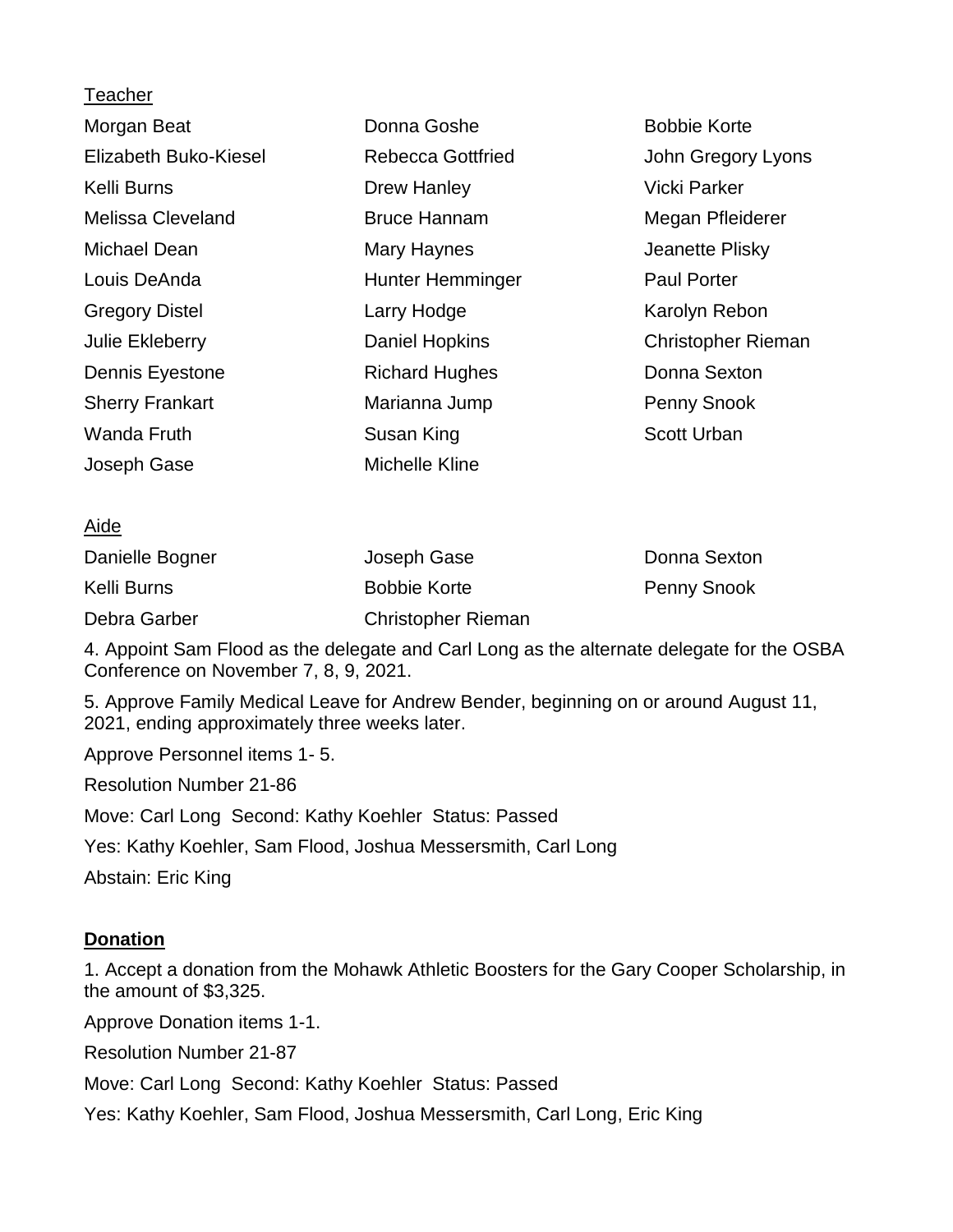Teacher

Morgan Beat
Elizabeth Buko-Kiesel
Kelli Burns
Melissa Cleveland
Michael Dean
Louis DeAnda
Gregory Distel
Julie Ekleberry
Dennis Eyestone
Sherry Frankart
Wanda Fruth
Joseph Gase
Donna Goshe
Rebecca Gottfried
Drew Hanley
Bruce Hannam
Mary Haynes
Hunter Hemminger
Larry Hodge
Daniel Hopkins
Richard Hughes
Marianna Jump
Susan King
Michelle Kline
Bobbie Korte
John Gregory Lyons
Vicki Parker
Megan Pfleiderer
Jeanette Plisky
Paul Porter
Karolyn Rebon
Christopher Rieman
Donna Sexton
Penny Snook
Scott Urban

Aide

Danielle Bogner
Kelli Burns
Debra Garber
Joseph Gase
Bobbie Korte
Christopher Rieman
Donna Sexton
Penny Snook

4. Appoint Sam Flood as the delegate and Carl Long as the alternate delegate for the OSBA Conference on November 7, 8, 9, 2021.

5. Approve Family Medical Leave for Andrew Bender, beginning on or around August 11, 2021, ending approximately three weeks later.

Approve Personnel items 1- 5.

Resolution Number 21-86

Move: Carl Long Second: Kathy Koehler Status: Passed

Yes: Kathy Koehler, Sam Flood, Joshua Messersmith, Carl Long

Abstain: Eric King

**Donation**

1. Accept a donation from the Mohawk Athletic Boosters for the Gary Cooper Scholarship, in the amount of $3,325.

Approve Donation items 1-1.

Resolution Number 21-87

Move: Carl Long Second: Kathy Koehler Status: Passed

Yes: Kathy Koehler, Sam Flood, Joshua Messersmith, Carl Long, Eric King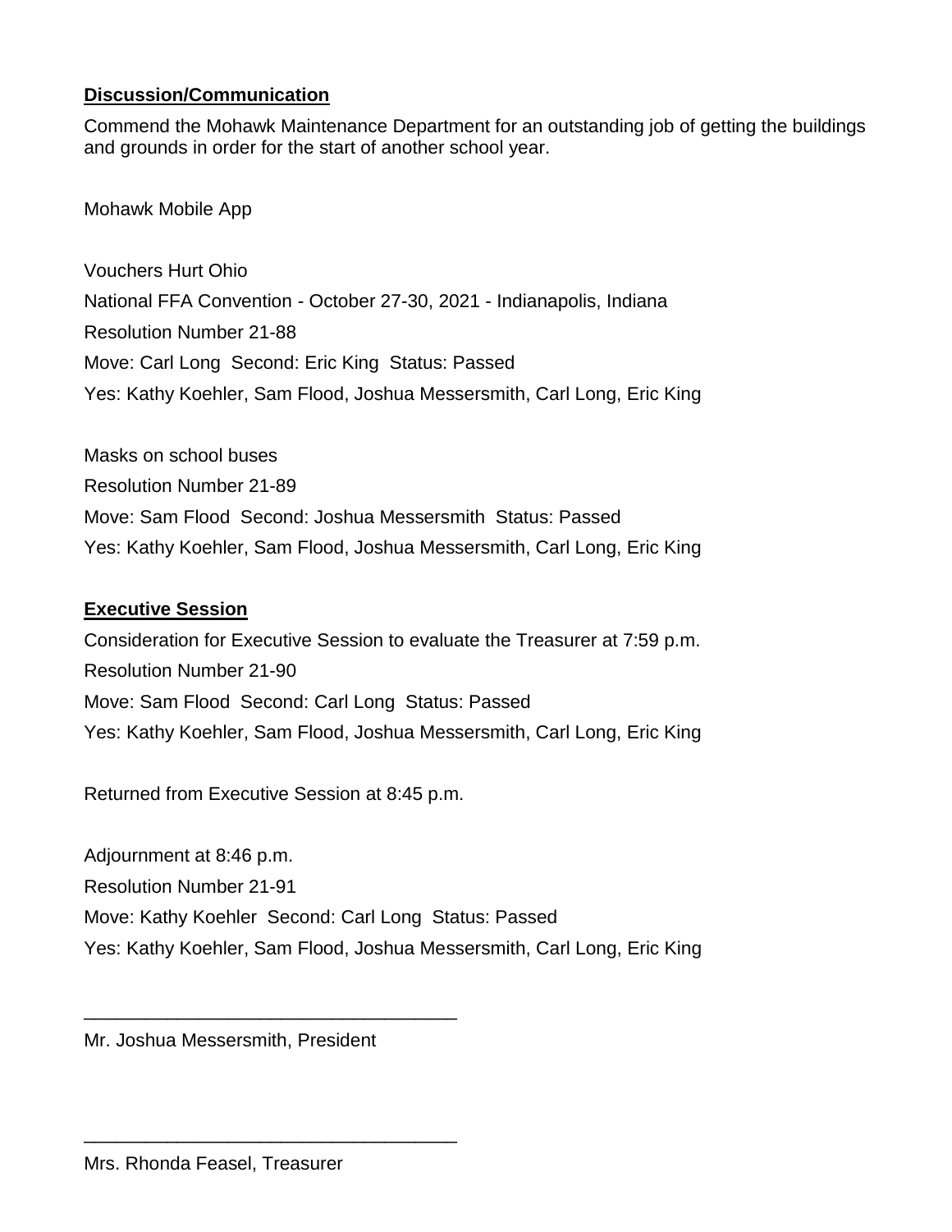**Discussion/Communication**

Commend the Mohawk Maintenance Department for an outstanding job of getting the buildings and grounds in order for the start of another school year.

Mohawk Mobile App

Vouchers Hurt Ohio

National FFA Convention - October 27-30, 2021 - Indianapolis, Indiana

Resolution Number 21-88

Move: Carl Long Second: Eric King Status: Passed

Yes: Kathy Koehler, Sam Flood, Joshua Messersmith, Carl Long, Eric King

Masks on school buses

Resolution Number 21-89

Move: Sam Flood Second: Joshua Messersmith Status: Passed

Yes: Kathy Koehler, Sam Flood, Joshua Messersmith, Carl Long, Eric King

**Executive Session**

Consideration for Executive Session to evaluate the Treasurer at 7:59 p.m.

Resolution Number 21-90

Move: Sam Flood Second: Carl Long Status: Passed

Yes: Kathy Koehler, Sam Flood, Joshua Messersmith, Carl Long, Eric King

Returned from Executive Session at 8:45 p.m.

Adjournment at 8:46 p.m.

Resolution Number 21-91

Move: Kathy Koehler Second: Carl Long Status: Passed

Yes: Kathy Koehler, Sam Flood, Joshua Messersmith, Carl Long, Eric King

\_\_\_\_\_\_\_\_\_\_\_\_\_\_\_\_\_\_\_\_\_\_\_\_\_\_\_\_\_\_\_\_\_\_\_\_

Mr. Joshua Messersmith, President

\_\_\_\_\_\_\_\_\_\_\_\_\_\_\_\_\_\_\_\_\_\_\_\_\_\_\_\_\_\_\_\_\_\_\_\_

Mrs. Rhonda Feasel, Treasurer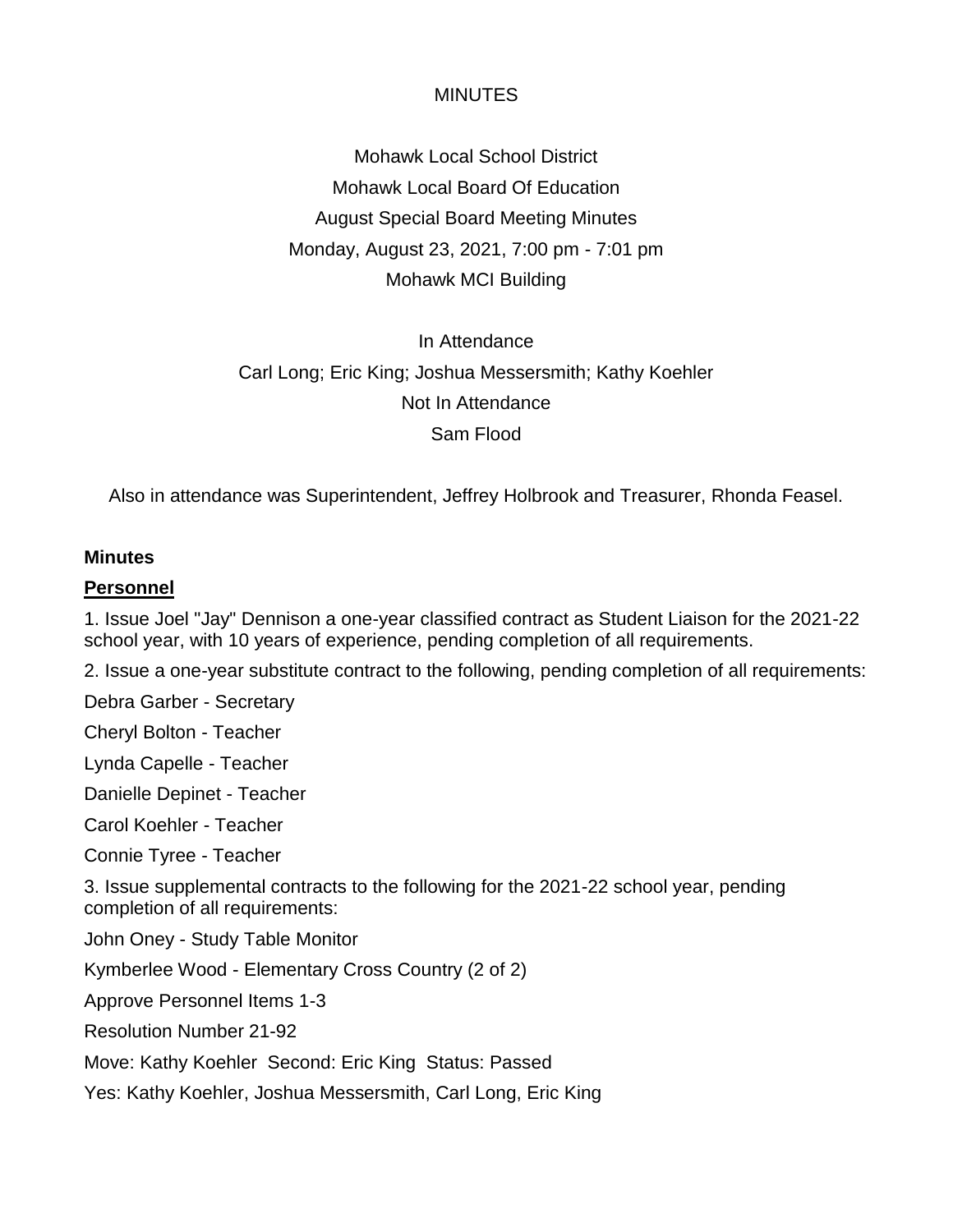MINUTES

Mohawk Local School District

Mohawk Local Board Of Education

August Special Board Meeting Minutes

Monday, August 23, 2021, 7:00 pm - 7:01 pm

Mohawk MCI Building

In Attendance

Carl Long; Eric King; Joshua Messersmith; Kathy Koehler

Not In Attendance

Sam Flood

Also in attendance was Superintendent, Jeffrey Holbrook and Treasurer, Rhonda Feasel.

**Minutes**

**Personnel**

1. Issue Joel "Jay" Dennison a one-year classified contract as Student Liaison for the 2021-22 school year, with 10 years of experience, pending completion of all requirements.

2. Issue a one-year substitute contract to the following, pending completion of all requirements:

Debra Garber - Secretary

Cheryl Bolton - Teacher

Lynda Capelle - Teacher

Danielle Depinet - Teacher

Carol Koehler - Teacher

Connie Tyree - Teacher

3. Issue supplemental contracts to the following for the 2021-22 school year, pending completion of all requirements:

John Oney - Study Table Monitor

Kymberlee Wood - Elementary Cross Country (2 of 2)

Approve Personnel Items 1-3

Resolution Number 21-92

Move: Kathy Koehler Second: Eric King Status: Passed

Yes: Kathy Koehler, Joshua Messersmith, Carl Long, Eric King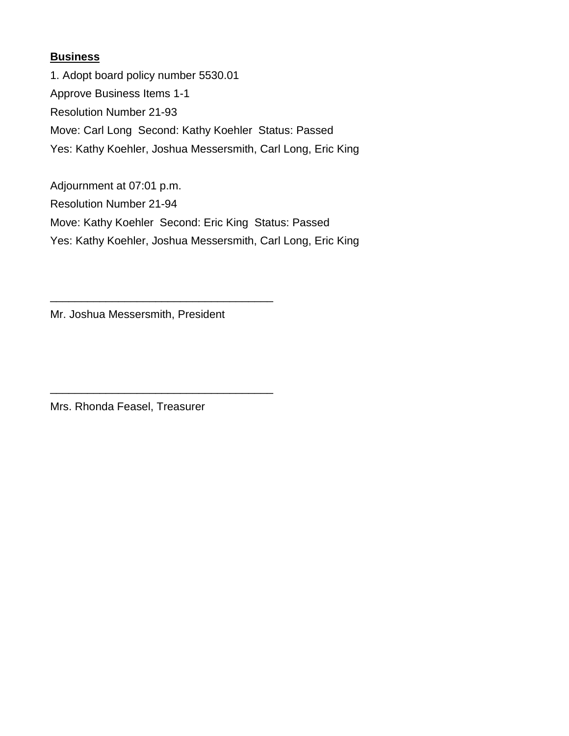**Business**

1. Adopt board policy number 5530.01

Approve Business Items 1-1

Resolution Number 21-93

Move: Carl Long  Second: Kathy Koehler  Status: Passed

Yes: Kathy Koehler, Joshua Messersmith, Carl Long, Eric King

Adjournment at 07:01 p.m.

Resolution Number 21-94

Move: Kathy Koehler  Second: Eric King  Status: Passed

Yes: Kathy Koehler, Joshua Messersmith, Carl Long, Eric King

___________________________________

Mr. Joshua Messersmith, President

___________________________________

Mrs. Rhonda Feasel, Treasurer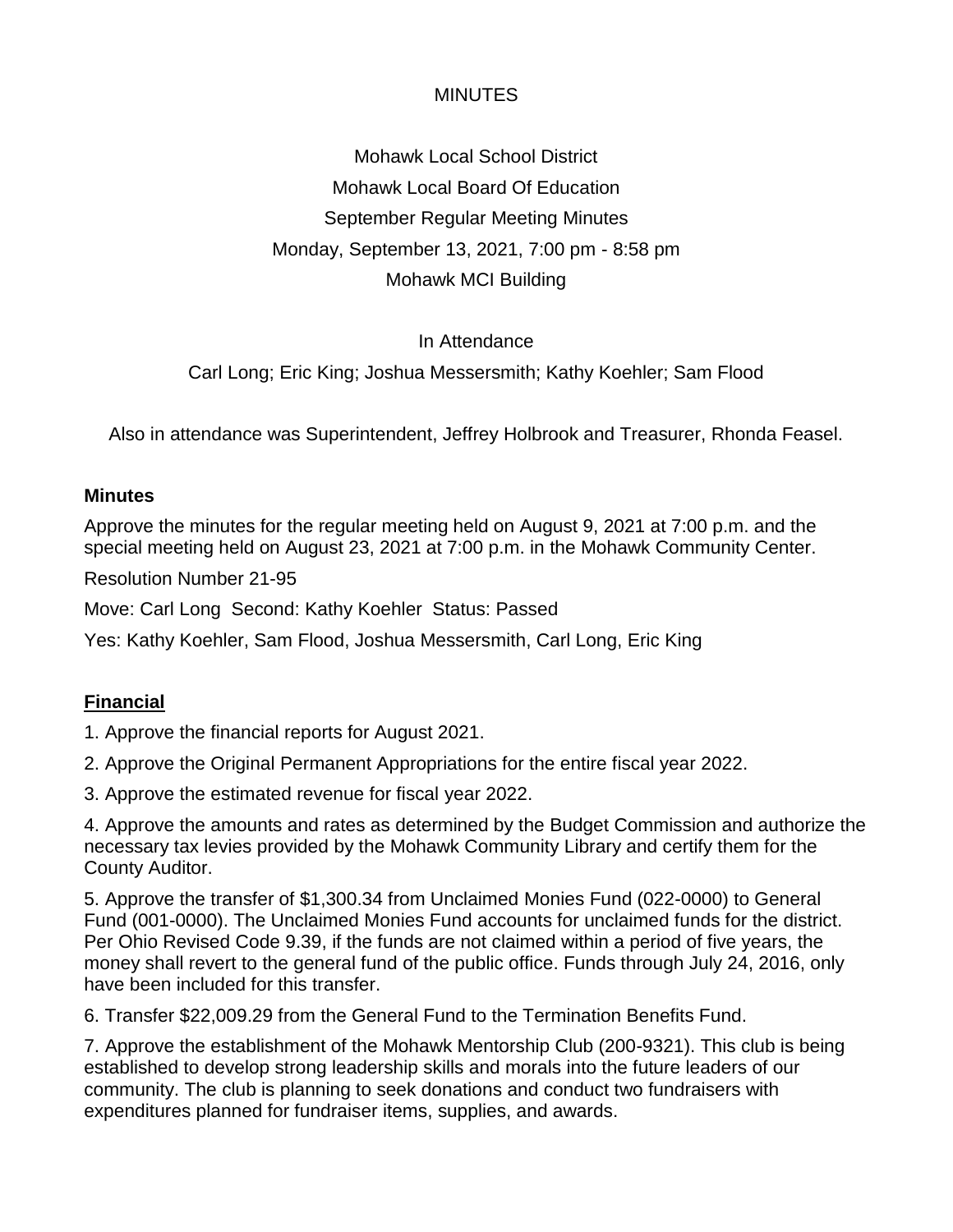MINUTES

Mohawk Local School District

Mohawk Local Board Of Education

September Regular Meeting Minutes

Monday, September 13, 2021, 7:00 pm - 8:58 pm

Mohawk MCI Building

In Attendance

Carl Long; Eric King; Joshua Messersmith; Kathy Koehler; Sam Flood

Also in attendance was Superintendent, Jeffrey Holbrook and Treasurer, Rhonda Feasel.

**Minutes**

Approve the minutes for the regular meeting held on August 9, 2021 at 7:00 p.m. and the special meeting held on August 23, 2021 at 7:00 p.m. in the Mohawk Community Center.

Resolution Number 21-95

Move: Carl Long Second: Kathy Koehler Status: Passed

Yes: Kathy Koehler, Sam Flood, Joshua Messersmith, Carl Long, Eric King

**Financial**

1. Approve the financial reports for August 2021.

2. Approve the Original Permanent Appropriations for the entire fiscal year 2022.

3. Approve the estimated revenue for fiscal year 2022.

4. Approve the amounts and rates as determined by the Budget Commission and authorize the necessary tax levies provided by the Mohawk Community Library and certify them for the County Auditor.

5. Approve the transfer of $1,300.34 from Unclaimed Monies Fund (022-0000) to General Fund (001-0000). The Unclaimed Monies Fund accounts for unclaimed funds for the district. Per Ohio Revised Code 9.39, if the funds are not claimed within a period of five years, the money shall revert to the general fund of the public office. Funds through July 24, 2016, only have been included for this transfer.

6. Transfer $22,009.29 from the General Fund to the Termination Benefits Fund.

7. Approve the establishment of the Mohawk Mentorship Club (200-9321). This club is being established to develop strong leadership skills and morals into the future leaders of our community. The club is planning to seek donations and conduct two fundraisers with expenditures planned for fundraiser items, supplies, and awards.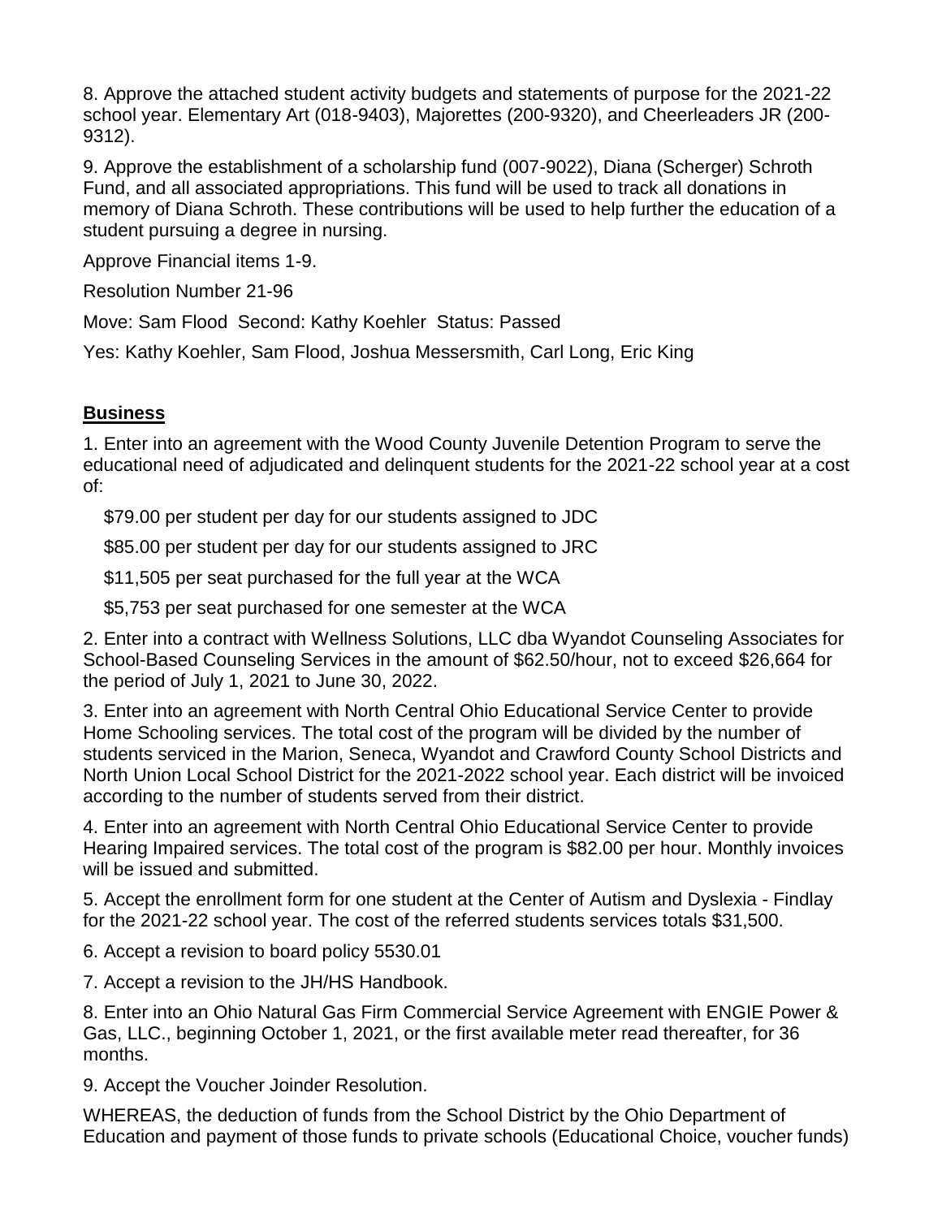8. Approve the attached student activity budgets and statements of purpose for the 2021-22 school year. Elementary Art (018-9403), Majorettes (200-9320), and Cheerleaders JR (200-9312).

9. Approve the establishment of a scholarship fund (007-9022), Diana (Scherger) Schroth Fund, and all associated appropriations. This fund will be used to track all donations in memory of Diana Schroth. These contributions will be used to help further the education of a student pursuing a degree in nursing.

Approve Financial items 1-9.

Resolution Number 21-96

Move: Sam Flood Second: Kathy Koehler Status: Passed

Yes: Kathy Koehler, Sam Flood, Joshua Messersmith, Carl Long, Eric King

## Business

1. Enter into an agreement with the Wood County Juvenile Detention Program to serve the educational need of adjudicated and delinquent students for the 2021-22 school year at a cost of:

   $79.00 per student per day for our students assigned to JDC

   $85.00 per student per day for our students assigned to JRC

   $11,505 per seat purchased for the full year at the WCA

   $5,753 per seat purchased for one semester at the WCA

2. Enter into a contract with Wellness Solutions, LLC dba Wyandot Counseling Associates for School-Based Counseling Services in the amount of $62.50/hour, not to exceed $26,664 for the period of July 1, 2021 to June 30, 2022.

3. Enter into an agreement with North Central Ohio Educational Service Center to provide Home Schooling services. The total cost of the program will be divided by the number of students serviced in the Marion, Seneca, Wyandot and Crawford County School Districts and North Union Local School District for the 2021-2022 school year. Each district will be invoiced according to the number of students served from their district.

4. Enter into an agreement with North Central Ohio Educational Service Center to provide Hearing Impaired services. The total cost of the program is $82.00 per hour. Monthly invoices will be issued and submitted.

5. Accept the enrollment form for one student at the Center of Autism and Dyslexia - Findlay for the 2021-22 school year. The cost of the referred students services totals $31,500.

6. Accept a revision to board policy 5530.01

7. Accept a revision to the JH/HS Handbook.

8. Enter into an Ohio Natural Gas Firm Commercial Service Agreement with ENGIE Power & Gas, LLC., beginning October 1, 2021, or the first available meter read thereafter, for 36 months.

9. Accept the Voucher Joinder Resolution.

WHEREAS, the deduction of funds from the School District by the Ohio Department of Education and payment of those funds to private schools (Educational Choice, voucher funds)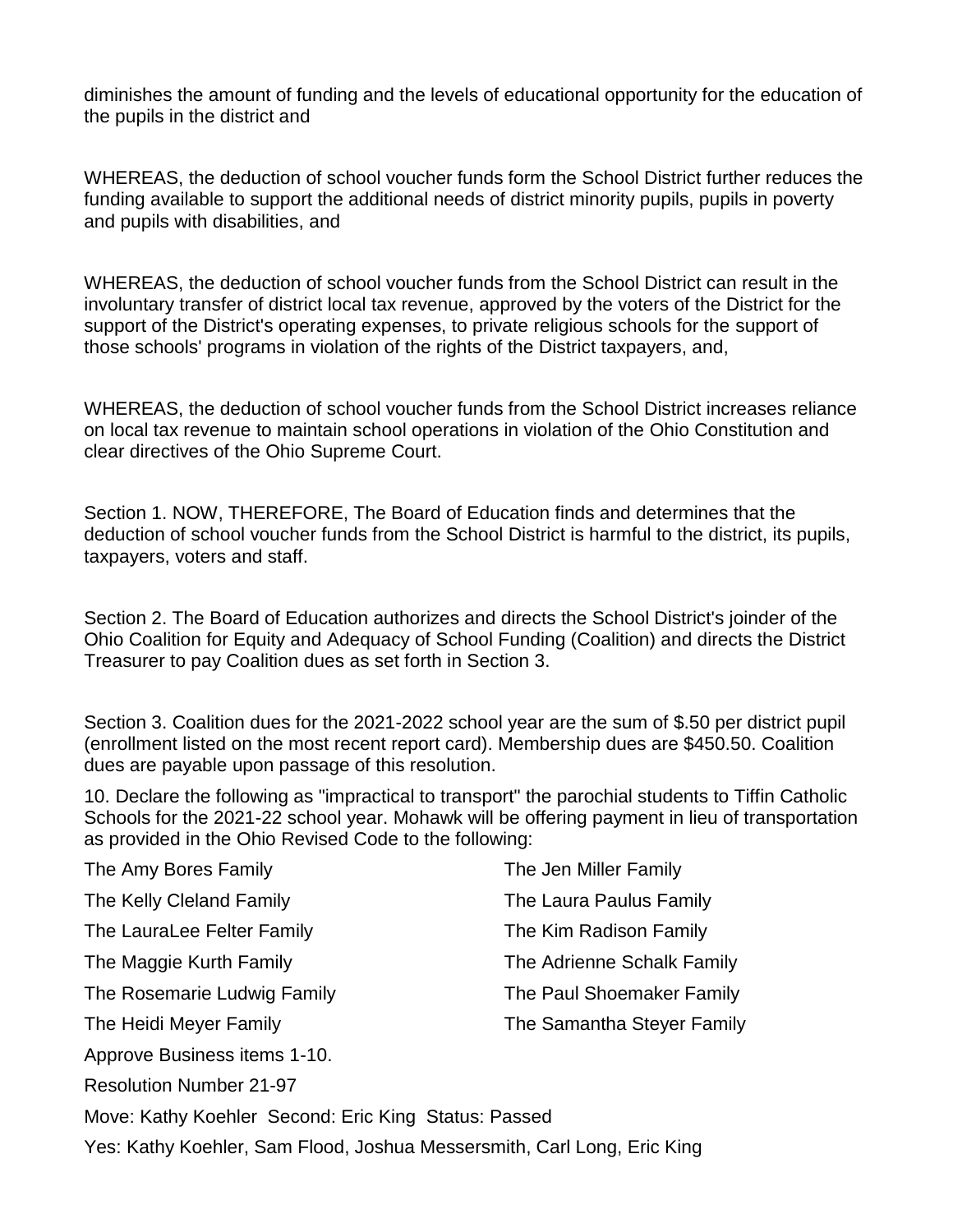diminishes the amount of funding and the levels of educational opportunity for the education of the pupils in the district and

WHEREAS, the deduction of school voucher funds form the School District further reduces the funding available to support the additional needs of district minority pupils, pupils in poverty and pupils with disabilities, and

WHEREAS, the deduction of school voucher funds from the School District can result in the involuntary transfer of district local tax revenue, approved by the voters of the District for the support of the District's operating expenses, to private religious schools for the support of those schools' programs in violation of the rights of the District taxpayers, and,

WHEREAS, the deduction of school voucher funds from the School District increases reliance on local tax revenue to maintain school operations in violation of the Ohio Constitution and clear directives of the Ohio Supreme Court.

Section 1. NOW, THEREFORE, The Board of Education finds and determines that the deduction of school voucher funds from the School District is harmful to the district, its pupils, taxpayers, voters and staff.

Section 2. The Board of Education authorizes and directs the School District's joinder of the Ohio Coalition for Equity and Adequacy of School Funding (Coalition) and directs the District Treasurer to pay Coalition dues as set forth in Section 3.

Section 3. Coalition dues for the 2021-2022 school year are the sum of $.50 per district pupil (enrollment listed on the most recent report card). Membership dues are $450.50. Coalition dues are payable upon passage of this resolution.

10. Declare the following as "impractical to transport" the parochial students to Tiffin Catholic Schools for the 2021-22 school year. Mohawk will be offering payment in lieu of transportation as provided in the Ohio Revised Code to the following:

The Amy Bores Family
The Kelly Cleland Family
The LauraLee Felter Family
The Maggie Kurth Family
The Rosemarie Ludwig Family
The Heidi Meyer Family
The Jen Miller Family
The Laura Paulus Family
The Kim Radison Family
The Adrienne Schalk Family
The Paul Shoemaker Family
The Samantha Steyer Family

Approve Business items 1-10.

Resolution Number 21-97

Move: Kathy Koehler Second: Eric King Status: Passed

Yes: Kathy Koehler, Sam Flood, Joshua Messersmith, Carl Long, Eric King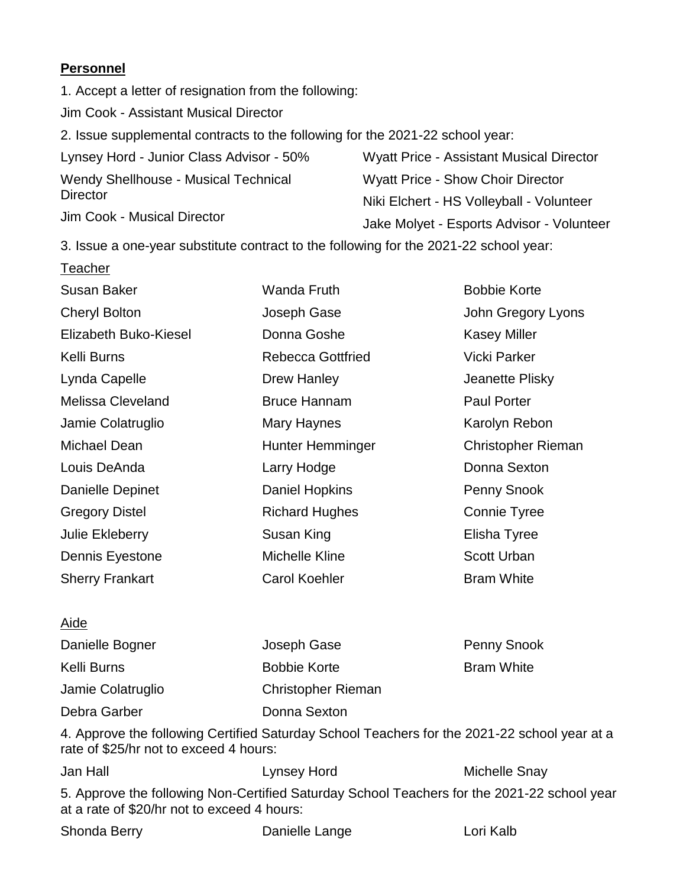**Personnel**

1. Accept a letter of resignation from the following:

Jim Cook - Assistant Musical Director

2. Issue supplemental contracts to the following for the 2021-22 school year:

Lynsey Hord - Junior Class Advisor - 50%

Wendy Shellhouse - Musical Technical Director

Jim Cook - Musical Director

Wyatt Price - Assistant Musical Director

Wyatt Price - Show Choir Director

Niki Elchert - HS Volleyball - Volunteer

Jake Molyet - Esports Advisor - Volunteer

3. Issue a one-year substitute contract to the following for the 2021-22 school year:

Teacher

| | | |
|---|---|---|
| Susan Baker | Wanda Fruth | Bobbie Korte |
| Cheryl Bolton | Joseph Gase | John Gregory Lyons |
| Elizabeth Buko-Kiesel | Donna Goshe | Kasey Miller |
| Kelli Burns | Rebecca Gottfried | Vicki Parker |
| Lynda Capelle | Drew Hanley | Jeanette Plisky |
| Melissa Cleveland | Bruce Hannam | Paul Porter |
| Jamie Colatruglio | Mary Haynes | Karolyn Rebon |
| Michael Dean | Hunter Hemminger | Christopher Rieman |
| Louis DeAnda | Larry Hodge | Donna Sexton |
| Danielle Depinet | Daniel Hopkins | Penny Snook |
| Gregory Distel | Richard Hughes | Connie Tyree |
| Julie Ekleberry | Susan King | Elisha Tyree |
| Dennis Eyestone | Michelle Kline | Scott Urban |
| Sherry Frankart | Carol Koehler | Bram White |

Aide

| | | |
|---|---|---|
| Danielle Bogner | Joseph Gase | Penny Snook |
| Kelli Burns | Bobbie Korte | Bram White |
| Jamie Colatruglio | Christopher Rieman | |
| Debra Garber | Donna Sexton | |

4. Approve the following Certified Saturday School Teachers for the 2021-22 school year at a rate of $25/hr not to exceed 4 hours:

| | | |
|---|---|---|
| Jan Hall | Lynsey Hord | Michelle Snay |

5. Approve the following Non-Certified Saturday School Teachers for the 2021-22 school year at a rate of $20/hr not to exceed 4 hours:

| | | |
|---|---|---|
| Shonda Berry | Danielle Lange | Lori Kalb |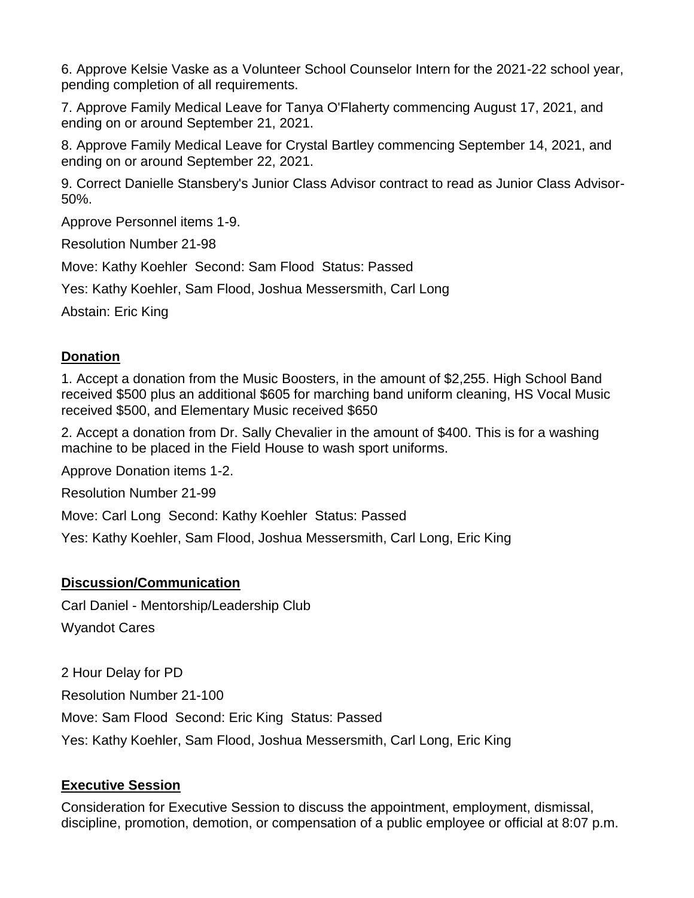6. Approve Kelsie Vaske as a Volunteer School Counselor Intern for the 2021-22 school year, pending completion of all requirements.

7. Approve Family Medical Leave for Tanya O'Flaherty commencing August 17, 2021, and ending on or around September 21, 2021.

8. Approve Family Medical Leave for Crystal Bartley commencing September 14, 2021, and ending on or around September 22, 2021.

9. Correct Danielle Stansbery's Junior Class Advisor contract to read as Junior Class Advisor-50%.

Approve Personnel items 1-9.

Resolution Number 21-98

Move: Kathy Koehler Second: Sam Flood Status: Passed

Yes: Kathy Koehler, Sam Flood, Joshua Messersmith, Carl Long

Abstain: Eric King

## **Donation**

1. Accept a donation from the Music Boosters, in the amount of $2,255. High School Band received $500 plus an additional $605 for marching band uniform cleaning, HS Vocal Music received $500, and Elementary Music received $650

2. Accept a donation from Dr. Sally Chevalier in the amount of $400. This is for a washing machine to be placed in the Field House to wash sport uniforms.

Approve Donation items 1-2.

Resolution Number 21-99

Move: Carl Long Second: Kathy Koehler Status: Passed

Yes: Kathy Koehler, Sam Flood, Joshua Messersmith, Carl Long, Eric King

## **Discussion/Communication**

Carl Daniel - Mentorship/Leadership Club

Wyandot Cares

2 Hour Delay for PD

Resolution Number 21-100

Move: Sam Flood Second: Eric King Status: Passed

Yes: Kathy Koehler, Sam Flood, Joshua Messersmith, Carl Long, Eric King

## **Executive Session**

Consideration for Executive Session to discuss the appointment, employment, dismissal, discipline, promotion, demotion, or compensation of a public employee or official at 8:07 p.m.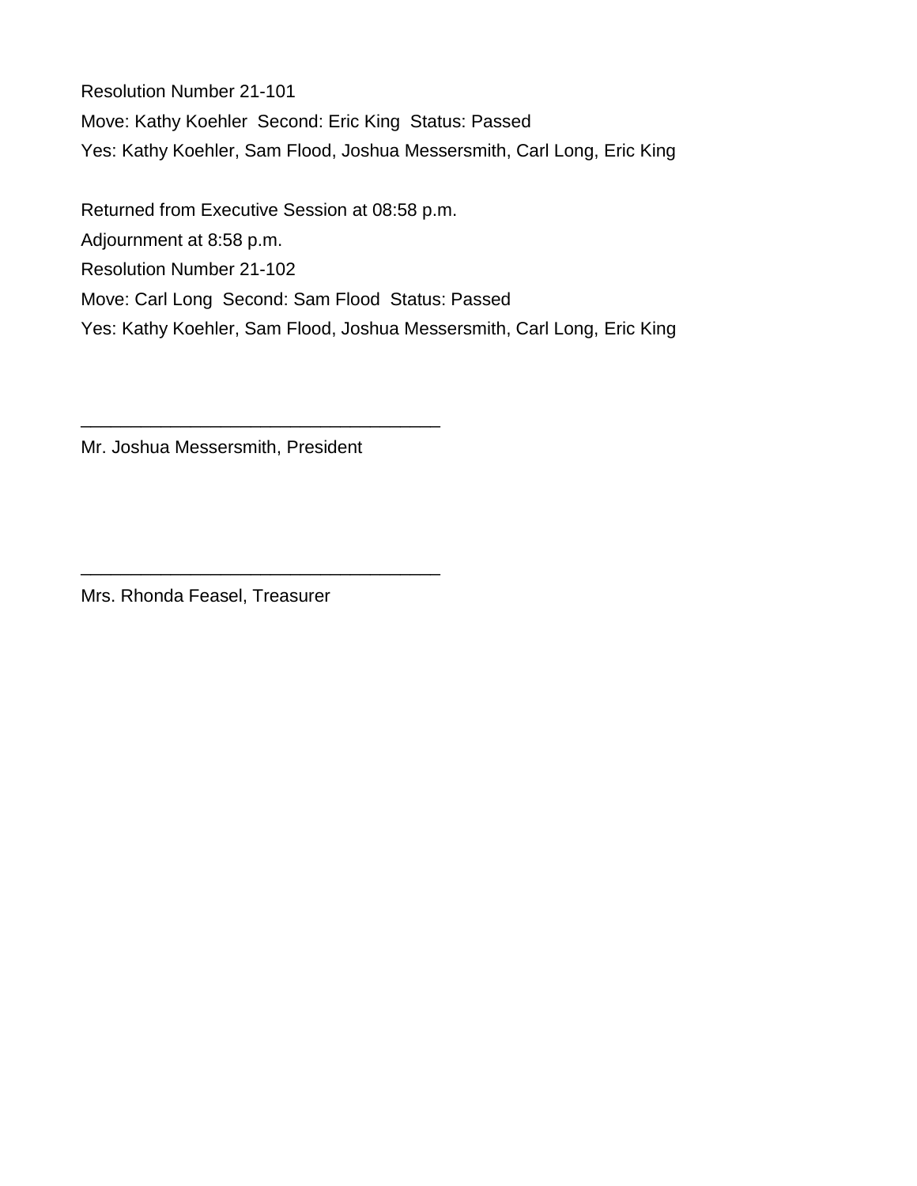Resolution Number 21-101

Move: Kathy Koehler  Second: Eric King  Status: Passed

Yes: Kathy Koehler, Sam Flood, Joshua Messersmith, Carl Long, Eric King

Returned from Executive Session at 08:58 p.m.

Adjournment at 8:58 p.m.

Resolution Number 21-102

Move: Carl Long  Second: Sam Flood  Status: Passed

Yes: Kathy Koehler, Sam Flood, Joshua Messersmith, Carl Long, Eric King

___________________________________

Mr. Joshua Messersmith, President

___________________________________

Mrs. Rhonda Feasel, Treasurer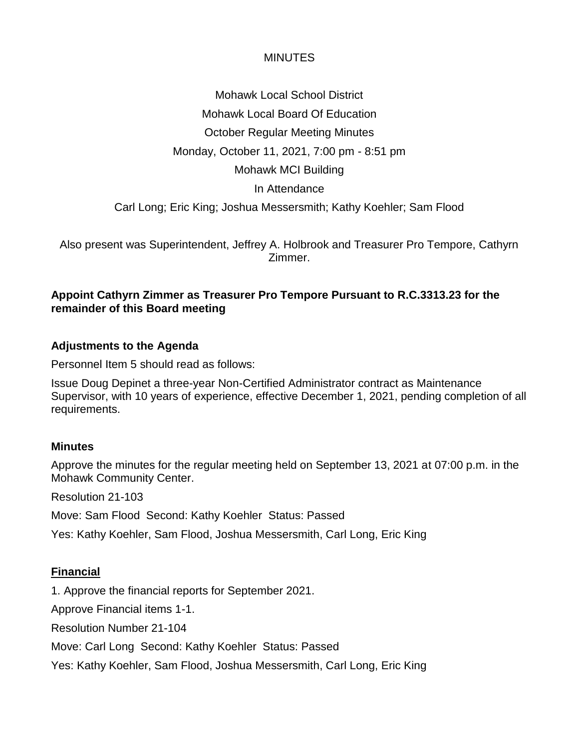MINUTES

Mohawk Local School District

Mohawk Local Board Of Education

October Regular Meeting Minutes

Monday, October 11, 2021, 7:00 pm - 8:51 pm

Mohawk MCI Building

In Attendance

Carl Long; Eric King; Joshua Messersmith; Kathy Koehler; Sam Flood

Also present was Superintendent, Jeffrey A. Holbrook and Treasurer Pro Tempore, Cathyrn Zimmer.

**Appoint Cathyrn Zimmer as Treasurer Pro Tempore Pursuant to R.C.3313.23 for the remainder of this Board meeting**

**Adjustments to the Agenda**

Personnel Item 5 should read as follows:

Issue Doug Depinet a three-year Non-Certified Administrator contract as Maintenance Supervisor, with 10 years of experience, effective December 1, 2021, pending completion of all requirements.

**Minutes**

Approve the minutes for the regular meeting held on September 13, 2021 at 07:00 p.m. in the Mohawk Community Center.

Resolution 21-103

Move: Sam Flood Second: Kathy Koehler Status: Passed

Yes: Kathy Koehler, Sam Flood, Joshua Messersmith, Carl Long, Eric King

**Financial**

1. Approve the financial reports for September 2021.

Approve Financial items 1-1.

Resolution Number 21-104

Move: Carl Long Second: Kathy Koehler Status: Passed

Yes: Kathy Koehler, Sam Flood, Joshua Messersmith, Carl Long, Eric King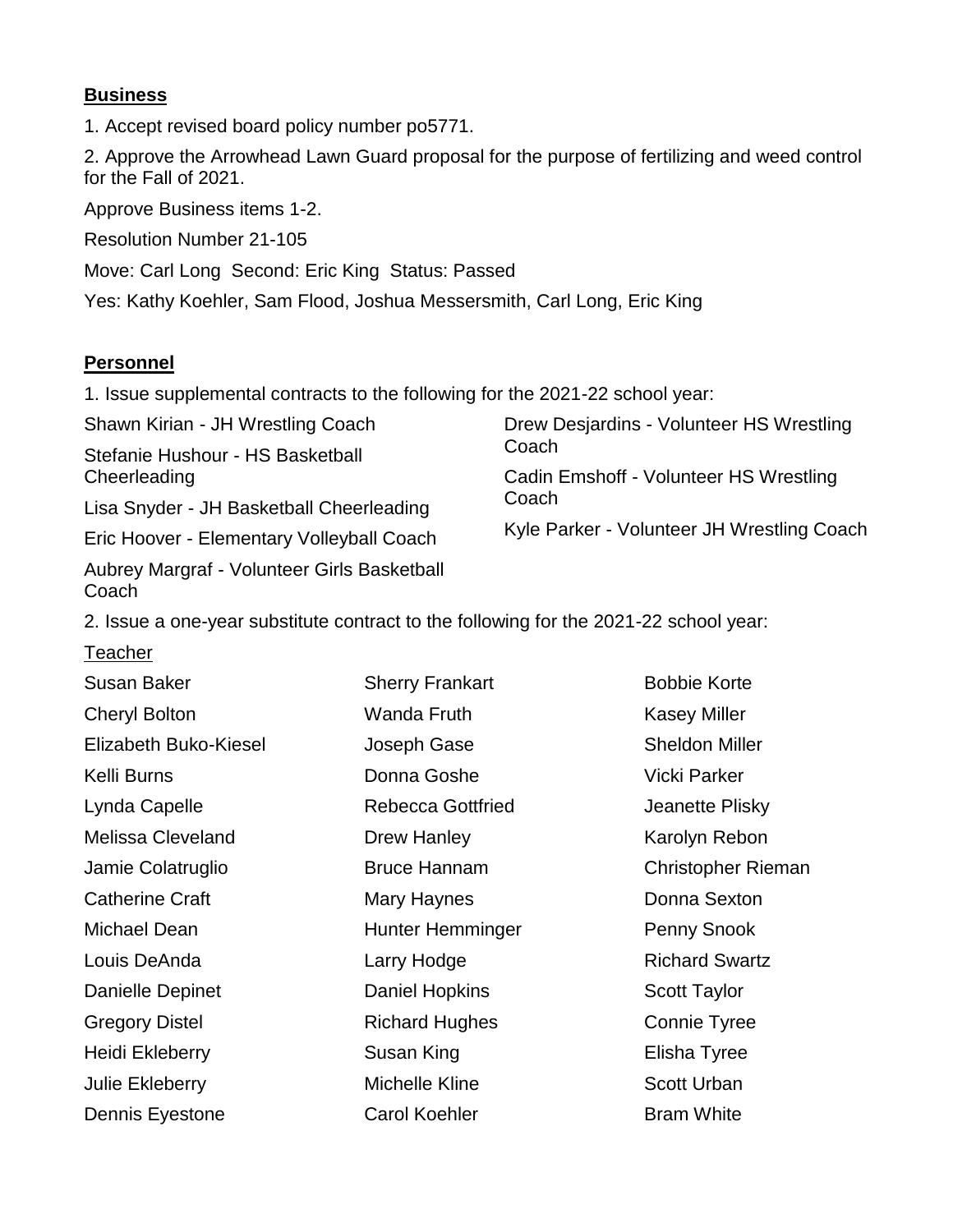**Business**

1. Accept revised board policy number po5771.

2. Approve the Arrowhead Lawn Guard proposal for the purpose of fertilizing and weed control for the Fall of 2021.

Approve Business items 1-2.

Resolution Number 21-105

Move: Carl Long Second: Eric King Status: Passed

Yes: Kathy Koehler, Sam Flood, Joshua Messersmith, Carl Long, Eric King

**Personnel**

1. Issue supplemental contracts to the following for the 2021-22 school year:

Shawn Kirian - JH Wrestling Coach

Stefanie Hushour - HS Basketball Cheerleading

Lisa Snyder - JH Basketball Cheerleading

Eric Hoover - Elementary Volleyball Coach

Aubrey Margraf - Volunteer Girls Basketball Coach

Drew Desjardins - Volunteer HS Wrestling Coach

Cadin Emshoff - Volunteer HS Wrestling Coach

Kyle Parker - Volunteer JH Wrestling Coach

2. Issue a one-year substitute contract to the following for the 2021-22 school year:

Teacher

Susan Baker
Cheryl Bolton
Elizabeth Buko-Kiesel
Kelli Burns
Lynda Capelle
Melissa Cleveland
Jamie Colatruglio
Catherine Craft
Michael Dean
Louis DeAnda
Danielle Depinet
Gregory Distel
Heidi Ekleberry
Julie Ekleberry
Dennis Eyestone
Sherry Frankart
Wanda Fruth
Joseph Gase
Donna Goshe
Rebecca Gottfried
Drew Hanley
Bruce Hannam
Mary Haynes
Hunter Hemminger
Larry Hodge
Daniel Hopkins
Richard Hughes
Susan King
Michelle Kline
Carol Koehler
Bobbie Korte
Kasey Miller
Sheldon Miller
Vicki Parker
Jeanette Plisky
Karolyn Rebon
Christopher Rieman
Donna Sexton
Penny Snook
Richard Swartz
Scott Taylor
Connie Tyree
Elisha Tyree
Scott Urban
Bram White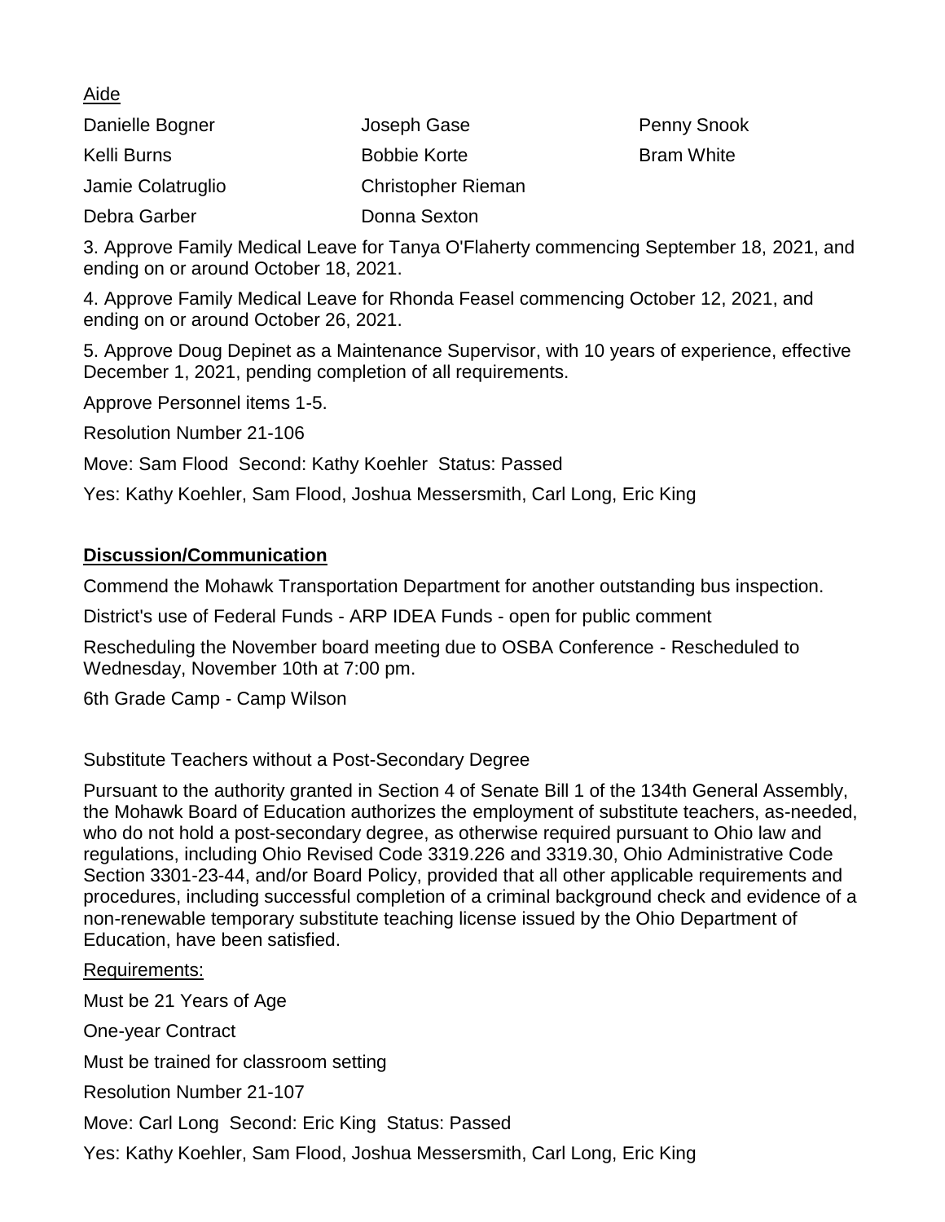Aide

| | | |
|---|---|---|
| Danielle Bogner | Joseph Gase | Penny Snook |
| Kelli Burns | Bobbie Korte | Bram White |
| Jamie Colatruglio | Christopher Rieman | |
| Debra Garber | Donna Sexton | |

3. Approve Family Medical Leave for Tanya O'Flaherty commencing September 18, 2021, and ending on or around October 18, 2021.

4. Approve Family Medical Leave for Rhonda Feasel commencing October 12, 2021, and ending on or around October 26, 2021.

5. Approve Doug Depinet as a Maintenance Supervisor, with 10 years of experience, effective December 1, 2021, pending completion of all requirements.

Approve Personnel items 1-5.

Resolution Number 21-106

Move: Sam Flood Second: Kathy Koehler Status: Passed

Yes: Kathy Koehler, Sam Flood, Joshua Messersmith, Carl Long, Eric King

**Discussion/Communication**

Commend the Mohawk Transportation Department for another outstanding bus inspection.

District's use of Federal Funds - ARP IDEA Funds - open for public comment

Rescheduling the November board meeting due to OSBA Conference - Rescheduled to Wednesday, November 10th at 7:00 pm.

6th Grade Camp - Camp Wilson

Substitute Teachers without a Post-Secondary Degree

Pursuant to the authority granted in Section 4 of Senate Bill 1 of the 134th General Assembly, the Mohawk Board of Education authorizes the employment of substitute teachers, as-needed, who do not hold a post-secondary degree, as otherwise required pursuant to Ohio law and regulations, including Ohio Revised Code 3319.226 and 3319.30, Ohio Administrative Code Section 3301-23-44, and/or Board Policy, provided that all other applicable requirements and procedures, including successful completion of a criminal background check and evidence of a non-renewable temporary substitute teaching license issued by the Ohio Department of Education, have been satisfied.

Requirements:

Must be 21 Years of Age

One-year Contract

Must be trained for classroom setting

Resolution Number 21-107

Move: Carl Long Second: Eric King Status: Passed

Yes: Kathy Koehler, Sam Flood, Joshua Messersmith, Carl Long, Eric King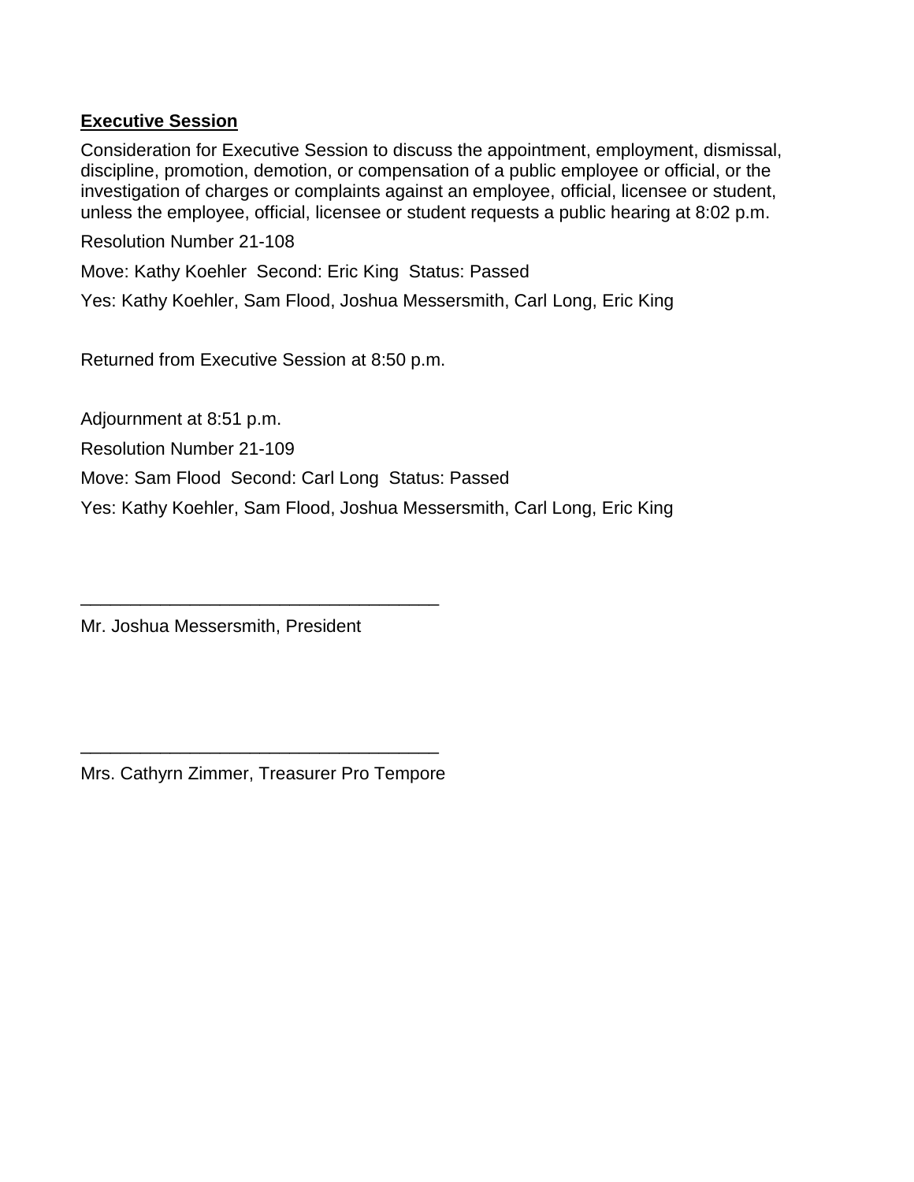**Executive Session**

Consideration for Executive Session to discuss the appointment, employment, dismissal, discipline, promotion, demotion, or compensation of a public employee or official, or the investigation of charges or complaints against an employee, official, licensee or student, unless the employee, official, licensee or student requests a public hearing at 8:02 p.m.

Resolution Number 21-108

Move: Kathy Koehler Second: Eric King Status: Passed

Yes: Kathy Koehler, Sam Flood, Joshua Messersmith, Carl Long, Eric King

Returned from Executive Session at 8:50 p.m.

Adjournment at 8:51 p.m.

Resolution Number 21-109

Move: Sam Flood Second: Carl Long Status: Passed

Yes: Kathy Koehler, Sam Flood, Joshua Messersmith, Carl Long, Eric King

___________________________________

Mr. Joshua Messersmith, President

___________________________________

Mrs. Cathyrn Zimmer, Treasurer Pro Tempore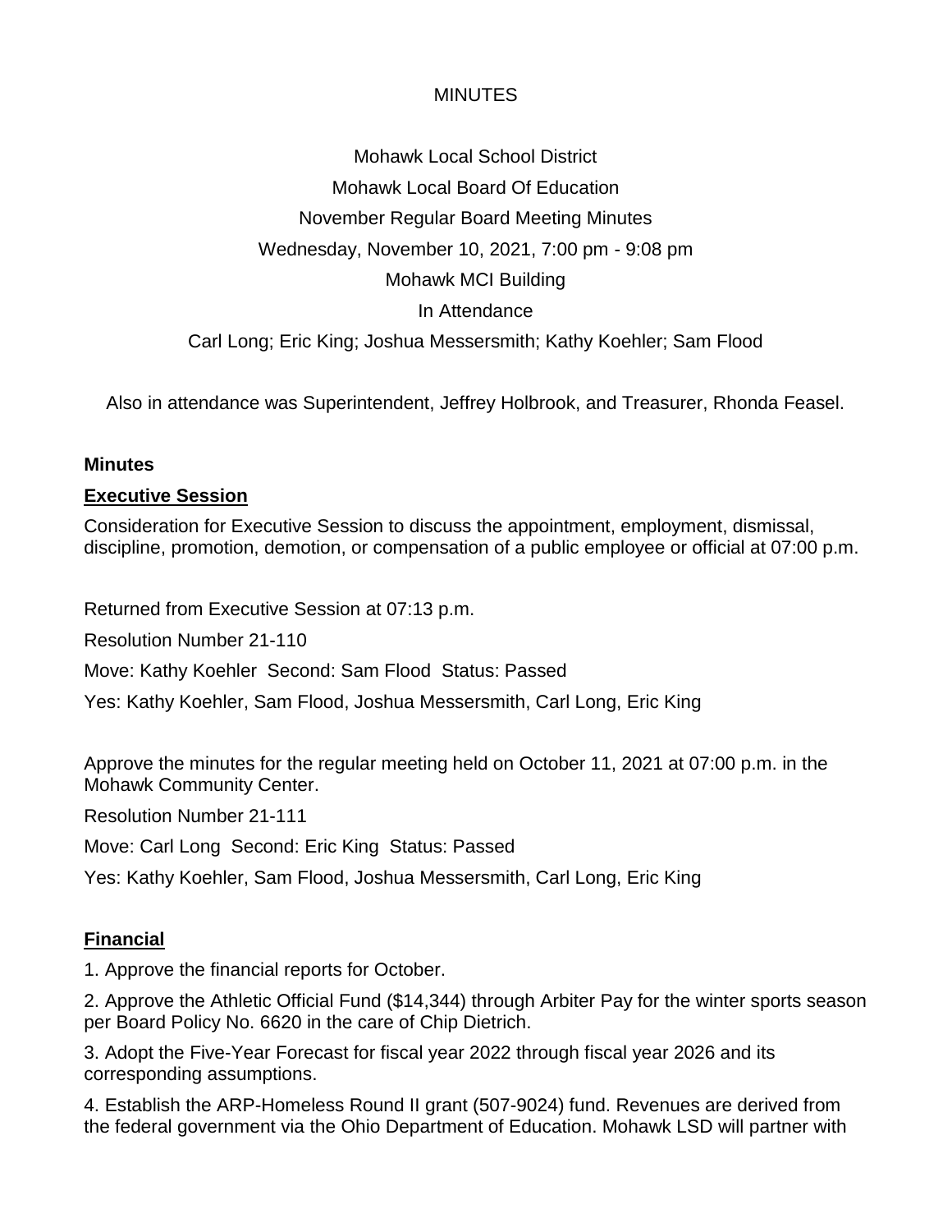MINUTES

Mohawk Local School District

Mohawk Local Board Of Education

November Regular Board Meeting Minutes

Wednesday, November 10, 2021, 7:00 pm - 9:08 pm

Mohawk MCI Building

In Attendance

Carl Long; Eric King; Joshua Messersmith; Kathy Koehler; Sam Flood

Also in attendance was Superintendent, Jeffrey Holbrook, and Treasurer, Rhonda Feasel.

**Minutes**

**Executive Session**

Consideration for Executive Session to discuss the appointment, employment, dismissal, discipline, promotion, demotion, or compensation of a public employee or official at 07:00 p.m.

Returned from Executive Session at 07:13 p.m.

Resolution Number 21-110

Move: Kathy Koehler Second: Sam Flood Status: Passed

Yes: Kathy Koehler, Sam Flood, Joshua Messersmith, Carl Long, Eric King

Approve the minutes for the regular meeting held on October 11, 2021 at 07:00 p.m. in the Mohawk Community Center.

Resolution Number 21-111

Move: Carl Long Second: Eric King Status: Passed

Yes: Kathy Koehler, Sam Flood, Joshua Messersmith, Carl Long, Eric King

**Financial**

1. Approve the financial reports for October.

2. Approve the Athletic Official Fund ($14,344) through Arbiter Pay for the winter sports season per Board Policy No. 6620 in the care of Chip Dietrich.

3. Adopt the Five-Year Forecast for fiscal year 2022 through fiscal year 2026 and its corresponding assumptions.

4. Establish the ARP-Homeless Round II grant (507-9024) fund. Revenues are derived from the federal government via the Ohio Department of Education. Mohawk LSD will partner with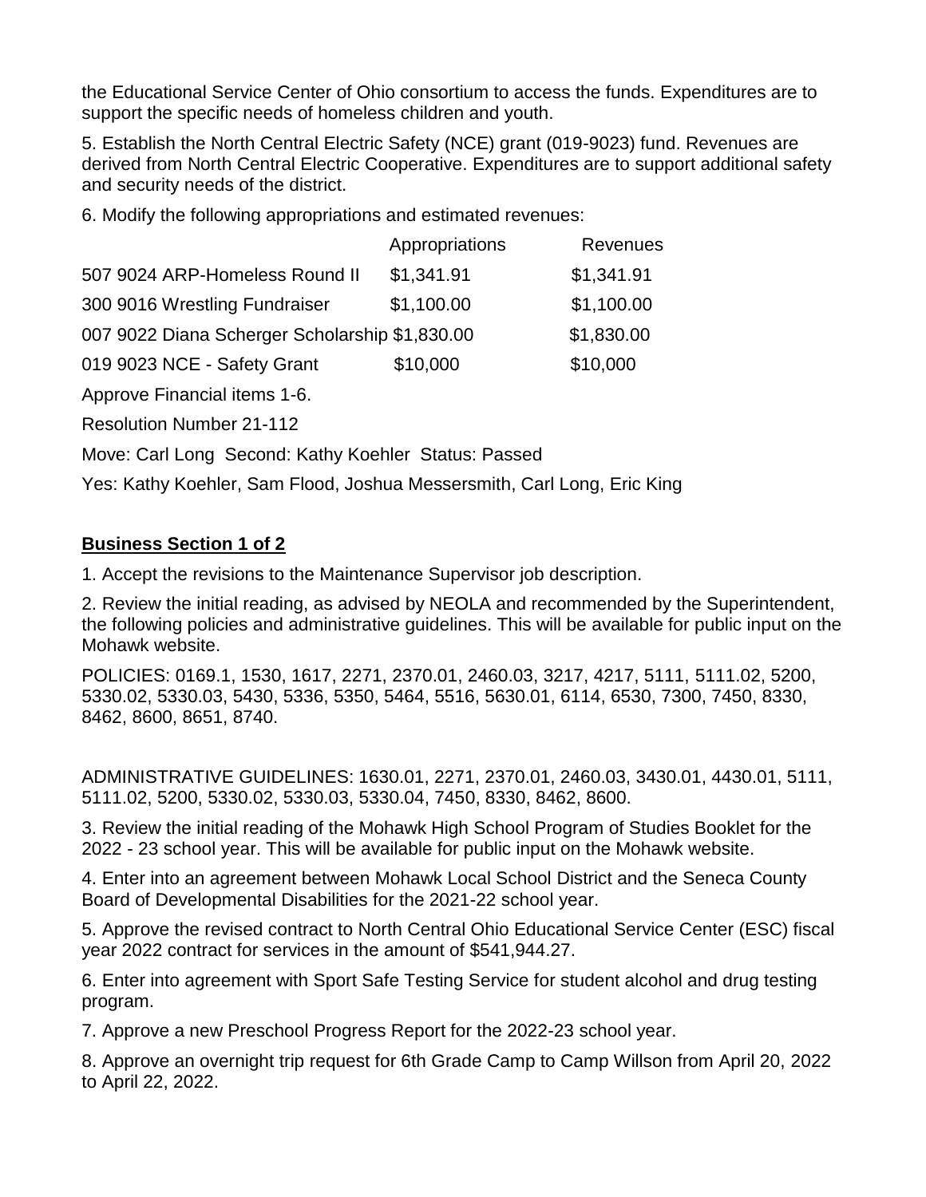the Educational Service Center of Ohio consortium to access the funds. Expenditures are to support the specific needs of homeless children and youth.

5. Establish the North Central Electric Safety (NCE) grant (019-9023) fund. Revenues are derived from North Central Electric Cooperative. Expenditures are to support additional safety and security needs of the district.

6. Modify the following appropriations and estimated revenues:

| | Appropriations | Revenues |
|---|---|---|
| 507 9024 ARP-Homeless Round II | $1,341.91 | $1,341.91 |
| 300 9016 Wrestling Fundraiser | $1,100.00 | $1,100.00 |
| 007 9022 Diana Scherger Scholarship | $1,830.00 | $1,830.00 |
| 019 9023 NCE - Safety Grant | $10,000 | $10,000 |

Approve Financial items 1-6.

Resolution Number 21-112

Move: Carl Long Second: Kathy Koehler Status: Passed

Yes: Kathy Koehler, Sam Flood, Joshua Messersmith, Carl Long, Eric King

**Business Section 1 of 2**

1. Accept the revisions to the Maintenance Supervisor job description.

2. Review the initial reading, as advised by NEOLA and recommended by the Superintendent, the following policies and administrative guidelines. This will be available for public input on the Mohawk website.

POLICIES: 0169.1, 1530, 1617, 2271, 2370.01, 2460.03, 3217, 4217, 5111, 5111.02, 5200, 5330.02, 5330.03, 5430, 5336, 5350, 5464, 5516, 5630.01, 6114, 6530, 7300, 7450, 8330, 8462, 8600, 8651, 8740.

ADMINISTRATIVE GUIDELINES: 1630.01, 2271, 2370.01, 2460.03, 3430.01, 4430.01, 5111, 5111.02, 5200, 5330.02, 5330.03, 5330.04, 7450, 8330, 8462, 8600.

3. Review the initial reading of the Mohawk High School Program of Studies Booklet for the 2022 - 23 school year. This will be available for public input on the Mohawk website.

4. Enter into an agreement between Mohawk Local School District and the Seneca County Board of Developmental Disabilities for the 2021-22 school year.

5. Approve the revised contract to North Central Ohio Educational Service Center (ESC) fiscal year 2022 contract for services in the amount of $541,944.27.

6. Enter into agreement with Sport Safe Testing Service for student alcohol and drug testing program.

7. Approve a new Preschool Progress Report for the 2022-23 school year.

8. Approve an overnight trip request for 6th Grade Camp to Camp Willson from April 20, 2022 to April 22, 2022.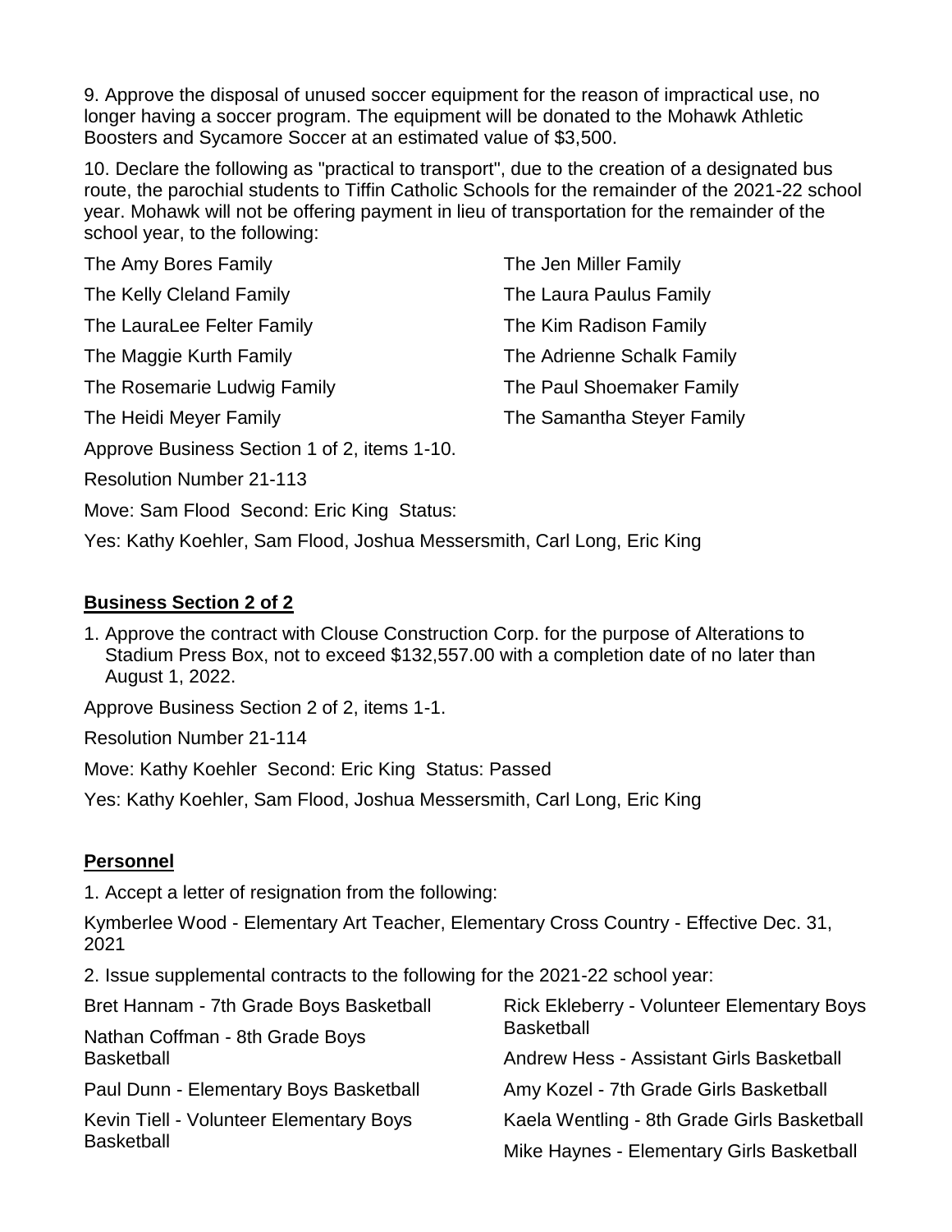9. Approve the disposal of unused soccer equipment for the reason of impractical use, no longer having a soccer program. The equipment will be donated to the Mohawk Athletic Boosters and Sycamore Soccer at an estimated value of $3,500.

10. Declare the following as "practical to transport", due to the creation of a designated bus route, the parochial students to Tiffin Catholic Schools for the remainder of the 2021-22 school year. Mohawk will not be offering payment in lieu of transportation for the remainder of the school year, to the following:

The Amy Bores Family
The Kelly Cleland Family
The LauraLee Felter Family
The Maggie Kurth Family
The Rosemarie Ludwig Family
The Heidi Meyer Family
The Jen Miller Family
The Laura Paulus Family
The Kim Radison Family
The Adrienne Schalk Family
The Paul Shoemaker Family
The Samantha Steyer Family

Approve Business Section 1 of 2, items 1-10.

Resolution Number 21-113

Move: Sam Flood Second: Eric King Status:

Yes: Kathy Koehler, Sam Flood, Joshua Messersmith, Carl Long, Eric King

## Business Section 2 of 2

1. Approve the contract with Clouse Construction Corp. for the purpose of Alterations to Stadium Press Box, not to exceed $132,557.00 with a completion date of no later than August 1, 2022.

Approve Business Section 2 of 2, items 1-1.

Resolution Number 21-114

Move: Kathy Koehler Second: Eric King Status: Passed

Yes: Kathy Koehler, Sam Flood, Joshua Messersmith, Carl Long, Eric King

## Personnel

1. Accept a letter of resignation from the following:

Kymberlee Wood - Elementary Art Teacher, Elementary Cross Country - Effective Dec. 31, 2021

2. Issue supplemental contracts to the following for the 2021-22 school year:

Bret Hannam - 7th Grade Boys Basketball
Nathan Coffman - 8th Grade Boys Basketball
Paul Dunn - Elementary Boys Basketball
Kevin Tiell - Volunteer Elementary Boys Basketball
Rick Ekleberry - Volunteer Elementary Boys Basketball
Andrew Hess - Assistant Girls Basketball
Amy Kozel - 7th Grade Girls Basketball
Kaela Wentling - 8th Grade Girls Basketball
Mike Haynes - Elementary Girls Basketball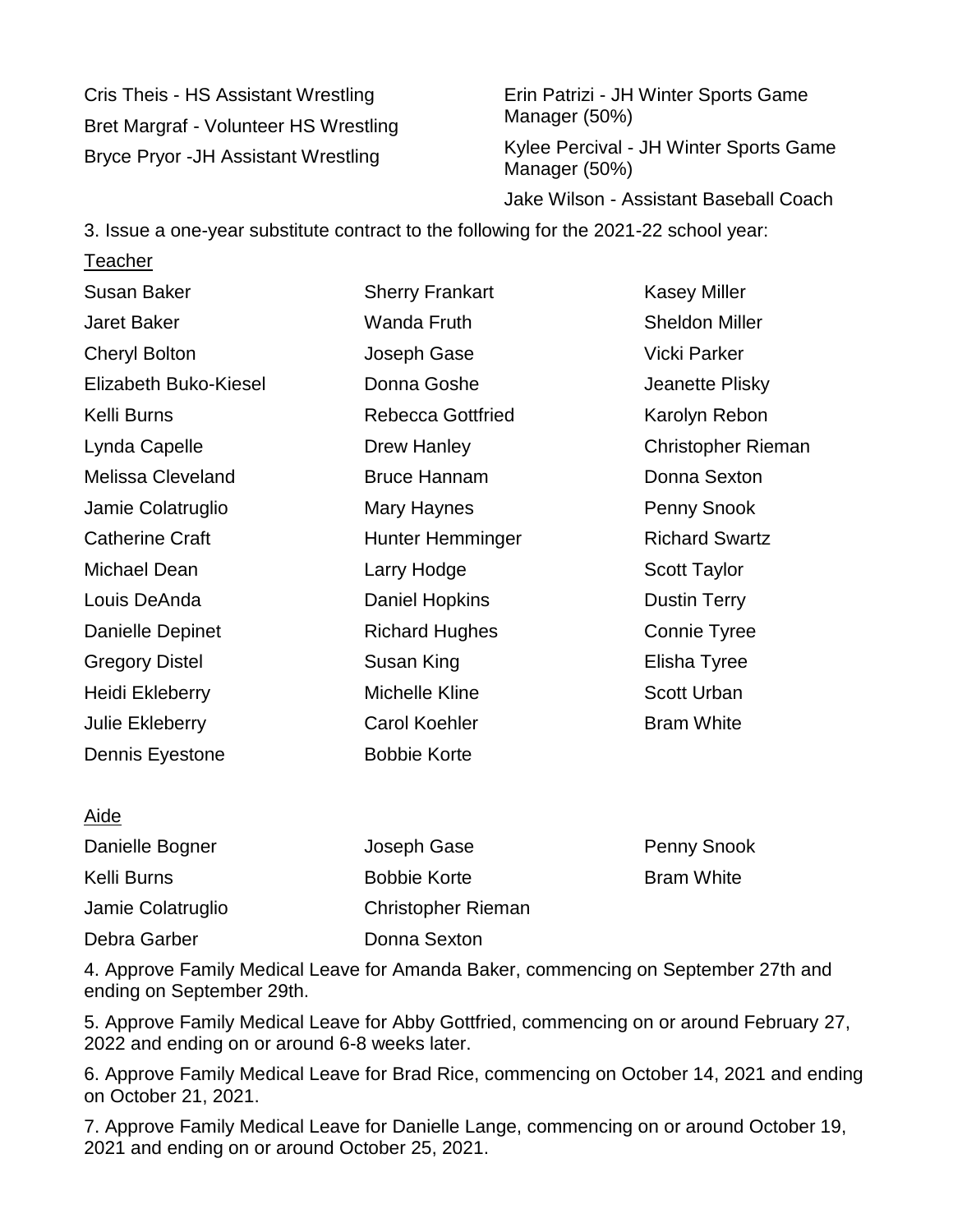Cris Theis - HS Assistant Wrestling

Bret Margraf - Volunteer HS Wrestling

Bryce Pryor -JH Assistant Wrestling

Erin Patrizi - JH Winter Sports Game Manager (50%)

Kylee Percival - JH Winter Sports Game Manager (50%)

Jake Wilson - Assistant Baseball Coach

3. Issue a one-year substitute contract to the following for the 2021-22 school year:

Teacher

| | | |
|---|---|---|
| Susan Baker | Sherry Frankart | Kasey Miller |
| Jaret Baker | Wanda Fruth | Sheldon Miller |
| Cheryl Bolton | Joseph Gase | Vicki Parker |
| Elizabeth Buko-Kiesel | Donna Goshe | Jeanette Plisky |
| Kelli Burns | Rebecca Gottfried | Karolyn Rebon |
| Lynda Capelle | Drew Hanley | Christopher Rieman |
| Melissa Cleveland | Bruce Hannam | Donna Sexton |
| Jamie Colatruglio | Mary Haynes | Penny Snook |
| Catherine Craft | Hunter Hemminger | Richard Swartz |
| Michael Dean | Larry Hodge | Scott Taylor |
| Louis DeAnda | Daniel Hopkins | Dustin Terry |
| Danielle Depinet | Richard Hughes | Connie Tyree |
| Gregory Distel | Susan King | Elisha Tyree |
| Heidi Ekleberry | Michelle Kline | Scott Urban |
| Julie Ekleberry | Carol Koehler | Bram White |
| Dennis Eyestone | Bobbie Korte | |

Aide

| | | |
|---|---|---|
| Danielle Bogner | Joseph Gase | Penny Snook |
| Kelli Burns | Bobbie Korte | Bram White |
| Jamie Colatruglio | Christopher Rieman | |
| Debra Garber | Donna Sexton | |

4. Approve Family Medical Leave for Amanda Baker, commencing on September 27th and ending on September 29th.

5. Approve Family Medical Leave for Abby Gottfried, commencing on or around February 27, 2022 and ending on or around 6-8 weeks later.

6. Approve Family Medical Leave for Brad Rice, commencing on October 14, 2021 and ending on October 21, 2021.

7. Approve Family Medical Leave for Danielle Lange, commencing on or around October 19, 2021 and ending on or around October 25, 2021.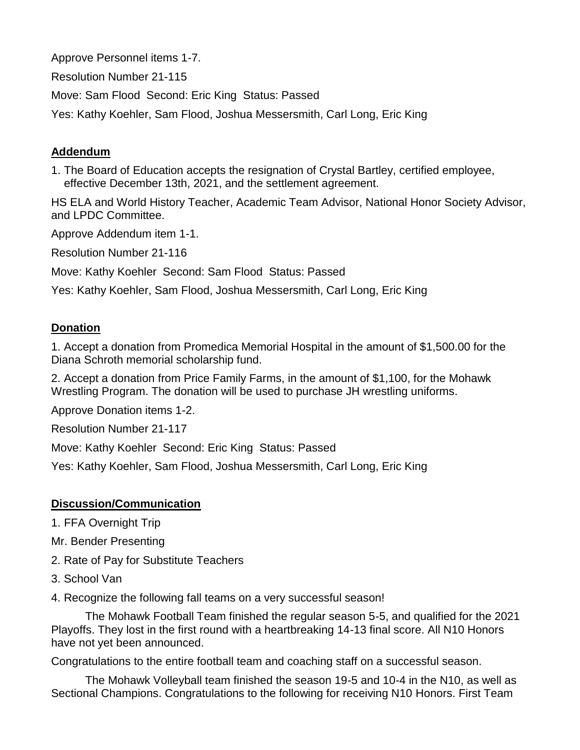Approve Personnel items 1-7.

Resolution Number 21-115

Move: Sam Flood  Second: Eric King  Status: Passed

Yes: Kathy Koehler, Sam Flood, Joshua Messersmith, Carl Long, Eric King

## **Addendum**

1. The Board of Education accepts the resignation of Crystal Bartley, certified employee, effective December 13th, 2021, and the settlement agreement.

HS ELA and World History Teacher, Academic Team Advisor, National Honor Society Advisor, and LPDC Committee.

Approve Addendum item 1-1.

Resolution Number 21-116

Move: Kathy Koehler  Second: Sam Flood  Status: Passed

Yes: Kathy Koehler, Sam Flood, Joshua Messersmith, Carl Long, Eric King

## **Donation**

1. Accept a donation from Promedica Memorial Hospital in the amount of $1,500.00 for the Diana Schroth memorial scholarship fund.

2. Accept a donation from Price Family Farms, in the amount of $1,100, for the Mohawk Wrestling Program. The donation will be used to purchase JH wrestling uniforms.

Approve Donation items 1-2.

Resolution Number 21-117

Move: Kathy Koehler  Second: Eric King  Status: Passed

Yes: Kathy Koehler, Sam Flood, Joshua Messersmith, Carl Long, Eric King

## **Discussion/Communication**

1. FFA Overnight Trip

Mr. Bender Presenting

2. Rate of Pay for Substitute Teachers

3. School Van

4. Recognize the following fall teams on a very successful season!

The Mohawk Football Team finished the regular season 5-5, and qualified for the 2021 Playoffs. They lost in the first round with a heartbreaking 14-13 final score. All N10 Honors have not yet been announced.

Congratulations to the entire football team and coaching staff on a successful season.

The Mohawk Volleyball team finished the season 19-5 and 10-4 in the N10, as well as Sectional Champions. Congratulations to the following for receiving N10 Honors. First Team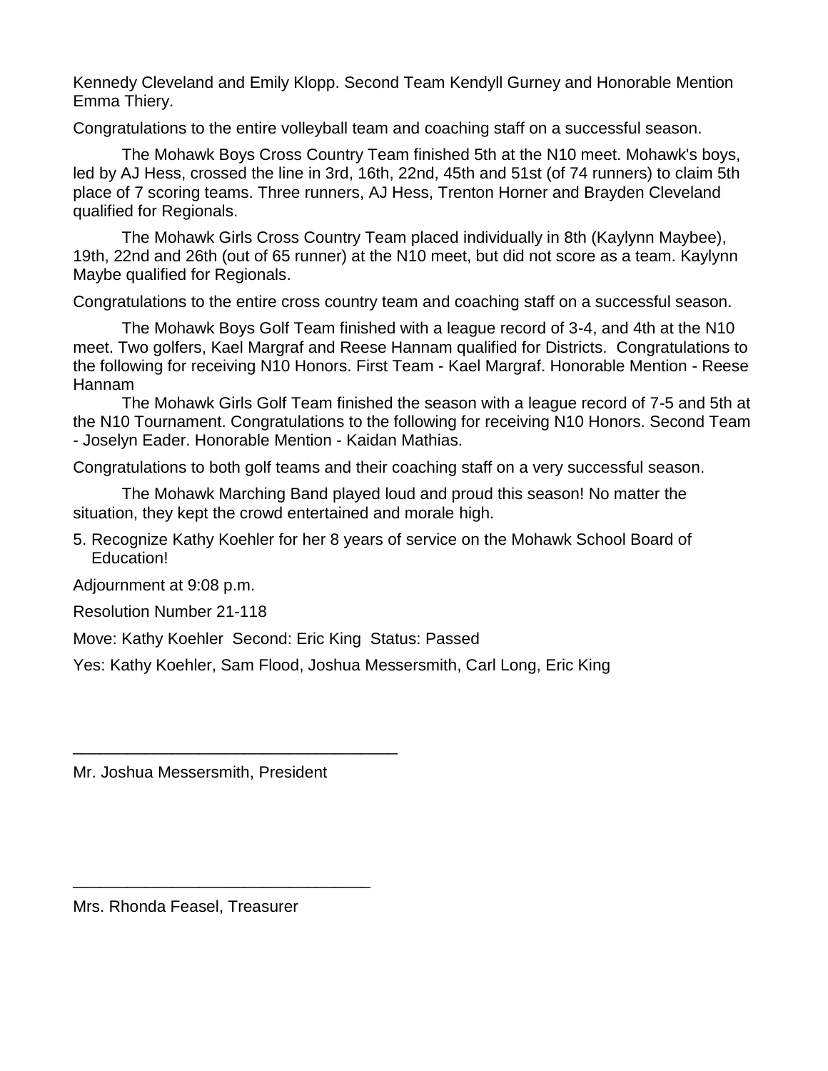Kennedy Cleveland and Emily Klopp. Second Team Kendyll Gurney and Honorable Mention Emma Thiery.

Congratulations to the entire volleyball team and coaching staff on a successful season.

The Mohawk Boys Cross Country Team finished 5th at the N10 meet. Mohawk's boys, led by AJ Hess, crossed the line in 3rd, 16th, 22nd, 45th and 51st (of 74 runners) to claim 5th place of 7 scoring teams. Three runners, AJ Hess, Trenton Horner and Brayden Cleveland qualified for Regionals.

The Mohawk Girls Cross Country Team placed individually in 8th (Kaylynn Maybee), 19th, 22nd and 26th (out of 65 runner) at the N10 meet, but did not score as a team. Kaylynn Maybe qualified for Regionals.

Congratulations to the entire cross country team and coaching staff on a successful season.

The Mohawk Boys Golf Team finished with a league record of 3-4, and 4th at the N10 meet. Two golfers, Kael Margraf and Reese Hannam qualified for Districts. Congratulations to the following for receiving N10 Honors. First Team - Kael Margraf. Honorable Mention - Reese Hannam

The Mohawk Girls Golf Team finished the season with a league record of 7-5 and 5th at the N10 Tournament. Congratulations to the following for receiving N10 Honors. Second Team - Joselyn Eader. Honorable Mention - Kaidan Mathias.

Congratulations to both golf teams and their coaching staff on a very successful season.

The Mohawk Marching Band played loud and proud this season! No matter the situation, they kept the crowd entertained and morale high.

5. Recognize Kathy Koehler for her 8 years of service on the Mohawk School Board of Education!

Adjournment at 9:08 p.m.

Resolution Number 21-118

Move: Kathy Koehler Second: Eric King Status: Passed

Yes: Kathy Koehler, Sam Flood, Joshua Messersmith, Carl Long, Eric King

___________________________________

Mr. Joshua Messersmith, President

________________________________

Mrs. Rhonda Feasel, Treasurer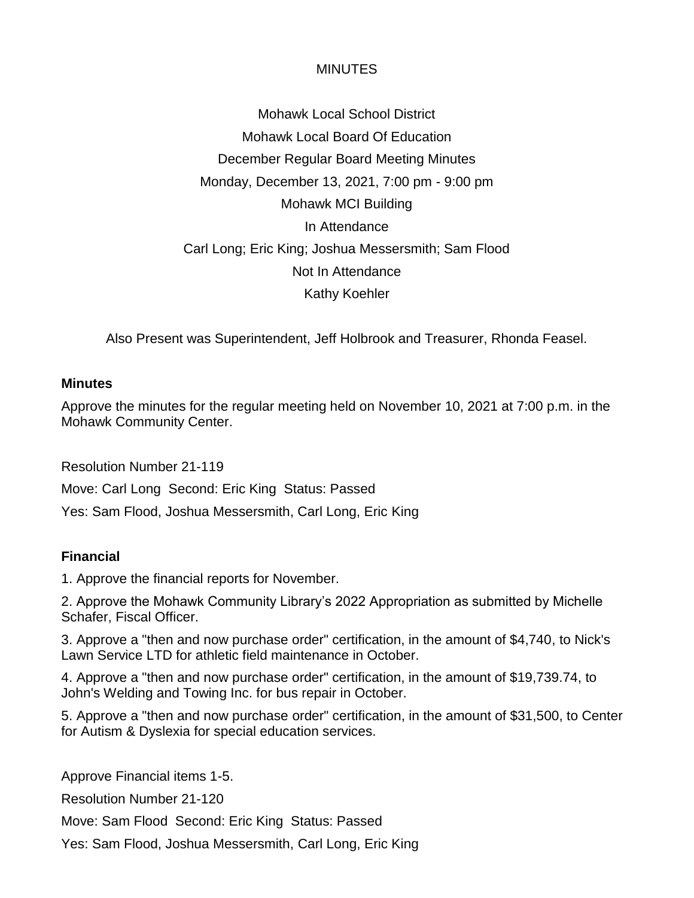MINUTES

Mohawk Local School District

Mohawk Local Board Of Education

December Regular Board Meeting Minutes

Monday, December 13, 2021, 7:00 pm - 9:00 pm

Mohawk MCI Building

In Attendance

Carl Long; Eric King; Joshua Messersmith; Sam Flood

Not In Attendance

Kathy Koehler

Also Present was Superintendent, Jeff Holbrook and Treasurer, Rhonda Feasel.

**Minutes**

Approve the minutes for the regular meeting held on November 10, 2021 at 7:00 p.m. in the Mohawk Community Center.

Resolution Number 21-119

Move: Carl Long Second: Eric King Status: Passed

Yes: Sam Flood, Joshua Messersmith, Carl Long, Eric King

**Financial**

1. Approve the financial reports for November.
2. Approve the Mohawk Community Library's 2022 Appropriation as submitted by Michelle Schafer, Fiscal Officer.
3. Approve a "then and now purchase order" certification, in the amount of $4,740, to Nick's Lawn Service LTD for athletic field maintenance in October.
4. Approve a "then and now purchase order" certification, in the amount of $19,739.74, to John's Welding and Towing Inc. for bus repair in October.
5. Approve a "then and now purchase order" certification, in the amount of $31,500, to Center for Autism & Dyslexia for special education services.

Approve Financial items 1-5.

Resolution Number 21-120

Move: Sam Flood Second: Eric King Status: Passed

Yes: Sam Flood, Joshua Messersmith, Carl Long, Eric King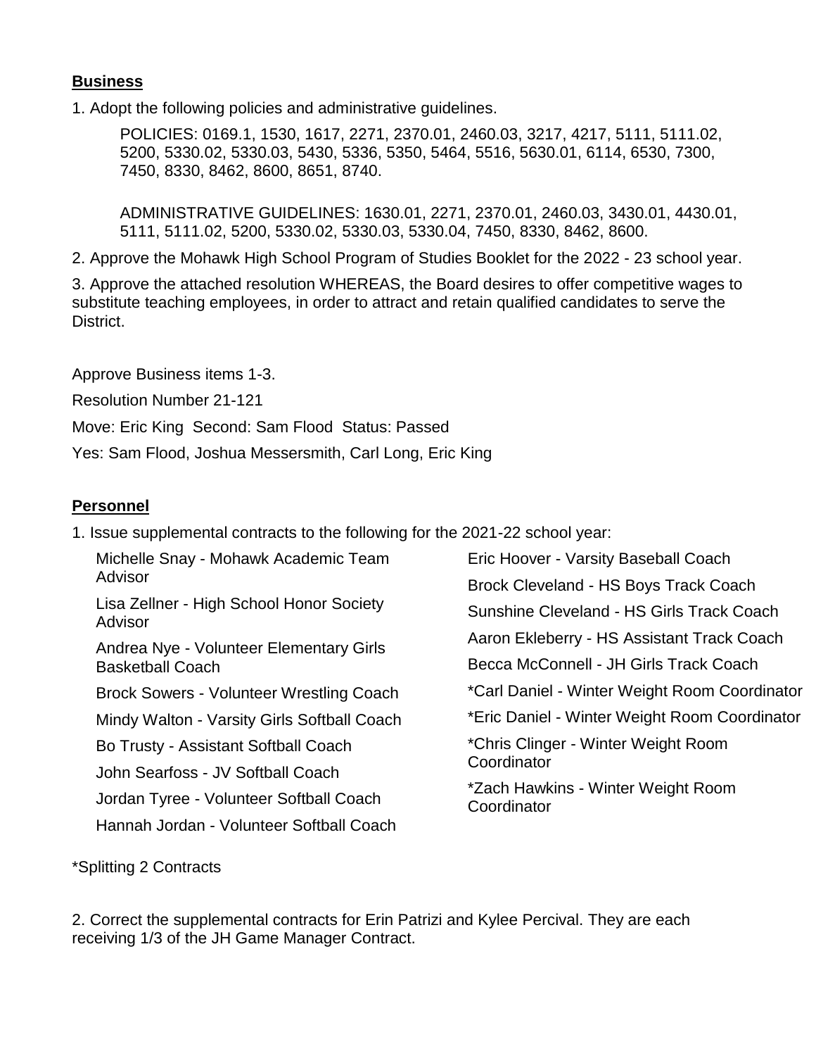## Business

1. Adopt the following policies and administrative guidelines.

   POLICIES: 0169.1, 1530, 1617, 2271, 2370.01, 2460.03, 3217, 4217, 5111, 5111.02, 5200, 5330.02, 5330.03, 5430, 5336, 5350, 5464, 5516, 5630.01, 6114, 6530, 7300, 7450, 8330, 8462, 8600, 8651, 8740.

   ADMINISTRATIVE GUIDELINES: 1630.01, 2271, 2370.01, 2460.03, 3430.01, 4430.01, 5111, 5111.02, 5200, 5330.02, 5330.03, 5330.04, 7450, 8330, 8462, 8600.

2. Approve the Mohawk High School Program of Studies Booklet for the 2022 - 23 school year.

3. Approve the attached resolution WHEREAS, the Board desires to offer competitive wages to substitute teaching employees, in order to attract and retain qualified candidates to serve the District.

Approve Business items 1-3.

Resolution Number 21-121

Move: Eric King Second: Sam Flood Status: Passed

Yes: Sam Flood, Joshua Messersmith, Carl Long, Eric King

## Personnel

1. Issue supplemental contracts to the following for the 2021-22 school year:

   Michelle Snay - Mohawk Academic Team Advisor
   
   Lisa Zellner - High School Honor Society Advisor
   
   Andrea Nye - Volunteer Elementary Girls Basketball Coach
   
   Brock Sowers - Volunteer Wrestling Coach
   
   Mindy Walton - Varsity Girls Softball Coach
   
   Bo Trusty - Assistant Softball Coach
   
   John Searfoss - JV Softball Coach
   
   Jordan Tyree - Volunteer Softball Coach
   
   Hannah Jordan - Volunteer Softball Coach
   
   Eric Hoover - Varsity Baseball Coach
   
   Brock Cleveland - HS Boys Track Coach
   
   Sunshine Cleveland - HS Girls Track Coach
   
   Aaron Ekleberry - HS Assistant Track Coach
   
   Becca McConnell - JH Girls Track Coach
   
   *Carl Daniel - Winter Weight Room Coordinator
   
   *Eric Daniel - Winter Weight Room Coordinator
   
   *Chris Clinger - Winter Weight Room Coordinator
   
   *Zach Hawkins - Winter Weight Room Coordinator

*Splitting 2 Contracts

2. Correct the supplemental contracts for Erin Patrizi and Kylee Percival. They are each receiving 1/3 of the JH Game Manager Contract.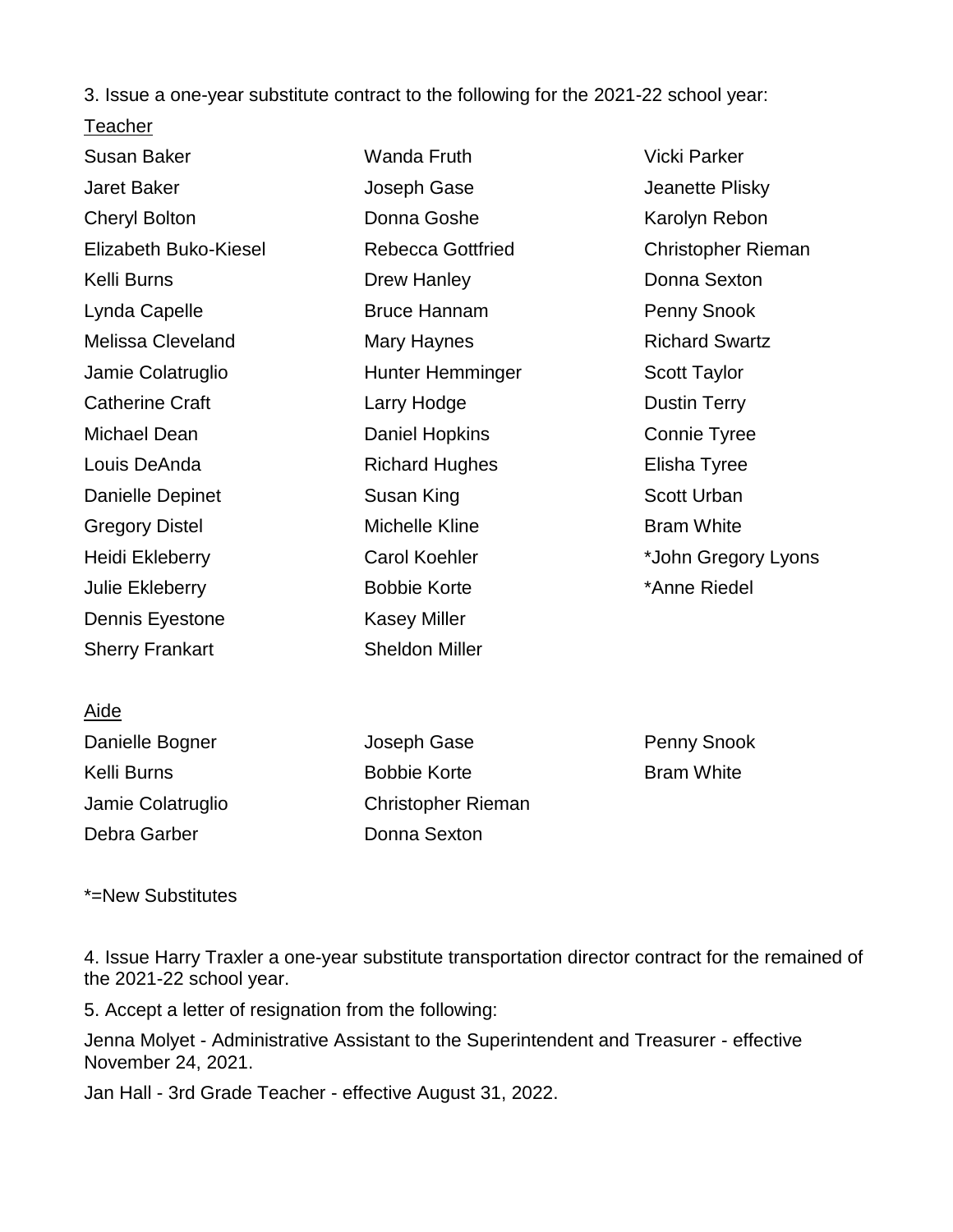3. Issue a one-year substitute contract to the following for the 2021-22 school year:

Teacher

Susan Baker
Jaret Baker
Cheryl Bolton
Elizabeth Buko-Kiesel
Kelli Burns
Lynda Capelle
Melissa Cleveland
Jamie Colatruglio
Catherine Craft
Michael Dean
Louis DeAnda
Danielle Depinet
Gregory Distel
Heidi Ekleberry
Julie Ekleberry
Dennis Eyestone
Sherry Frankart
Wanda Fruth
Joseph Gase
Donna Goshe
Rebecca Gottfried
Drew Hanley
Bruce Hannam
Mary Haynes
Hunter Hemminger
Larry Hodge
Daniel Hopkins
Richard Hughes
Susan King
Michelle Kline
Carol Koehler
Bobbie Korte
Kasey Miller
Sheldon Miller
Vicki Parker
Jeanette Plisky
Karolyn Rebon
Christopher Rieman
Donna Sexton
Penny Snook
Richard Swartz
Scott Taylor
Dustin Terry
Connie Tyree
Elisha Tyree
Scott Urban
Bram White
*John Gregory Lyons
*Anne Riedel

Aide

Danielle Bogner
Kelli Burns
Jamie Colatruglio
Debra Garber
Joseph Gase
Bobbie Korte
Christopher Rieman
Donna Sexton
Penny Snook
Bram White

*=New Substitutes

4. Issue Harry Traxler a one-year substitute transportation director contract for the remained of the 2021-22 school year.

5. Accept a letter of resignation from the following:

Jenna Molyet - Administrative Assistant to the Superintendent and Treasurer - effective November 24, 2021.

Jan Hall - 3rd Grade Teacher - effective August 31, 2022.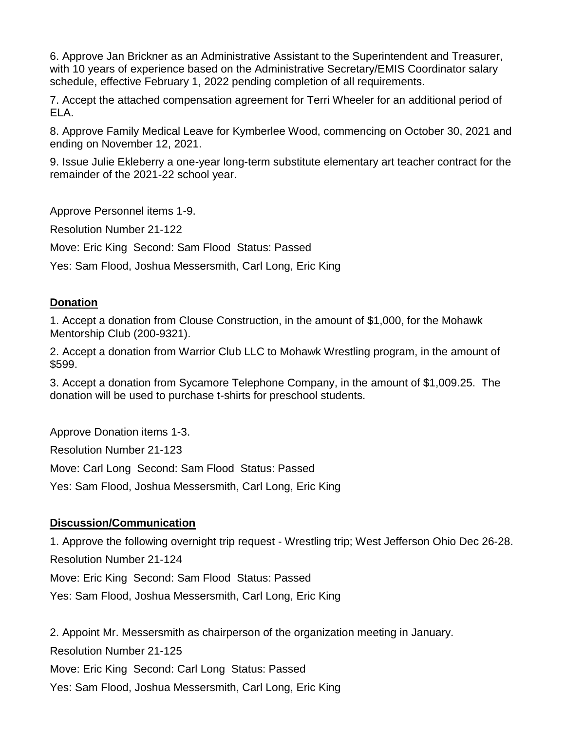6. Approve Jan Brickner as an Administrative Assistant to the Superintendent and Treasurer, with 10 years of experience based on the Administrative Secretary/EMIS Coordinator salary schedule, effective February 1, 2022 pending completion of all requirements.

7. Accept the attached compensation agreement for Terri Wheeler for an additional period of ELA.

8. Approve Family Medical Leave for Kymberlee Wood, commencing on October 30, 2021 and ending on November 12, 2021.

9. Issue Julie Ekleberry a one-year long-term substitute elementary art teacher contract for the remainder of the 2021-22 school year.

Approve Personnel items 1-9.

Resolution Number 21-122

Move: Eric King Second: Sam Flood Status: Passed

Yes: Sam Flood, Joshua Messersmith, Carl Long, Eric King

## Donation

1. Accept a donation from Clouse Construction, in the amount of $1,000, for the Mohawk Mentorship Club (200-9321).

2. Accept a donation from Warrior Club LLC to Mohawk Wrestling program, in the amount of $599.

3. Accept a donation from Sycamore Telephone Company, in the amount of $1,009.25. The donation will be used to purchase t-shirts for preschool students.

Approve Donation items 1-3.

Resolution Number 21-123

Move: Carl Long Second: Sam Flood Status: Passed

Yes: Sam Flood, Joshua Messersmith, Carl Long, Eric King

## Discussion/Communication

1. Approve the following overnight trip request - Wrestling trip; West Jefferson Ohio Dec 26-28.

Resolution Number 21-124

Move: Eric King Second: Sam Flood Status: Passed

Yes: Sam Flood, Joshua Messersmith, Carl Long, Eric King

2. Appoint Mr. Messersmith as chairperson of the organization meeting in January.

Resolution Number 21-125

Move: Eric King Second: Carl Long Status: Passed

Yes: Sam Flood, Joshua Messersmith, Carl Long, Eric King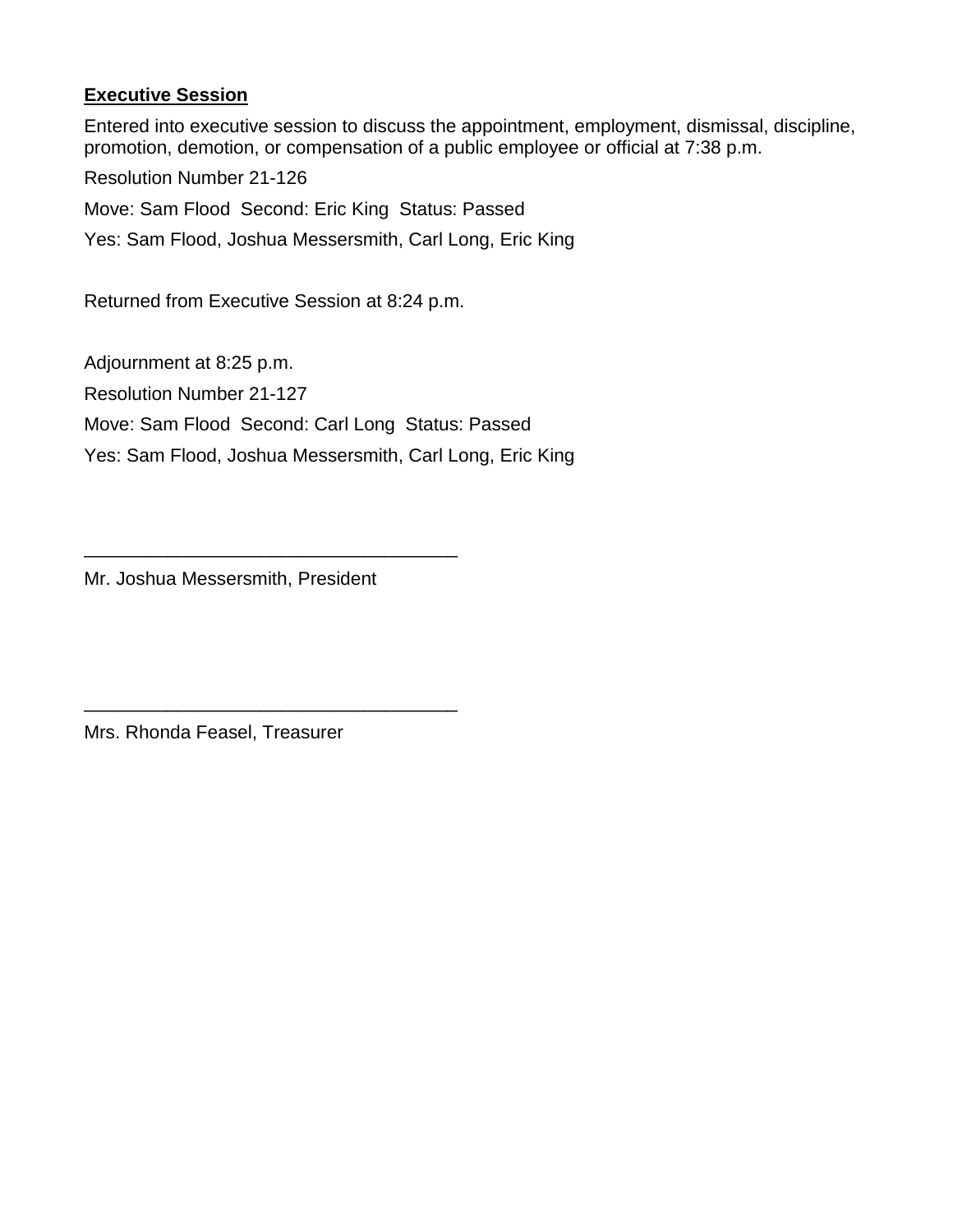**Executive Session**

Entered into executive session to discuss the appointment, employment, dismissal, discipline, promotion, demotion, or compensation of a public employee or official at 7:38 p.m.

Resolution Number 21-126

Move: Sam Flood  Second: Eric King  Status: Passed

Yes: Sam Flood, Joshua Messersmith, Carl Long, Eric King

Returned from Executive Session at 8:24 p.m.

Adjournment at 8:25 p.m.

Resolution Number 21-127

Move: Sam Flood  Second: Carl Long  Status: Passed

Yes: Sam Flood, Joshua Messersmith, Carl Long, Eric King

\_\_\_\_\_\_\_\_\_\_\_\_\_\_\_\_\_\_\_\_\_\_\_\_\_\_\_\_\_\_\_\_\_\_\_\_

Mr. Joshua Messersmith, President

\_\_\_\_\_\_\_\_\_\_\_\_\_\_\_\_\_\_\_\_\_\_\_\_\_\_\_\_\_\_\_\_\_\_\_\_

Mrs. Rhonda Feasel, Treasurer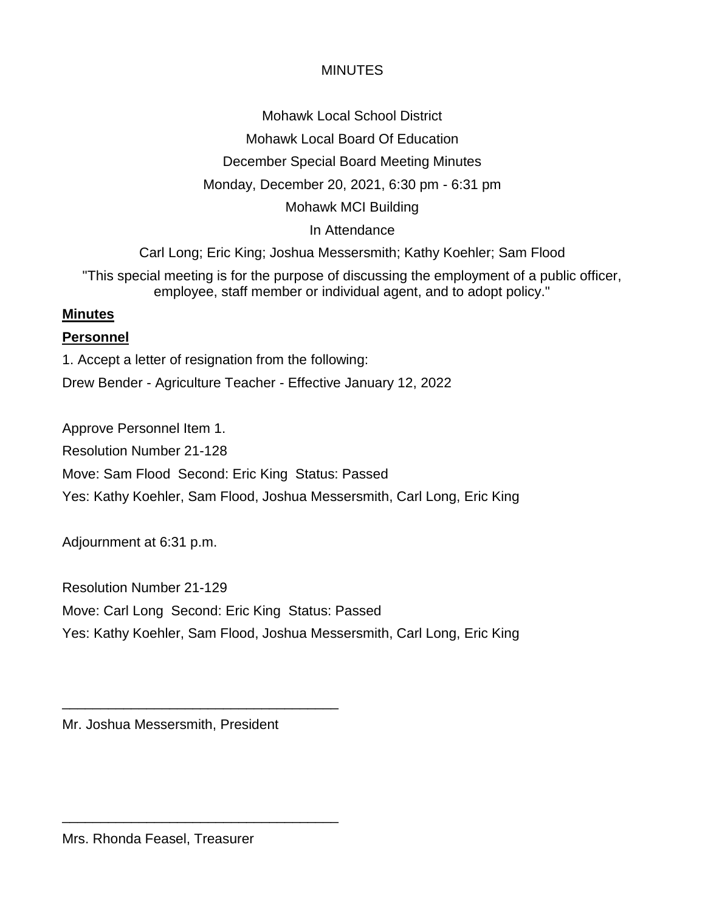MINUTES

Mohawk Local School District

Mohawk Local Board Of Education

December Special Board Meeting Minutes

Monday, December 20, 2021, 6:30 pm - 6:31 pm

Mohawk MCI Building

In Attendance

Carl Long; Eric King; Joshua Messersmith; Kathy Koehler; Sam Flood

"This special meeting is for the purpose of discussing the employment of a public officer, employee, staff member or individual agent, and to adopt policy."

**Minutes**

**Personnel**

1. Accept a letter of resignation from the following:

Drew Bender - Agriculture Teacher - Effective January 12, 2022

Approve Personnel Item 1.

Resolution Number 21-128

Move: Sam Flood Second: Eric King Status: Passed

Yes: Kathy Koehler, Sam Flood, Joshua Messersmith, Carl Long, Eric King

Adjournment at 6:31 p.m.

Resolution Number 21-129

Move: Carl Long Second: Eric King Status: Passed

Yes: Kathy Koehler, Sam Flood, Joshua Messersmith, Carl Long, Eric King

\_\_\_\_\_\_\_\_\_\_\_\_\_\_\_\_\_\_\_\_\_\_\_\_\_\_\_\_\_\_\_\_\_\_\_\_

Mr. Joshua Messersmith, President

\_\_\_\_\_\_\_\_\_\_\_\_\_\_\_\_\_\_\_\_\_\_\_\_\_\_\_\_\_\_\_\_\_\_\_\_

Mrs. Rhonda Feasel, Treasurer